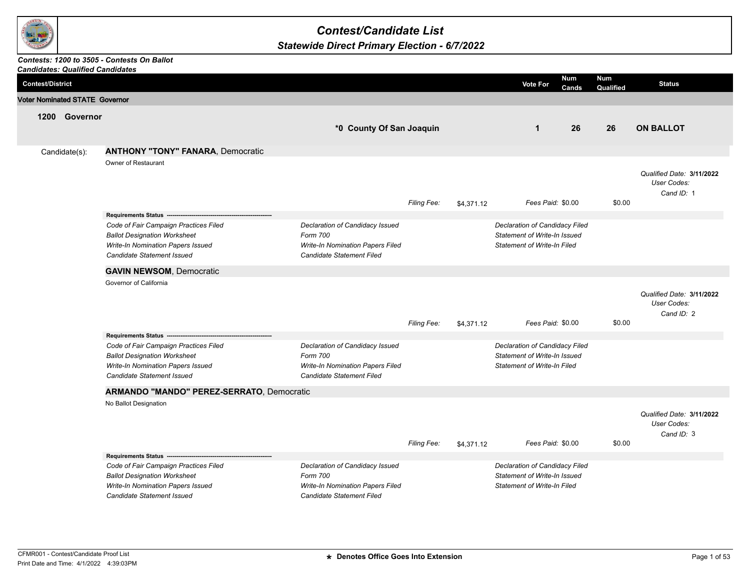# Contest/Candidate List

## Statewide Direct Primary Election - 6/7/2022

*Contests: 1200 to 3505 - Contests On Ballot*
*Candidates: Qualified Candidates*

| Contest/District | | Vote For | Num Cands | Num Qualified | Status |
|---|---|---|---|---|---|
| **Voter Nominated STATE Governor** | | | | | |
| **1200 Governor** | ***0 County Of San Joaquin** | **1** | **26** | **26** | **ON BALLOT** |

Candidate(s):

### ANTHONY "TONY" FANARA, Democratic

Owner of Restaurant

*Qualified Date:* **3/11/2022**
*User Codes:*
*Cand ID:* 1

*Filing Fee:* $4,371.12 *Fees Paid:* $0.00 $0.00

**Requirements Status** ---------------------------------------------------------

| | | |
|---|---|---|
| *Code of Fair Campaign Practices Filed* | *Declaration of Candidacy Issued* | *Declaration of Candidacy Filed* |
| *Ballot Designation Worksheet* | *Form 700* | *Statement of Write-In Issued* |
| *Write-In Nomination Papers Issued* | *Write-In Nomination Papers Filed* | *Statement of Write-In Filed* |
| *Candidate Statement Issued* | *Candidate Statement Filed* | |

### GAVIN NEWSOM, Democratic

Governor of California

*Qualified Date:* **3/11/2022**
*User Codes:*
*Cand ID:* 2

*Filing Fee:* $4,371.12 *Fees Paid:* $0.00 $0.00

**Requirements Status** ---------------------------------------------------------

| | | |
|---|---|---|
| *Code of Fair Campaign Practices Filed* | *Declaration of Candidacy Issued* | *Declaration of Candidacy Filed* |
| *Ballot Designation Worksheet* | *Form 700* | *Statement of Write-In Issued* |
| *Write-In Nomination Papers Issued* | *Write-In Nomination Papers Filed* | *Statement of Write-In Filed* |
| *Candidate Statement Issued* | *Candidate Statement Filed* | |

### ARMANDO "MANDO" PEREZ-SERRATO, Democratic

No Ballot Designation

*Qualified Date:* **3/11/2022**
*User Codes:*
*Cand ID:* 3

*Filing Fee:* $4,371.12 *Fees Paid:* $0.00 $0.00

**Requirements Status** ---------------------------------------------------------

| | | |
|---|---|---|
| *Code of Fair Campaign Practices Filed* | *Declaration of Candidacy Issued* | *Declaration of Candidacy Filed* |
| *Ballot Designation Worksheet* | *Form 700* | *Statement of Write-In Issued* |
| *Write-In Nomination Papers Issued* | *Write-In Nomination Papers Filed* | *Statement of Write-In Filed* |
| *Candidate Statement Issued* | *Candidate Statement Filed* | |

CFMR001 - Contest/Candidate Proof List
Print Date and Time: 4/1/2022 4:39:03PM

**\* Denotes Office Goes Into Extension**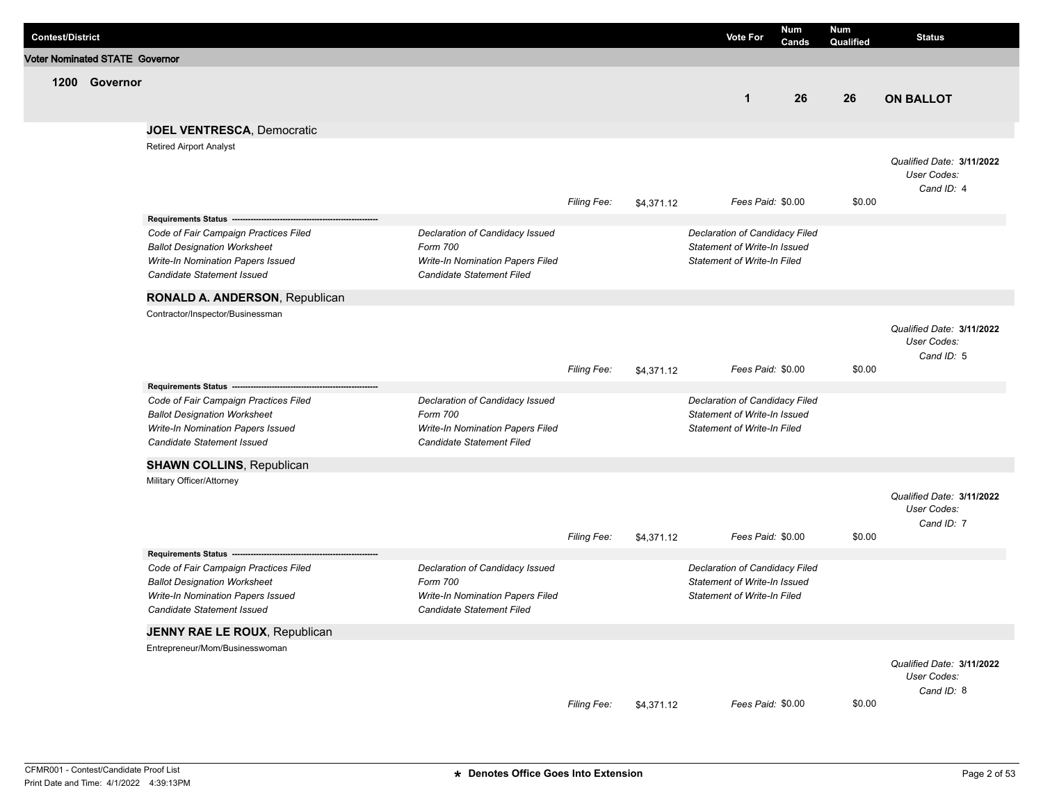| Contest/District | Vote For | Num Cands | Num Qualified | Status |
|---|---|---|---|---|

**Voter Nominated STATE Governor**

## 1200 Governor

| Vote For | Num Cands | Num Qualified | Status |
|---|---|---|---|
| 1 | 26 | 26 | **ON BALLOT** |

### JOEL VENTRESCA, Democratic

Retired Airport Analyst

*Qualified Date:* **3/11/2022**
*User Codes:*
*Cand ID:* 4

*Filing Fee:* $4,371.12 *Fees Paid:* $0.00 $0.00

**Requirements Status**

| | | |
|---|---|---|
| *Code of Fair Campaign Practices Filed* | *Declaration of Candidacy Issued* | *Declaration of Candidacy Filed* |
| *Ballot Designation Worksheet* | *Form 700* | *Statement of Write-In Issued* |
| *Write-In Nomination Papers Issued* | *Write-In Nomination Papers Filed* | *Statement of Write-In Filed* |
| *Candidate Statement Issued* | *Candidate Statement Filed* | |

### RONALD A. ANDERSON, Republican

Contractor/Inspector/Businessman

*Qualified Date:* **3/11/2022**
*User Codes:*
*Cand ID:* 5

*Filing Fee:* $4,371.12 *Fees Paid:* $0.00 $0.00

**Requirements Status**

| | | |
|---|---|---|
| *Code of Fair Campaign Practices Filed* | *Declaration of Candidacy Issued* | *Declaration of Candidacy Filed* |
| *Ballot Designation Worksheet* | *Form 700* | *Statement of Write-In Issued* |
| *Write-In Nomination Papers Issued* | *Write-In Nomination Papers Filed* | *Statement of Write-In Filed* |
| *Candidate Statement Issued* | *Candidate Statement Filed* | |

### SHAWN COLLINS, Republican

Military Officer/Attorney

*Qualified Date:* **3/11/2022**
*User Codes:*
*Cand ID:* 7

*Filing Fee:* $4,371.12 *Fees Paid:* $0.00 $0.00

**Requirements Status**

| | | |
|---|---|---|
| *Code of Fair Campaign Practices Filed* | *Declaration of Candidacy Issued* | *Declaration of Candidacy Filed* |
| *Ballot Designation Worksheet* | *Form 700* | *Statement of Write-In Issued* |
| *Write-In Nomination Papers Issued* | *Write-In Nomination Papers Filed* | *Statement of Write-In Filed* |
| *Candidate Statement Issued* | *Candidate Statement Filed* | |

### JENNY RAE LE ROUX, Republican

Entrepreneur/Mom/Businesswoman

*Qualified Date:* **3/11/2022**
*User Codes:*
*Cand ID:* 8

*Filing Fee:* $4,371.12 *Fees Paid:* $0.00 $0.00

CFMR001 - Contest/Candidate Proof List
Print Date and Time: 4/1/2022 4:39:13PM

★ **Denotes Office Goes Into Extension**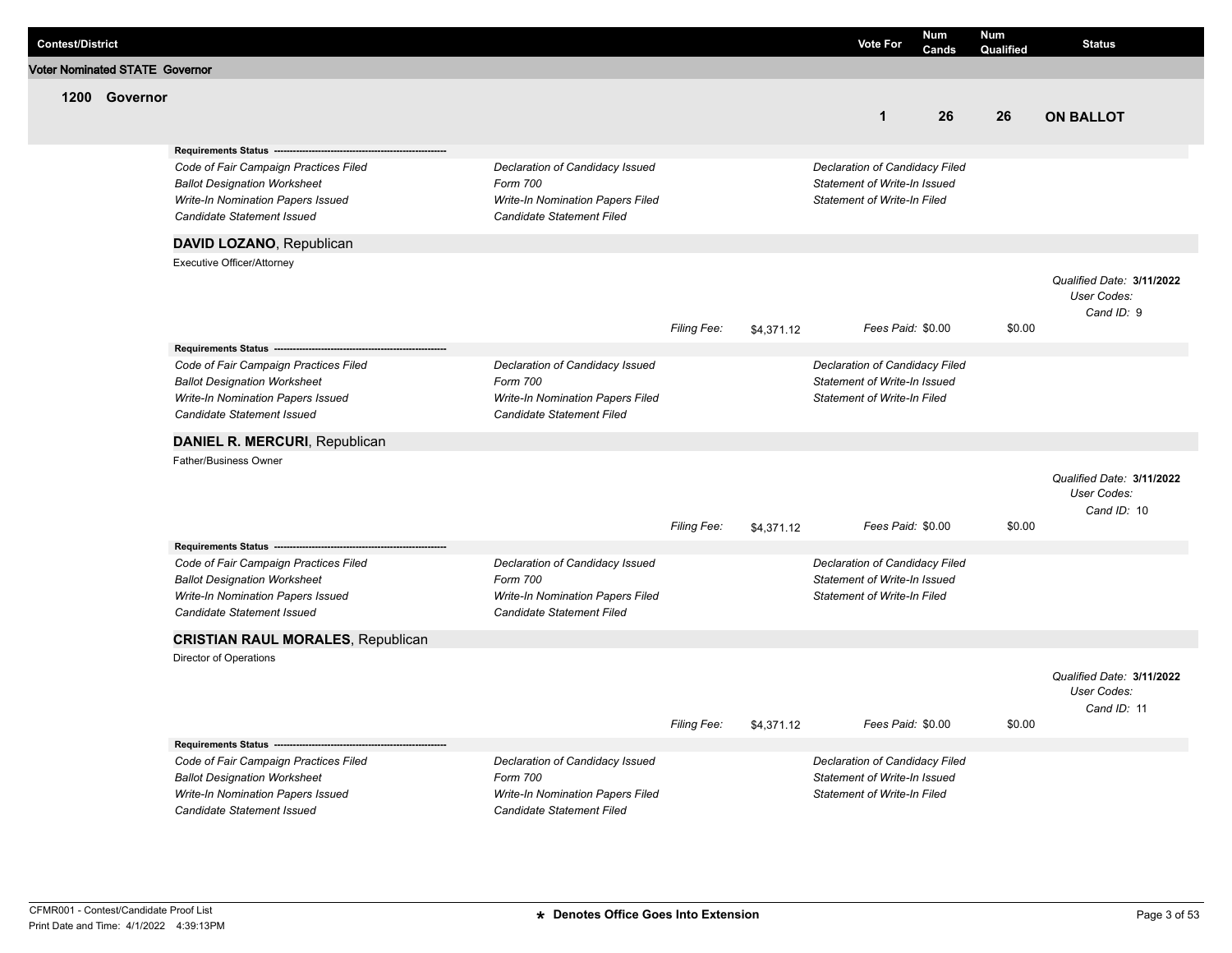| Contest/District | Vote For | Num Cands | Num Qualified | Status |
|---|---|---|---|---|

## Voter Nominated STATE Governor

| **1200 Governor** | Vote For | Num Cands | Num Qualified | Status |
|---|---|---|---|---|
| | **1** | **26** | **26** | **ON BALLOT** |

**Requirements Status** -------------------------------------------------------

*Code of Fair Campaign Practices Filed* | *Declaration of Candidacy Issued* | *Declaration of Candidacy Filed*
*Ballot Designation Worksheet* | *Form 700* | *Statement of Write-In Issued*
*Write-In Nomination Papers Issued* | *Write-In Nomination Papers Filed* | *Statement of Write-In Filed*
*Candidate Statement Issued* | *Candidate Statement Filed*

### **DAVID LOZANO**, Republican

Executive Officer/Attorney

*Qualified Date:* **3/11/2022**
*User Codes:*
*Cand ID:* 9

*Filing Fee:* $4,371.12 *Fees Paid:* $0.00 $0.00

**Requirements Status** -------------------------------------------------------

*Code of Fair Campaign Practices Filed* | *Declaration of Candidacy Issued* | *Declaration of Candidacy Filed*
*Ballot Designation Worksheet* | *Form 700* | *Statement of Write-In Issued*
*Write-In Nomination Papers Issued* | *Write-In Nomination Papers Filed* | *Statement of Write-In Filed*
*Candidate Statement Issued* | *Candidate Statement Filed*

### **DANIEL R. MERCURI**, Republican

Father/Business Owner

*Qualified Date:* **3/11/2022**
*User Codes:*
*Cand ID:* 10

*Filing Fee:* $4,371.12 *Fees Paid:* $0.00 $0.00

**Requirements Status** -------------------------------------------------------

*Code of Fair Campaign Practices Filed* | *Declaration of Candidacy Issued* | *Declaration of Candidacy Filed*
*Ballot Designation Worksheet* | *Form 700* | *Statement of Write-In Issued*
*Write-In Nomination Papers Issued* | *Write-In Nomination Papers Filed* | *Statement of Write-In Filed*
*Candidate Statement Issued* | *Candidate Statement Filed*

### **CRISTIAN RAUL MORALES**, Republican

Director of Operations

*Qualified Date:* **3/11/2022**
*User Codes:*
*Cand ID:* 11

*Filing Fee:* $4,371.12 *Fees Paid:* $0.00 $0.00

**Requirements Status** -------------------------------------------------------

*Code of Fair Campaign Practices Filed* | *Declaration of Candidacy Issued* | *Declaration of Candidacy Filed*
*Ballot Designation Worksheet* | *Form 700* | *Statement of Write-In Issued*
*Write-In Nomination Papers Issued* | *Write-In Nomination Papers Filed* | *Statement of Write-In Filed*
*Candidate Statement Issued* | *Candidate Statement Filed*

CFMR001 - Contest/Candidate Proof List
Print Date and Time: 4/1/2022 4:39:13PM

**\* Denotes Office Goes Into Extension**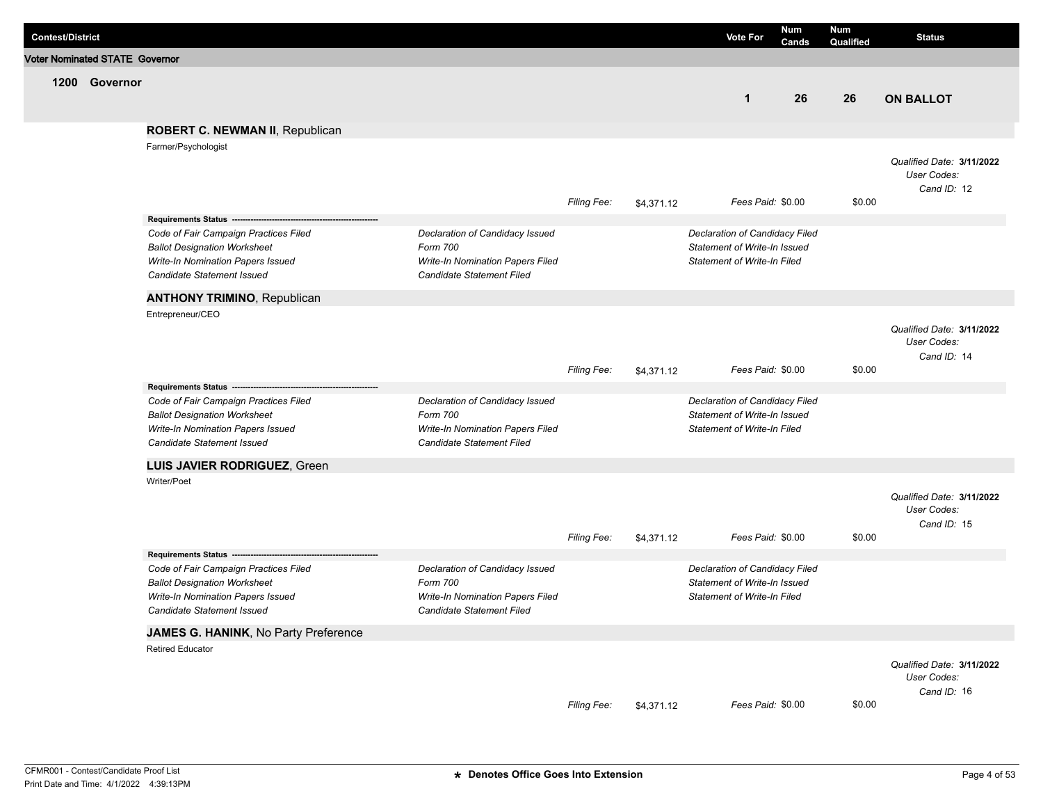| Contest/District | Vote For | Num Cands | Num Qualified | Status |
|---|---|---|---|---|

## Voter Nominated STATE Governor

### 1200 Governor

| Vote For | Num Cands | Num Qualified | Status |
|---|---|---|---|
| 1 | 26 | 26 | **ON BALLOT** |

**ROBERT C. NEWMAN II**, Republican

Farmer/Psychologist

*Qualified Date:* **3/11/2022**
*User Codes:*
*Cand ID:* 12

*Filing Fee:* $4,371.12 *Fees Paid:* $0.00 $0.00

**Requirements Status** ---------------------------------------------------------

| | | |
|---|---|---|
| *Code of Fair Campaign Practices Filed* | *Declaration of Candidacy Issued* | *Declaration of Candidacy Filed* |
| *Ballot Designation Worksheet* | *Form 700* | *Statement of Write-In Issued* |
| *Write-In Nomination Papers Issued* | *Write-In Nomination Papers Filed* | *Statement of Write-In Filed* |
| *Candidate Statement Issued* | *Candidate Statement Filed* | |

**ANTHONY TRIMINO**, Republican

Entrepreneur/CEO

*Qualified Date:* **3/11/2022**
*User Codes:*
*Cand ID:* 14

*Filing Fee:* $4,371.12 *Fees Paid:* $0.00 $0.00

**Requirements Status** ---------------------------------------------------------

| | | |
|---|---|---|
| *Code of Fair Campaign Practices Filed* | *Declaration of Candidacy Issued* | *Declaration of Candidacy Filed* |
| *Ballot Designation Worksheet* | *Form 700* | *Statement of Write-In Issued* |
| *Write-In Nomination Papers Issued* | *Write-In Nomination Papers Filed* | *Statement of Write-In Filed* |
| *Candidate Statement Issued* | *Candidate Statement Filed* | |

**LUIS JAVIER RODRIGUEZ**, Green

Writer/Poet

*Qualified Date:* **3/11/2022**
*User Codes:*
*Cand ID:* 15

*Filing Fee:* $4,371.12 *Fees Paid:* $0.00 $0.00

**Requirements Status** ---------------------------------------------------------

| | | |
|---|---|---|
| *Code of Fair Campaign Practices Filed* | *Declaration of Candidacy Issued* | *Declaration of Candidacy Filed* |
| *Ballot Designation Worksheet* | *Form 700* | *Statement of Write-In Issued* |
| *Write-In Nomination Papers Issued* | *Write-In Nomination Papers Filed* | *Statement of Write-In Filed* |
| *Candidate Statement Issued* | *Candidate Statement Filed* | |

**JAMES G. HANINK**, No Party Preference

Retired Educator

*Qualified Date:* **3/11/2022**
*User Codes:*
*Cand ID:* 16

*Filing Fee:* $4,371.12 *Fees Paid:* $0.00 $0.00

**\*** **Denotes Office Goes Into Extension**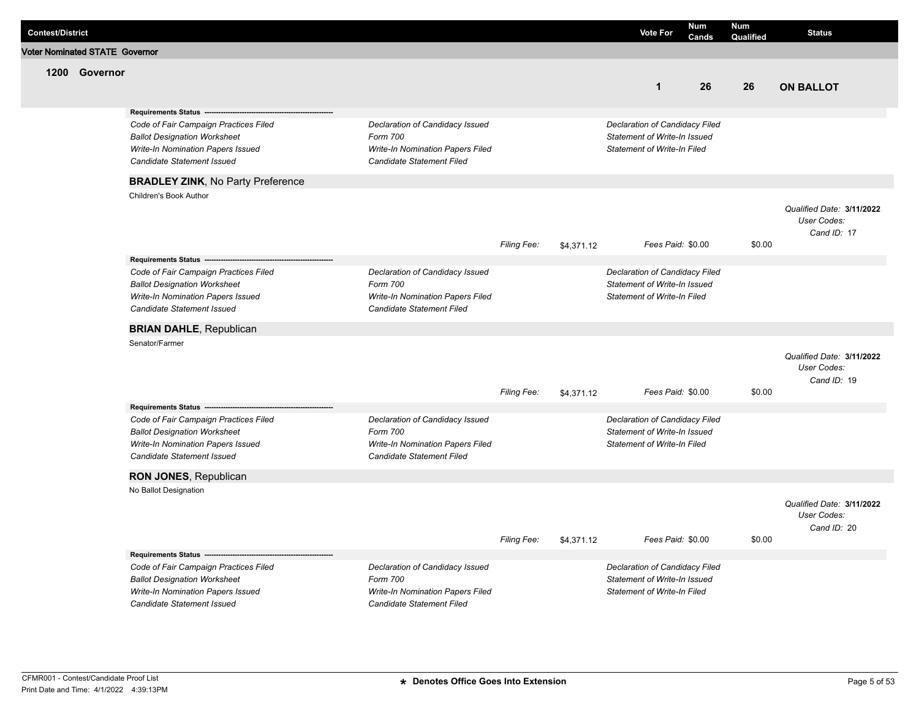| Contest/District | Vote For | Num Cands | Num Qualified | Status |
| --- | --- | --- | --- | --- |

**Voter Nominated STATE Governor**

## 1200 Governor

| Vote For | Num Cands | Num Qualified | Status |
| --- | --- | --- | --- |
| 1 | 26 | 26 | **ON BALLOT** |

**Requirements Status** ------------------------------------------------------------

| | | |
| --- | --- | --- |
| *Code of Fair Campaign Practices Filed* | *Declaration of Candidacy Issued* | *Declaration of Candidacy Filed* |
| *Ballot Designation Worksheet* | *Form 700* | *Statement of Write-In Issued* |
| *Write-In Nomination Papers Issued* | *Write-In Nomination Papers Filed* | *Statement of Write-In Filed* |
| *Candidate Statement Issued* | *Candidate Statement Filed* | |

### **BRADLEY ZINK**, No Party Preference

Children's Book Author

*Qualified Date:* **3/11/2022**
*User Codes:*
*Cand ID:* 17

*Filing Fee:* $4,371.12 *Fees Paid:* $0.00 $0.00

**Requirements Status** ------------------------------------------------------------

| | | |
| --- | --- | --- |
| *Code of Fair Campaign Practices Filed* | *Declaration of Candidacy Issued* | *Declaration of Candidacy Filed* |
| *Ballot Designation Worksheet* | *Form 700* | *Statement of Write-In Issued* |
| *Write-In Nomination Papers Issued* | *Write-In Nomination Papers Filed* | *Statement of Write-In Filed* |
| *Candidate Statement Issued* | *Candidate Statement Filed* | |

### **BRIAN DAHLE**, Republican

Senator/Farmer

*Qualified Date:* **3/11/2022**
*User Codes:*
*Cand ID:* 19

*Filing Fee:* $4,371.12 *Fees Paid:* $0.00 $0.00

**Requirements Status** ------------------------------------------------------------

| | | |
| --- | --- | --- |
| *Code of Fair Campaign Practices Filed* | *Declaration of Candidacy Issued* | *Declaration of Candidacy Filed* |
| *Ballot Designation Worksheet* | *Form 700* | *Statement of Write-In Issued* |
| *Write-In Nomination Papers Issued* | *Write-In Nomination Papers Filed* | *Statement of Write-In Filed* |
| *Candidate Statement Issued* | *Candidate Statement Filed* | |

### **RON JONES**, Republican

No Ballot Designation

*Qualified Date:* **3/11/2022**
*User Codes:*
*Cand ID:* 20

*Filing Fee:* $4,371.12 *Fees Paid:* $0.00 $0.00

**Requirements Status** ------------------------------------------------------------

| | | |
| --- | --- | --- |
| *Code of Fair Campaign Practices Filed* | *Declaration of Candidacy Issued* | *Declaration of Candidacy Filed* |
| *Ballot Designation Worksheet* | *Form 700* | *Statement of Write-In Issued* |
| *Write-In Nomination Papers Issued* | *Write-In Nomination Papers Filed* | *Statement of Write-In Filed* |
| *Candidate Statement Issued* | *Candidate Statement Filed* | |

CFMR001 - Contest/Candidate Proof List
Print Date and Time: 4/1/2022 4:39:13PM

**\* Denotes Office Goes Into Extension**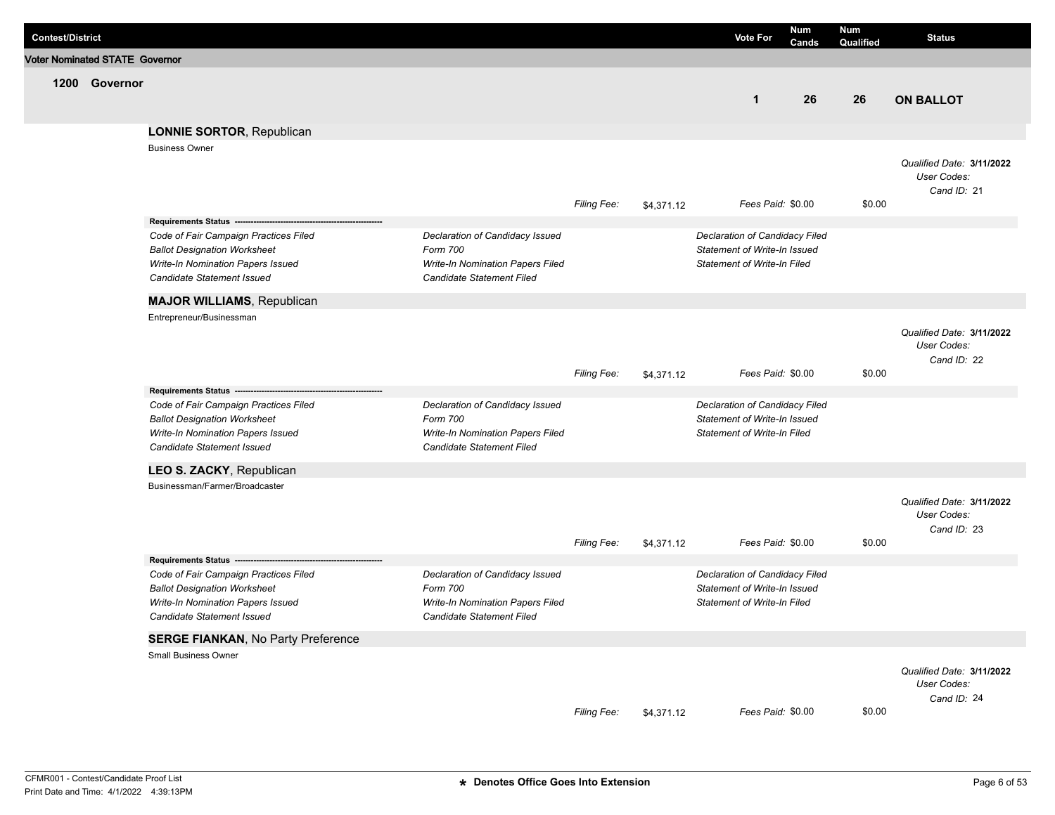| Contest/District | Vote For | Num Cands | Num Qualified | Status |
|---|---|---|---|---|

## Voter Nominated STATE Governor

### 1200 Governor

| Vote For | Num Cands | Num Qualified | Status |
|---|---|---|---|
| 1 | 26 | 26 | **ON BALLOT** |

**LONNIE SORTOR**, Republican

Business Owner

*Qualified Date:* **3/11/2022**
*User Codes:*
*Cand ID:* 21

*Filing Fee:* $4,371.12 *Fees Paid:* $0.00 $0.00

**Requirements Status** ----------------------------------------------------------

| | | |
|---|---|---|
| *Code of Fair Campaign Practices Filed* | *Declaration of Candidacy Issued* | *Declaration of Candidacy Filed* |
| *Ballot Designation Worksheet* | *Form 700* | *Statement of Write-In Issued* |
| *Write-In Nomination Papers Issued* | *Write-In Nomination Papers Filed* | *Statement of Write-In Filed* |
| *Candidate Statement Issued* | *Candidate Statement Filed* | |

**MAJOR WILLIAMS**, Republican

Entrepreneur/Businessman

*Qualified Date:* **3/11/2022**
*User Codes:*
*Cand ID:* 22

*Filing Fee:* $4,371.12 *Fees Paid:* $0.00 $0.00

**Requirements Status** ----------------------------------------------------------

| | | |
|---|---|---|
| *Code of Fair Campaign Practices Filed* | *Declaration of Candidacy Issued* | *Declaration of Candidacy Filed* |
| *Ballot Designation Worksheet* | *Form 700* | *Statement of Write-In Issued* |
| *Write-In Nomination Papers Issued* | *Write-In Nomination Papers Filed* | *Statement of Write-In Filed* |
| *Candidate Statement Issued* | *Candidate Statement Filed* | |

**LEO S. ZACKY**, Republican

Businessman/Farmer/Broadcaster

*Qualified Date:* **3/11/2022**
*User Codes:*
*Cand ID:* 23

*Filing Fee:* $4,371.12 *Fees Paid:* $0.00 $0.00

**Requirements Status** ----------------------------------------------------------

| | | |
|---|---|---|
| *Code of Fair Campaign Practices Filed* | *Declaration of Candidacy Issued* | *Declaration of Candidacy Filed* |
| *Ballot Designation Worksheet* | *Form 700* | *Statement of Write-In Issued* |
| *Write-In Nomination Papers Issued* | *Write-In Nomination Papers Filed* | *Statement of Write-In Filed* |
| *Candidate Statement Issued* | *Candidate Statement Filed* | |

**SERGE FIANKAN**, No Party Preference

Small Business Owner

*Qualified Date:* **3/11/2022**
*User Codes:*
*Cand ID:* 24

*Filing Fee:* $4,371.12 *Fees Paid:* $0.00 $0.00

CFMR001 - Contest/Candidate Proof List
Print Date and Time: 4/1/2022 4:39:13PM

* Denotes Office Goes Into Extension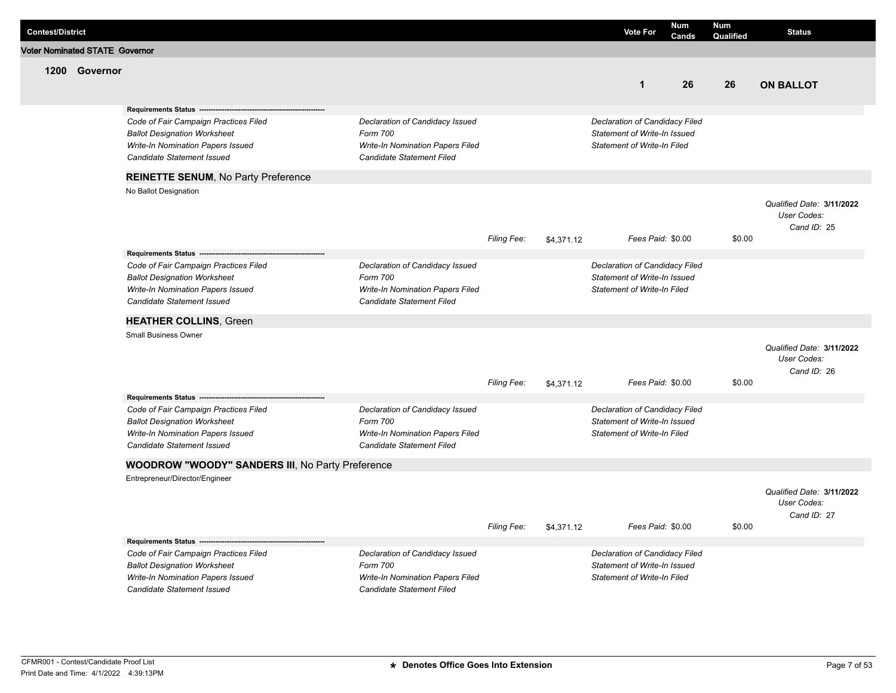| Contest/District | Vote For | Num Cands | Num Qualified | Status |
|---|---|---|---|---|

## Voter Nominated STATE Governor

### 1200 Governor

| Vote For | Num Cands | Num Qualified | Status |
|---|---|---|---|
| 1 | 26 | 26 | **ON BALLOT** |

**Requirements Status** ----------------------------------------------------------

| | | |
|---|---|---|
| *Code of Fair Campaign Practices Filed* | *Declaration of Candidacy Issued* | *Declaration of Candidacy Filed* |
| *Ballot Designation Worksheet* | *Form 700* | *Statement of Write-In Issued* |
| *Write-In Nomination Papers Issued* | *Write-In Nomination Papers Filed* | *Statement of Write-In Filed* |
| *Candidate Statement Issued* | *Candidate Statement Filed* | |

**REINETTE SENUM**, No Party Preference

No Ballot Designation

*Qualified Date:* **3/11/2022**
*User Codes:*
*Cand ID:* 25

*Filing Fee:* $4,371.12 *Fees Paid:* $0.00 $0.00

**Requirements Status** ----------------------------------------------------------

| | | |
|---|---|---|
| *Code of Fair Campaign Practices Filed* | *Declaration of Candidacy Issued* | *Declaration of Candidacy Filed* |
| *Ballot Designation Worksheet* | *Form 700* | *Statement of Write-In Issued* |
| *Write-In Nomination Papers Issued* | *Write-In Nomination Papers Filed* | *Statement of Write-In Filed* |
| *Candidate Statement Issued* | *Candidate Statement Filed* | |

**HEATHER COLLINS**, Green

Small Business Owner

*Qualified Date:* **3/11/2022**
*User Codes:*
*Cand ID:* 26

*Filing Fee:* $4,371.12 *Fees Paid:* $0.00 $0.00

**Requirements Status** ----------------------------------------------------------

| | | |
|---|---|---|
| *Code of Fair Campaign Practices Filed* | *Declaration of Candidacy Issued* | *Declaration of Candidacy Filed* |
| *Ballot Designation Worksheet* | *Form 700* | *Statement of Write-In Issued* |
| *Write-In Nomination Papers Issued* | *Write-In Nomination Papers Filed* | *Statement of Write-In Filed* |
| *Candidate Statement Issued* | *Candidate Statement Filed* | |

**WOODROW "WOODY" SANDERS III**, No Party Preference

Entrepreneur/Director/Engineer

*Qualified Date:* **3/11/2022**
*User Codes:*
*Cand ID:* 27

*Filing Fee:* $4,371.12 *Fees Paid:* $0.00 $0.00

**Requirements Status** ----------------------------------------------------------

| | | |
|---|---|---|
| *Code of Fair Campaign Practices Filed* | *Declaration of Candidacy Issued* | *Declaration of Candidacy Filed* |
| *Ballot Designation Worksheet* | *Form 700* | *Statement of Write-In Issued* |
| *Write-In Nomination Papers Issued* | *Write-In Nomination Papers Filed* | *Statement of Write-In Filed* |
| *Candidate Statement Issued* | *Candidate Statement Filed* | |

CFMR001 - Contest/Candidate Proof List
Print Date and Time: 4/1/2022 4:39:13PM

**★ Denotes Office Goes Into Extension**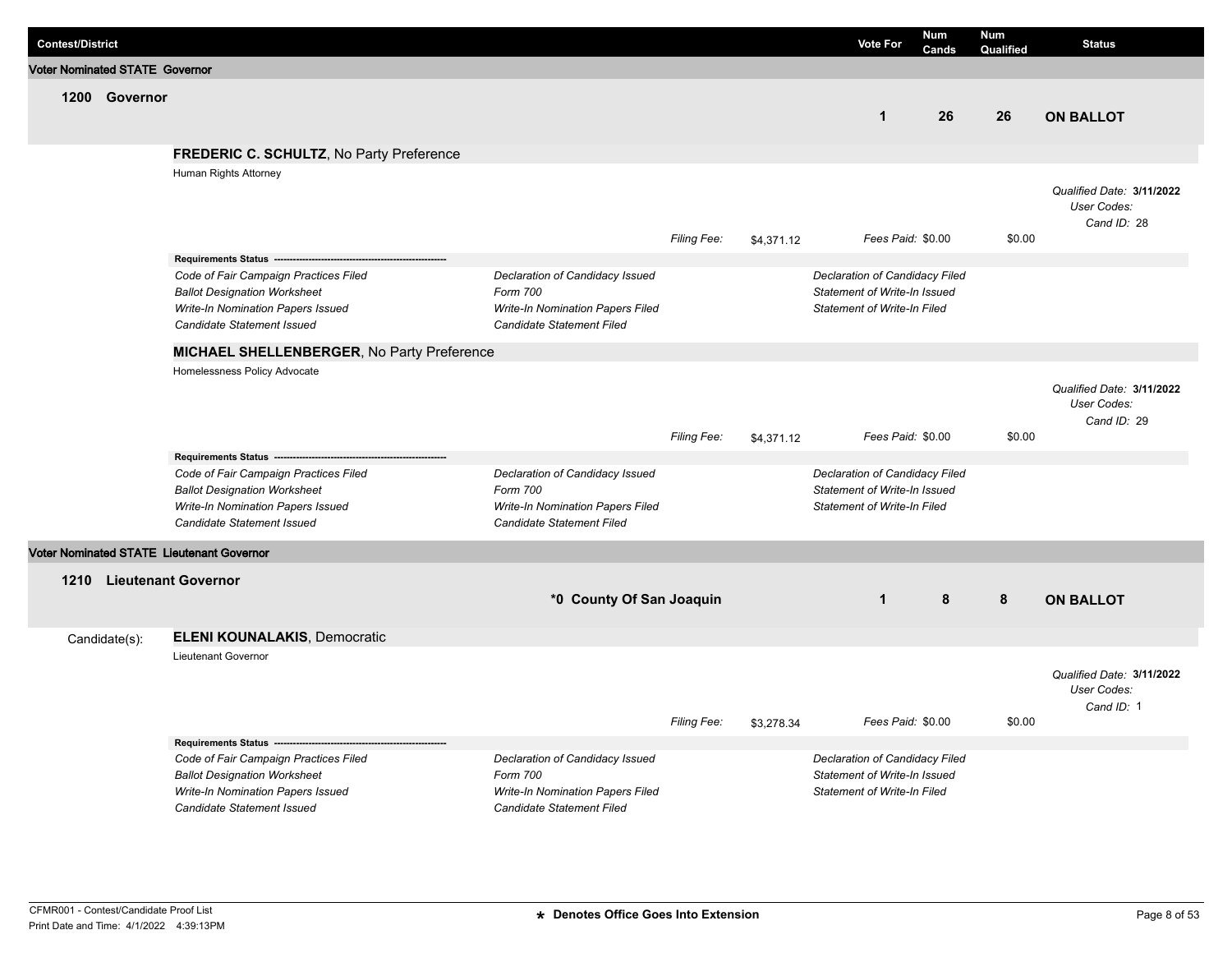| Contest/District | | Vote For | Num Cands | Num Qualified | Status |
|---|---|---|---|---|---|

## Voter Nominated STATE Governor

| | | Vote For | Num Cands | Num Qualified | Status |
|---|---|---|---|---|---|
| **1200 Governor** | | **1** | **26** | **26** | **ON BALLOT** |

**FREDERIC C. SCHULTZ**, No Party Preference

Human Rights Attorney

*Qualified Date:* **3/11/2022**
*User Codes:*
*Cand ID:* 28

*Filing Fee:* $4,371.12 *Fees Paid:* $0.00 $0.00

**Requirements Status**

| | | |
|---|---|---|
| *Code of Fair Campaign Practices Filed* | *Declaration of Candidacy Issued* | *Declaration of Candidacy Filed* |
| *Ballot Designation Worksheet* | *Form 700* | *Statement of Write-In Issued* |
| *Write-In Nomination Papers Issued* | *Write-In Nomination Papers Filed* | *Statement of Write-In Filed* |
| *Candidate Statement Issued* | *Candidate Statement Filed* | |

**MICHAEL SHELLENBERGER**, No Party Preference

Homelessness Policy Advocate

*Qualified Date:* **3/11/2022**
*User Codes:*
*Cand ID:* 29

*Filing Fee:* $4,371.12 *Fees Paid:* $0.00 $0.00

**Requirements Status**

| | | |
|---|---|---|
| *Code of Fair Campaign Practices Filed* | *Declaration of Candidacy Issued* | *Declaration of Candidacy Filed* |
| *Ballot Designation Worksheet* | *Form 700* | *Statement of Write-In Issued* |
| *Write-In Nomination Papers Issued* | *Write-In Nomination Papers Filed* | *Statement of Write-In Filed* |
| *Candidate Statement Issued* | *Candidate Statement Filed* | |

## Voter Nominated STATE Lieutenant Governor

| | | Vote For | Num Cands | Num Qualified | Status |
|---|---|---|---|---|---|
| **1210 Lieutenant Governor** | ***0 County Of San Joaquin** | **1** | **8** | **8** | **ON BALLOT** |

Candidate(s): **ELENI KOUNALAKIS**, Democratic

Lieutenant Governor

*Qualified Date:* **3/11/2022**
*User Codes:*
*Cand ID:* 1

*Filing Fee:* $3,278.34 *Fees Paid:* $0.00 $0.00

**Requirements Status**

| | | |
|---|---|---|
| *Code of Fair Campaign Practices Filed* | *Declaration of Candidacy Issued* | *Declaration of Candidacy Filed* |
| *Ballot Designation Worksheet* | *Form 700* | *Statement of Write-In Issued* |
| *Write-In Nomination Papers Issued* | *Write-In Nomination Papers Filed* | *Statement of Write-In Filed* |
| *Candidate Statement Issued* | *Candidate Statement Filed* | |

CFMR001 - Contest/Candidate Proof List
Print Date and Time: 4/1/2022 4:39:13PM

**\* Denotes Office Goes Into Extension**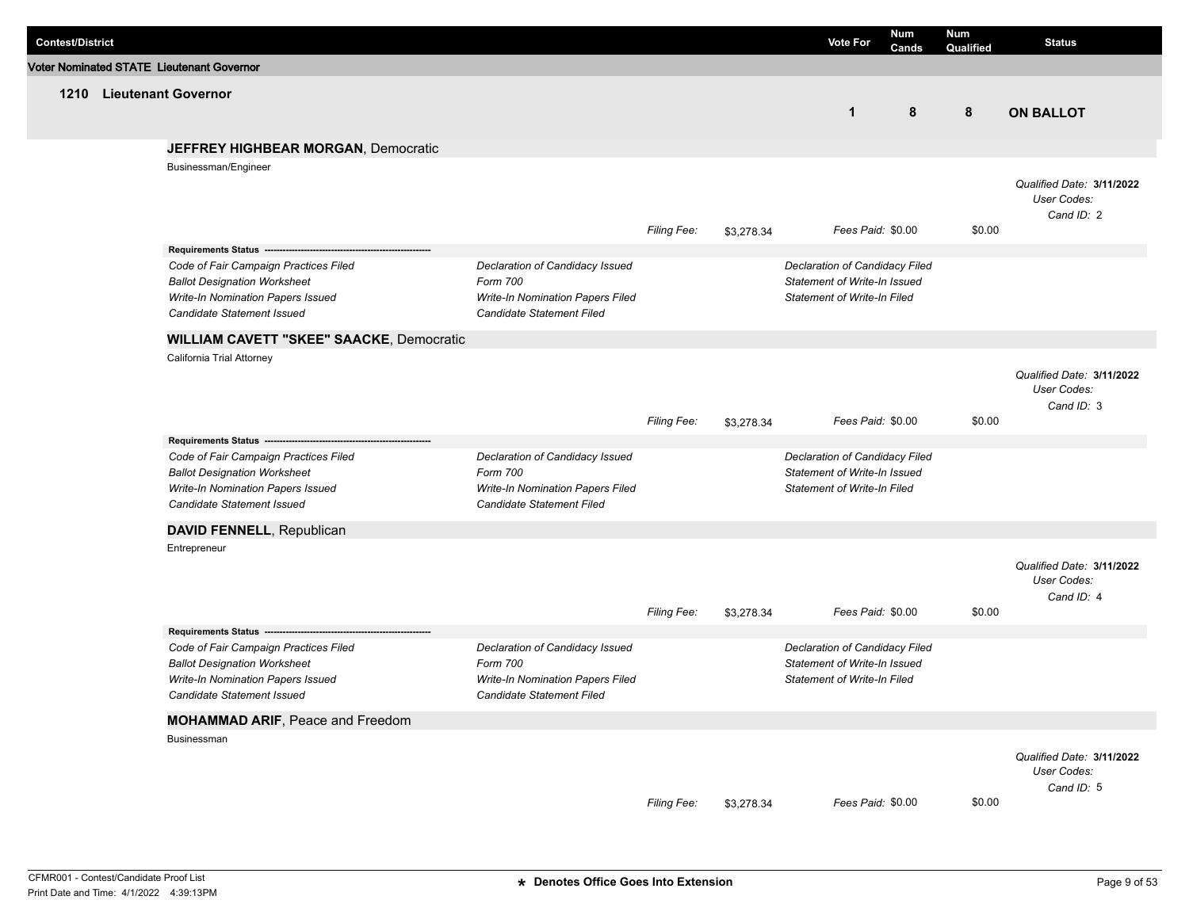| Contest/District | Vote For | Num Cands | Num Qualified | Status |
|---|---|---|---|---|

**Voter Nominated STATE Lieutenant Governor**

| Contest/District | Vote For | Num Cands | Num Qualified | Status |
|---|---|---|---|---|
| **1210 Lieutenant Governor** | 1 | 8 | 8 | **ON BALLOT** |

### JEFFREY HIGHBEAR MORGAN, Democratic

Businessman/Engineer

*Qualified Date:* **3/11/2022**
*User Codes:*
*Cand ID:* 2

*Filing Fee:* $3,278.34 *Fees Paid:* $0.00 $0.00

**Requirements Status**

| | | |
|---|---|---|
| *Code of Fair Campaign Practices Filed* | *Declaration of Candidacy Issued* | *Declaration of Candidacy Filed* |
| *Ballot Designation Worksheet* | *Form 700* | *Statement of Write-In Issued* |
| *Write-In Nomination Papers Issued* | *Write-In Nomination Papers Filed* | *Statement of Write-In Filed* |
| *Candidate Statement Issued* | *Candidate Statement Filed* | |

### WILLIAM CAVETT "SKEE" SAACKE, Democratic

California Trial Attorney

*Qualified Date:* **3/11/2022**
*User Codes:*
*Cand ID:* 3

*Filing Fee:* $3,278.34 *Fees Paid:* $0.00 $0.00

**Requirements Status**

| | | |
|---|---|---|
| *Code of Fair Campaign Practices Filed* | *Declaration of Candidacy Issued* | *Declaration of Candidacy Filed* |
| *Ballot Designation Worksheet* | *Form 700* | *Statement of Write-In Issued* |
| *Write-In Nomination Papers Issued* | *Write-In Nomination Papers Filed* | *Statement of Write-In Filed* |
| *Candidate Statement Issued* | *Candidate Statement Filed* | |

### DAVID FENNELL, Republican

Entrepreneur

*Qualified Date:* **3/11/2022**
*User Codes:*
*Cand ID:* 4

*Filing Fee:* $3,278.34 *Fees Paid:* $0.00 $0.00

**Requirements Status**

| | | |
|---|---|---|
| *Code of Fair Campaign Practices Filed* | *Declaration of Candidacy Issued* | *Declaration of Candidacy Filed* |
| *Ballot Designation Worksheet* | *Form 700* | *Statement of Write-In Issued* |
| *Write-In Nomination Papers Issued* | *Write-In Nomination Papers Filed* | *Statement of Write-In Filed* |
| *Candidate Statement Issued* | *Candidate Statement Filed* | |

### MOHAMMAD ARIF, Peace and Freedom

Businessman

*Qualified Date:* **3/11/2022**
*User Codes:*
*Cand ID:* 5

*Filing Fee:* $3,278.34 *Fees Paid:* $0.00 $0.00

★ Denotes Office Goes Into Extension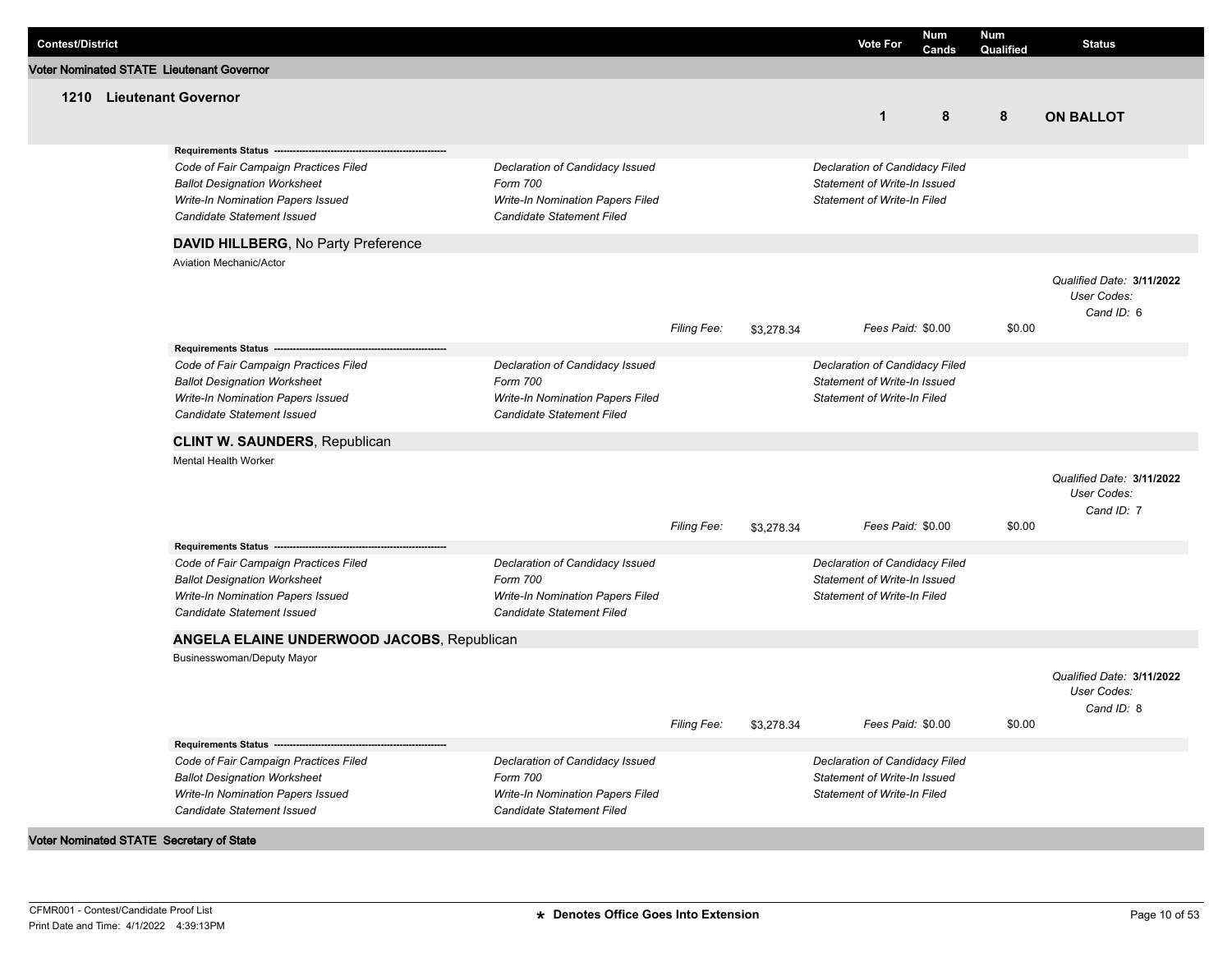| Contest/District | Vote For | Num Cands | Num Qualified | Status |
|---|---|---|---|---|

## Voter Nominated STATE Lieutenant Governor

### 1210 Lieutenant Governor

| Vote For | Num Cands | Num Qualified | Status |
|---|---|---|---|
| 1 | 8 | 8 | **ON BALLOT** |

**Requirements Status** --------------------------------------------------------

*Code of Fair Campaign Practices Filed* | *Declaration of Candidacy Issued* | *Declaration of Candidacy Filed*
*Ballot Designation Worksheet* | *Form 700* | *Statement of Write-In Issued*
*Write-In Nomination Papers Issued* | *Write-In Nomination Papers Filed* | *Statement of Write-In Filed*
*Candidate Statement Issued* | *Candidate Statement Filed*

**DAVID HILLBERG**, No Party Preference

Aviation Mechanic/Actor

*Qualified Date:* **3/11/2022**
*User Codes:*
*Cand ID:* 6

*Filing Fee:* $3,278.34 *Fees Paid:* $0.00 $0.00

**Requirements Status** --------------------------------------------------------

*Code of Fair Campaign Practices Filed* | *Declaration of Candidacy Issued* | *Declaration of Candidacy Filed*
*Ballot Designation Worksheet* | *Form 700* | *Statement of Write-In Issued*
*Write-In Nomination Papers Issued* | *Write-In Nomination Papers Filed* | *Statement of Write-In Filed*
*Candidate Statement Issued* | *Candidate Statement Filed*

**CLINT W. SAUNDERS**, Republican

Mental Health Worker

*Qualified Date:* **3/11/2022**
*User Codes:*
*Cand ID:* 7

*Filing Fee:* $3,278.34 *Fees Paid:* $0.00 $0.00

**Requirements Status** --------------------------------------------------------

*Code of Fair Campaign Practices Filed* | *Declaration of Candidacy Issued* | *Declaration of Candidacy Filed*
*Ballot Designation Worksheet* | *Form 700* | *Statement of Write-In Issued*
*Write-In Nomination Papers Issued* | *Write-In Nomination Papers Filed* | *Statement of Write-In Filed*
*Candidate Statement Issued* | *Candidate Statement Filed*

**ANGELA ELAINE UNDERWOOD JACOBS**, Republican

Businesswoman/Deputy Mayor

*Qualified Date:* **3/11/2022**
*User Codes:*
*Cand ID:* 8

*Filing Fee:* $3,278.34 *Fees Paid:* $0.00 $0.00

**Requirements Status** --------------------------------------------------------

*Code of Fair Campaign Practices Filed* | *Declaration of Candidacy Issued* | *Declaration of Candidacy Filed*
*Ballot Designation Worksheet* | *Form 700* | *Statement of Write-In Issued*
*Write-In Nomination Papers Issued* | *Write-In Nomination Papers Filed* | *Statement of Write-In Filed*
*Candidate Statement Issued* | *Candidate Statement Filed*

## Voter Nominated STATE Secretary of State

CFMR001 - Contest/Candidate Proof List
Print Date and Time: 4/1/2022 4:39:13PM

**\* Denotes Office Goes Into Extension**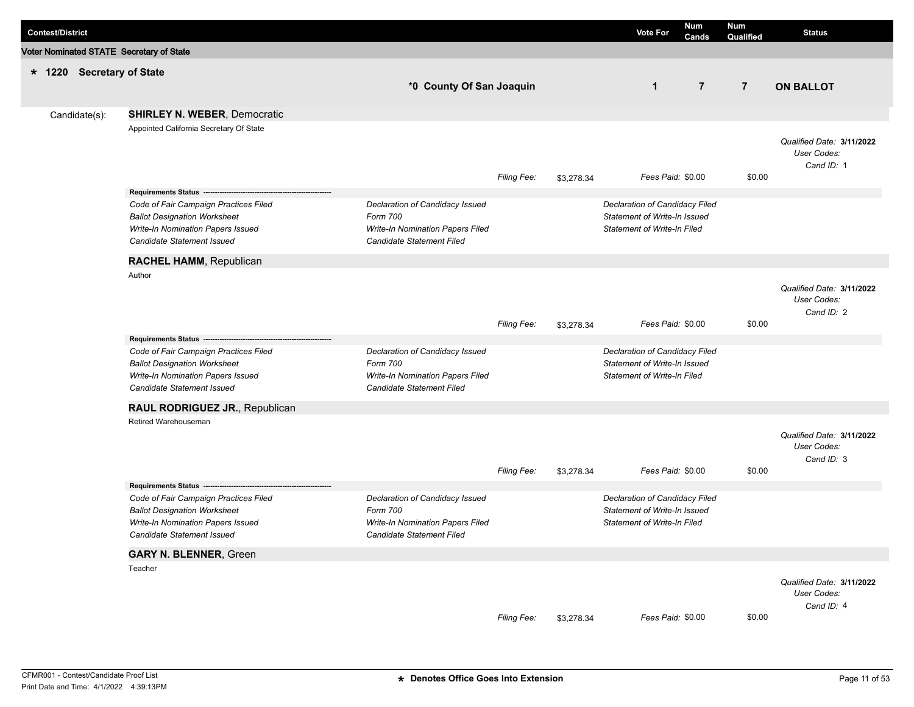| Contest/District | | Vote For | Num Cands | Num Qualified | Status |
|---|---|---|---|---|---|
| **Voter Nominated STATE Secretary of State** | | | | | |
| * **1220 Secretary of State** | ***0 County Of San Joaquin** | **1** | **7** | **7** | **ON BALLOT** |

Candidate(s):

**SHIRLEY N. WEBER**, Democratic

Appointed California Secretary Of State

*Qualified Date:* **3/11/2022**
*User Codes:*
*Cand ID:* 1

*Filing Fee:* $3,278.34 *Fees Paid:* $0.00 $0.00

**Requirements Status** ----------------------------------------------------------

| | | |
|---|---|---|
| *Code of Fair Campaign Practices Filed* | *Declaration of Candidacy Issued* | *Declaration of Candidacy Filed* |
| *Ballot Designation Worksheet* | *Form 700* | *Statement of Write-In Issued* |
| *Write-In Nomination Papers Issued* | *Write-In Nomination Papers Filed* | *Statement of Write-In Filed* |
| *Candidate Statement Issued* | *Candidate Statement Filed* | |

**RACHEL HAMM**, Republican

Author

*Qualified Date:* **3/11/2022**
*User Codes:*
*Cand ID:* 2

*Filing Fee:* $3,278.34 *Fees Paid:* $0.00 $0.00

**Requirements Status** ----------------------------------------------------------

| | | |
|---|---|---|
| *Code of Fair Campaign Practices Filed* | *Declaration of Candidacy Issued* | *Declaration of Candidacy Filed* |
| *Ballot Designation Worksheet* | *Form 700* | *Statement of Write-In Issued* |
| *Write-In Nomination Papers Issued* | *Write-In Nomination Papers Filed* | *Statement of Write-In Filed* |
| *Candidate Statement Issued* | *Candidate Statement Filed* | |

**RAUL RODRIGUEZ JR.**, Republican

Retired Warehouseman

*Qualified Date:* **3/11/2022**
*User Codes:*
*Cand ID:* 3

*Filing Fee:* $3,278.34 *Fees Paid:* $0.00 $0.00

**Requirements Status** ----------------------------------------------------------

| | | |
|---|---|---|
| *Code of Fair Campaign Practices Filed* | *Declaration of Candidacy Issued* | *Declaration of Candidacy Filed* |
| *Ballot Designation Worksheet* | *Form 700* | *Statement of Write-In Issued* |
| *Write-In Nomination Papers Issued* | *Write-In Nomination Papers Filed* | *Statement of Write-In Filed* |
| *Candidate Statement Issued* | *Candidate Statement Filed* | |

**GARY N. BLENNER**, Green

Teacher

*Qualified Date:* **3/11/2022**
*User Codes:*
*Cand ID:* 4

*Filing Fee:* $3,278.34 *Fees Paid:* $0.00 $0.00

CFMR001 - Contest/Candidate Proof List
Print Date and Time: 4/1/2022 4:39:13PM

**\* Denotes Office Goes Into Extension**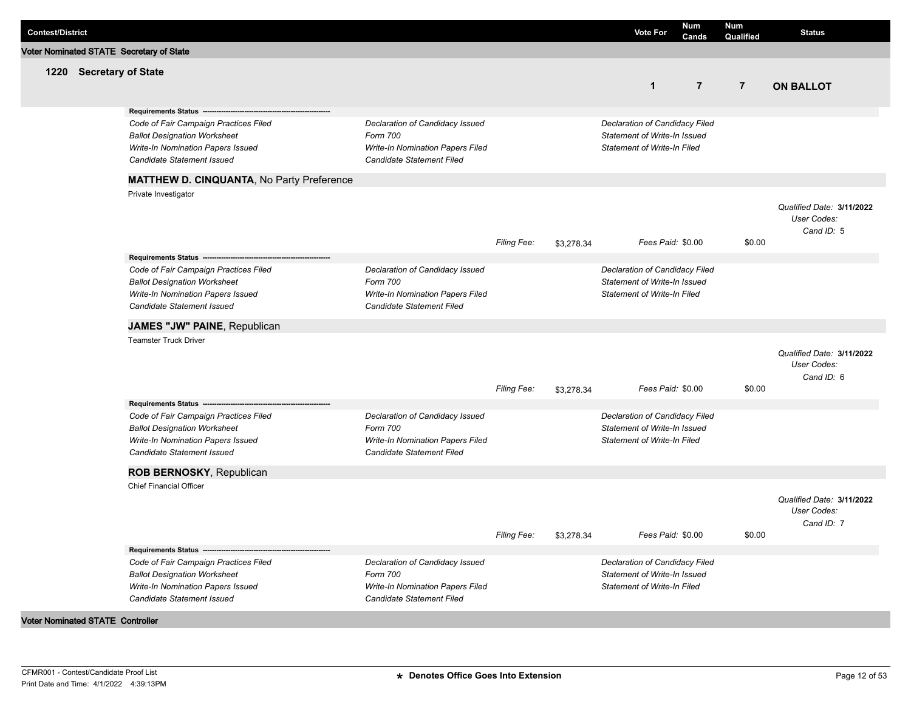| Contest/District | Vote For | Num Cands | Num Qualified | Status |
|---|---|---|---|---|

**Voter Nominated STATE Secretary of State**

### 1220 Secretary of State

| Vote For | Num Cands | Num Qualified | Status |
|---|---|---|---|
| 1 | 7 | 7 | **ON BALLOT** |

**Requirements Status** ------------------------------------------------------------

| | | |
|---|---|---|
| *Code of Fair Campaign Practices Filed* | *Declaration of Candidacy Issued* | *Declaration of Candidacy Filed* |
| *Ballot Designation Worksheet* | *Form 700* | *Statement of Write-In Issued* |
| *Write-In Nomination Papers Issued* | *Write-In Nomination Papers Filed* | *Statement of Write-In Filed* |
| *Candidate Statement Issued* | *Candidate Statement Filed* | |

**MATTHEW D. CINQUANTA**, No Party Preference

Private Investigator

*Qualified Date:* **3/11/2022**
*User Codes:*
*Cand ID:* 5

*Filing Fee:* $3,278.34 *Fees Paid:* $0.00 $0.00

**Requirements Status** ------------------------------------------------------------

| | | |
|---|---|---|
| *Code of Fair Campaign Practices Filed* | *Declaration of Candidacy Issued* | *Declaration of Candidacy Filed* |
| *Ballot Designation Worksheet* | *Form 700* | *Statement of Write-In Issued* |
| *Write-In Nomination Papers Issued* | *Write-In Nomination Papers Filed* | *Statement of Write-In Filed* |
| *Candidate Statement Issued* | *Candidate Statement Filed* | |

**JAMES "JW" PAINE**, Republican

Teamster Truck Driver

*Qualified Date:* **3/11/2022**
*User Codes:*
*Cand ID:* 6

*Filing Fee:* $3,278.34 *Fees Paid:* $0.00 $0.00

**Requirements Status** ------------------------------------------------------------

| | | |
|---|---|---|
| *Code of Fair Campaign Practices Filed* | *Declaration of Candidacy Issued* | *Declaration of Candidacy Filed* |
| *Ballot Designation Worksheet* | *Form 700* | *Statement of Write-In Issued* |
| *Write-In Nomination Papers Issued* | *Write-In Nomination Papers Filed* | *Statement of Write-In Filed* |
| *Candidate Statement Issued* | *Candidate Statement Filed* | |

**ROB BERNOSKY**, Republican

Chief Financial Officer

*Qualified Date:* **3/11/2022**
*User Codes:*
*Cand ID:* 7

*Filing Fee:* $3,278.34 *Fees Paid:* $0.00 $0.00

**Requirements Status** ------------------------------------------------------------

| | | |
|---|---|---|
| *Code of Fair Campaign Practices Filed* | *Declaration of Candidacy Issued* | *Declaration of Candidacy Filed* |
| *Ballot Designation Worksheet* | *Form 700* | *Statement of Write-In Issued* |
| *Write-In Nomination Papers Issued* | *Write-In Nomination Papers Filed* | *Statement of Write-In Filed* |
| *Candidate Statement Issued* | *Candidate Statement Filed* | |

**Voter Nominated STATE Controller**

CFMR001 - Contest/Candidate Proof List
Print Date and Time: 4/1/2022 4:39:13PM

* Denotes Office Goes Into Extension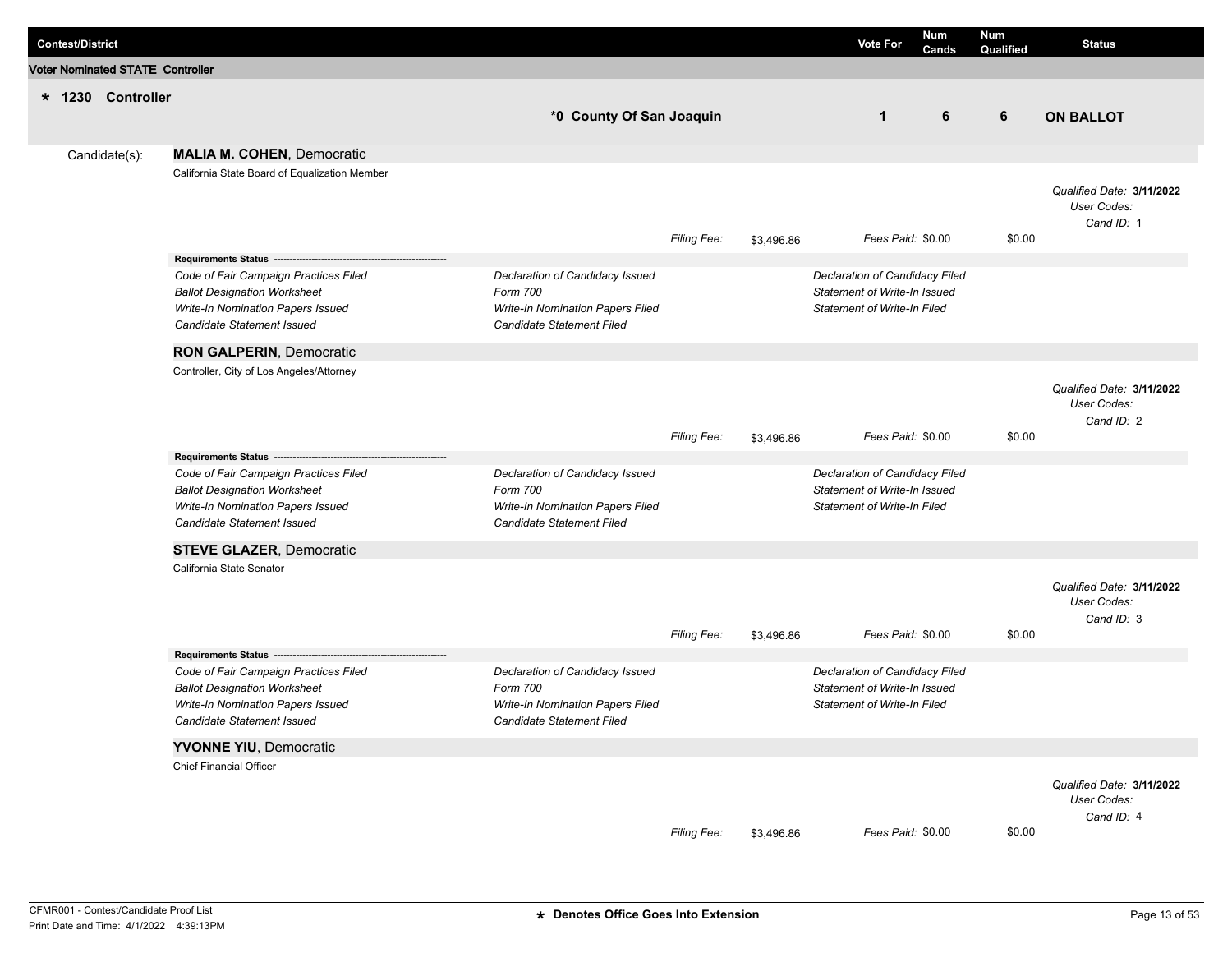| Contest/District | | Vote For | Num Cands | Num Qualified | Status |
|---|---|---|---|---|---|

**Voter Nominated STATE Controller**

| * 1230 Controller | *0 County Of San Joaquin | 1 | 6 | 6 | ON BALLOT |
|---|---|---|---|---|---|

Candidate(s):

**MALIA M. COHEN**, Democratic
California State Board of Equalization Member

*Qualified Date:* **3/11/2022**
*User Codes:*
*Cand ID:* 1

*Filing Fee:* $3,496.86 *Fees Paid:* $0.00 $0.00

**Requirements Status** ----------------------------------------------------------

| | | |
|---|---|---|
| *Code of Fair Campaign Practices Filed* | *Declaration of Candidacy Issued* | *Declaration of Candidacy Filed* |
| *Ballot Designation Worksheet* | *Form 700* | *Statement of Write-In Issued* |
| *Write-In Nomination Papers Issued* | *Write-In Nomination Papers Filed* | *Statement of Write-In Filed* |
| *Candidate Statement Issued* | *Candidate Statement Filed* | |

**RON GALPERIN**, Democratic
Controller, City of Los Angeles/Attorney

*Qualified Date:* **3/11/2022**
*User Codes:*
*Cand ID:* 2

*Filing Fee:* $3,496.86 *Fees Paid:* $0.00 $0.00

**Requirements Status** ----------------------------------------------------------

| | | |
|---|---|---|
| *Code of Fair Campaign Practices Filed* | *Declaration of Candidacy Issued* | *Declaration of Candidacy Filed* |
| *Ballot Designation Worksheet* | *Form 700* | *Statement of Write-In Issued* |
| *Write-In Nomination Papers Issued* | *Write-In Nomination Papers Filed* | *Statement of Write-In Filed* |
| *Candidate Statement Issued* | *Candidate Statement Filed* | |

**STEVE GLAZER**, Democratic
California State Senator

*Qualified Date:* **3/11/2022**
*User Codes:*
*Cand ID:* 3

*Filing Fee:* $3,496.86 *Fees Paid:* $0.00 $0.00

**Requirements Status** ----------------------------------------------------------

| | | |
|---|---|---|
| *Code of Fair Campaign Practices Filed* | *Declaration of Candidacy Issued* | *Declaration of Candidacy Filed* |
| *Ballot Designation Worksheet* | *Form 700* | *Statement of Write-In Issued* |
| *Write-In Nomination Papers Issued* | *Write-In Nomination Papers Filed* | *Statement of Write-In Filed* |
| *Candidate Statement Issued* | *Candidate Statement Filed* | |

**YVONNE YIU**, Democratic
Chief Financial Officer

*Qualified Date:* **3/11/2022**
*User Codes:*
*Cand ID:* 4

*Filing Fee:* $3,496.86 *Fees Paid:* $0.00 $0.00

CFMR001 - Contest/Candidate Proof List
Print Date and Time: 4/1/2022 4:39:13PM

**\* Denotes Office Goes Into Extension**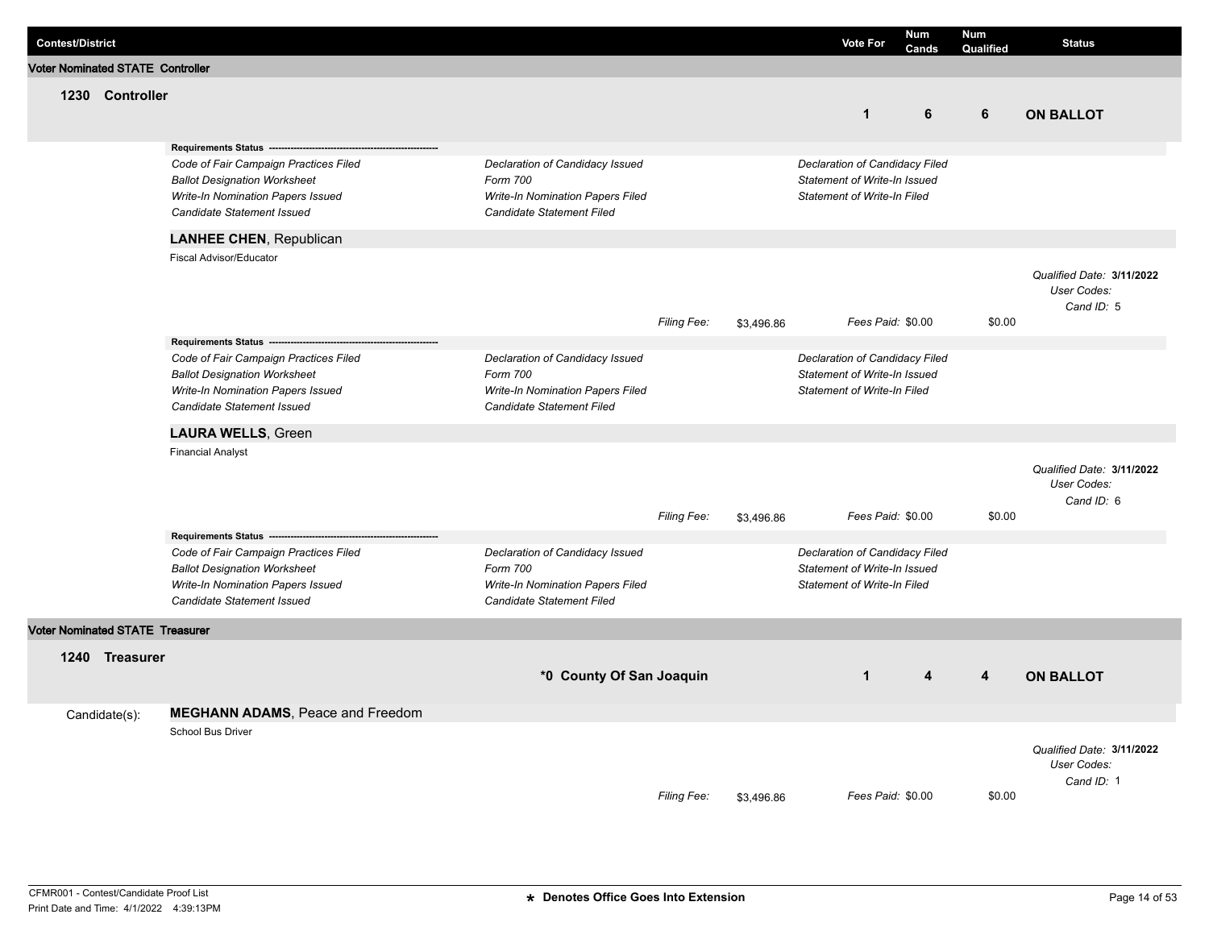| Contest/District | Vote For | Num Cands | Num Qualified | Status |
|---|---|---|---|---|

## Voter Nominated STATE Controller

### 1230 Controller

| Vote For | Num Cands | Num Qualified | Status |
|---|---|---|---|
| 1 | 6 | 6 | **ON BALLOT** |

**Requirements Status** ----------------------------------------------------------------

| | | |
|---|---|---|
| *Code of Fair Campaign Practices Filed* | *Declaration of Candidacy Issued* | *Declaration of Candidacy Filed* |
| *Ballot Designation Worksheet* | *Form 700* | *Statement of Write-In Issued* |
| *Write-In Nomination Papers Issued* | *Write-In Nomination Papers Filed* | *Statement of Write-In Filed* |
| *Candidate Statement Issued* | *Candidate Statement Filed* | |

**LANHEE CHEN**, Republican

Fiscal Advisor/Educator

*Qualified Date:* **3/11/2022**
*User Codes:*
*Cand ID:* 5

*Filing Fee:* $3,496.86 *Fees Paid:* $0.00 $0.00

**Requirements Status** ----------------------------------------------------------------

| | | |
|---|---|---|
| *Code of Fair Campaign Practices Filed* | *Declaration of Candidacy Issued* | *Declaration of Candidacy Filed* |
| *Ballot Designation Worksheet* | *Form 700* | *Statement of Write-In Issued* |
| *Write-In Nomination Papers Issued* | *Write-In Nomination Papers Filed* | *Statement of Write-In Filed* |
| *Candidate Statement Issued* | *Candidate Statement Filed* | |

**LAURA WELLS**, Green

Financial Analyst

*Qualified Date:* **3/11/2022**
*User Codes:*
*Cand ID:* 6

*Filing Fee:* $3,496.86 *Fees Paid:* $0.00 $0.00

**Requirements Status** ----------------------------------------------------------------

| | | |
|---|---|---|
| *Code of Fair Campaign Practices Filed* | *Declaration of Candidacy Issued* | *Declaration of Candidacy Filed* |
| *Ballot Designation Worksheet* | *Form 700* | *Statement of Write-In Issued* |
| *Write-In Nomination Papers Issued* | *Write-In Nomination Papers Filed* | *Statement of Write-In Filed* |
| *Candidate Statement Issued* | *Candidate Statement Filed* | |

## Voter Nominated STATE Treasurer

### 1240 Treasurer

| District | Vote For | Num Cands | Num Qualified | Status |
|---|---|---|---|---|
| *0 County Of San Joaquin | 1 | 4 | 4 | **ON BALLOT** |

Candidate(s):

**MEGHANN ADAMS**, Peace and Freedom

School Bus Driver

*Qualified Date:* **3/11/2022**
*User Codes:*
*Cand ID:* 1

*Filing Fee:* $3,496.86 *Fees Paid:* $0.00 $0.00

CFMR001 - Contest/Candidate Proof List
Print Date and Time: 4/1/2022 4:39:13PM

* Denotes Office Goes Into Extension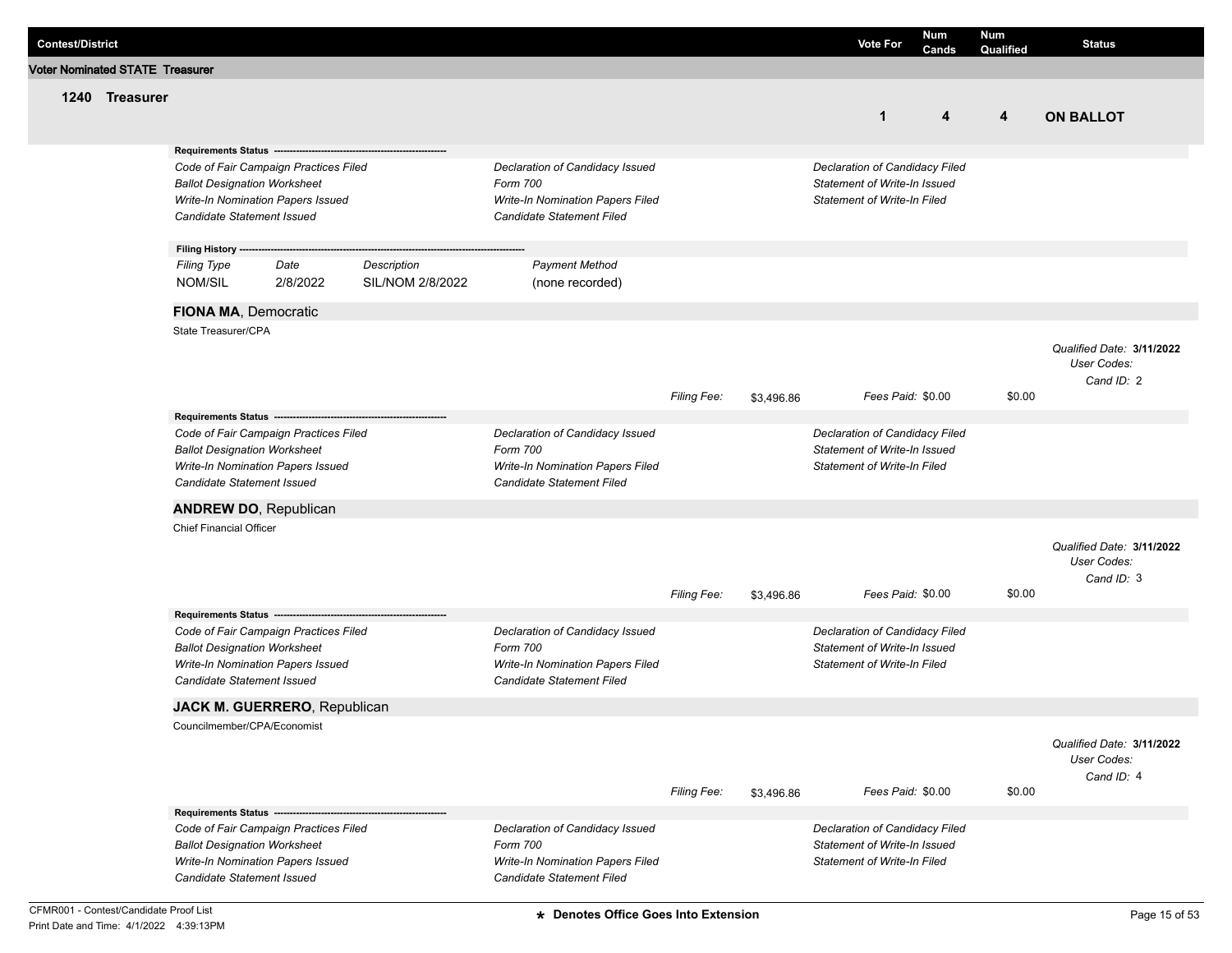| Contest/District | Vote For | Num Cands | Num Qualified | Status |
|---|---|---|---|---|

## Voter Nominated STATE Treasurer

### 1240 Treasurer

| Vote For | Num Cands | Num Qualified | Status |
|---|---|---|---|
| 1 | 4 | 4 | **ON BALLOT** |

**Requirements Status** ----------------------------------------------------

*Code of Fair Campaign Practices Filed* | *Declaration of Candidacy Issued* | *Declaration of Candidacy Filed*
*Ballot Designation Worksheet* | *Form 700* | *Statement of Write-In Issued*
*Write-In Nomination Papers Issued* | *Write-In Nomination Papers Filed* | *Statement of Write-In Filed*
*Candidate Statement Issued* | *Candidate Statement Filed*

**Filing History** ----------------------------------------------------------------------------------------

| *Filing Type* | *Date* | *Description* | *Payment Method* |
|---|---|---|---|
| NOM/SIL | 2/8/2022 | SIL/NOM 2/8/2022 | (none recorded) |

**FIONA MA**, Democratic

State Treasurer/CPA

*Qualified Date:* **3/11/2022**
*User Codes:*
*Cand ID:* 2

*Filing Fee:* $3,496.86 *Fees Paid:* $0.00 $0.00

**Requirements Status** ----------------------------------------------------

*Code of Fair Campaign Practices Filed* | *Declaration of Candidacy Issued* | *Declaration of Candidacy Filed*
*Ballot Designation Worksheet* | *Form 700* | *Statement of Write-In Issued*
*Write-In Nomination Papers Issued* | *Write-In Nomination Papers Filed* | *Statement of Write-In Filed*
*Candidate Statement Issued* | *Candidate Statement Filed*

**ANDREW DO**, Republican

Chief Financial Officer

*Qualified Date:* **3/11/2022**
*User Codes:*
*Cand ID:* 3

*Filing Fee:* $3,496.86 *Fees Paid:* $0.00 $0.00

**Requirements Status** ----------------------------------------------------

*Code of Fair Campaign Practices Filed* | *Declaration of Candidacy Issued* | *Declaration of Candidacy Filed*
*Ballot Designation Worksheet* | *Form 700* | *Statement of Write-In Issued*
*Write-In Nomination Papers Issued* | *Write-In Nomination Papers Filed* | *Statement of Write-In Filed*
*Candidate Statement Issued* | *Candidate Statement Filed*

**JACK M. GUERRERO**, Republican

Councilmember/CPA/Economist

*Qualified Date:* **3/11/2022**
*User Codes:*
*Cand ID:* 4

*Filing Fee:* $3,496.86 *Fees Paid:* $0.00 $0.00

**Requirements Status** ----------------------------------------------------

*Code of Fair Campaign Practices Filed* | *Declaration of Candidacy Issued* | *Declaration of Candidacy Filed*
*Ballot Designation Worksheet* | *Form 700* | *Statement of Write-In Issued*
*Write-In Nomination Papers Issued* | *Write-In Nomination Papers Filed* | *Statement of Write-In Filed*
*Candidate Statement Issued* | *Candidate Statement Filed*

CFMR001 - Contest/Candidate Proof List
Print Date and Time: 4/1/2022 4:39:13PM

**★ Denotes Office Goes Into Extension**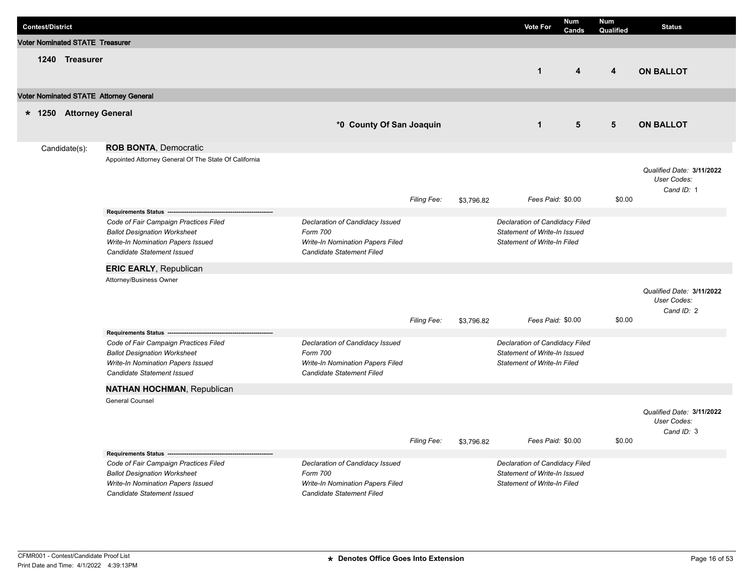| Contest/District | | Vote For | Num Cands | Num Qualified | Status |
|---|---|---|---|---|---|
| **Voter Nominated STATE Treasurer** | | | | | |
| **1240 Treasurer** | | 1 | 4 | 4 | **ON BALLOT** |
| **Voter Nominated STATE Attorney General** | | | | | |
| * **1250 Attorney General** | *0 County Of San Joaquin | 1 | 5 | 5 | **ON BALLOT** |

Candidate(s):

**ROB BONTA**, Democratic

Appointed Attorney General Of The State Of California

*Qualified Date:* **3/11/2022**
*User Codes:*
*Cand ID:* 1

*Filing Fee:* $3,796.82 *Fees Paid:* $0.00 $0.00

**Requirements Status**

| | | |
|---|---|---|
| *Code of Fair Campaign Practices Filed* | *Declaration of Candidacy Issued* | *Declaration of Candidacy Filed* |
| *Ballot Designation Worksheet* | *Form 700* | *Statement of Write-In Issued* |
| *Write-In Nomination Papers Issued* | *Write-In Nomination Papers Filed* | *Statement of Write-In Filed* |
| *Candidate Statement Issued* | *Candidate Statement Filed* | |

**ERIC EARLY**, Republican

Attorney/Business Owner

*Qualified Date:* **3/11/2022**
*User Codes:*
*Cand ID:* 2

*Filing Fee:* $3,796.82 *Fees Paid:* $0.00 $0.00

**Requirements Status**

| | | |
|---|---|---|
| *Code of Fair Campaign Practices Filed* | *Declaration of Candidacy Issued* | *Declaration of Candidacy Filed* |
| *Ballot Designation Worksheet* | *Form 700* | *Statement of Write-In Issued* |
| *Write-In Nomination Papers Issued* | *Write-In Nomination Papers Filed* | *Statement of Write-In Filed* |
| *Candidate Statement Issued* | *Candidate Statement Filed* | |

**NATHAN HOCHMAN**, Republican

General Counsel

*Qualified Date:* **3/11/2022**
*User Codes:*
*Cand ID:* 3

*Filing Fee:* $3,796.82 *Fees Paid:* $0.00 $0.00

**Requirements Status**

| | | |
|---|---|---|
| *Code of Fair Campaign Practices Filed* | *Declaration of Candidacy Issued* | *Declaration of Candidacy Filed* |
| *Ballot Designation Worksheet* | *Form 700* | *Statement of Write-In Issued* |
| *Write-In Nomination Papers Issued* | *Write-In Nomination Papers Filed* | *Statement of Write-In Filed* |
| *Candidate Statement Issued* | *Candidate Statement Filed* | |

CFMR001 - Contest/Candidate Proof List
Print Date and Time: 4/1/2022 4:39:13PM

**\* Denotes Office Goes Into Extension**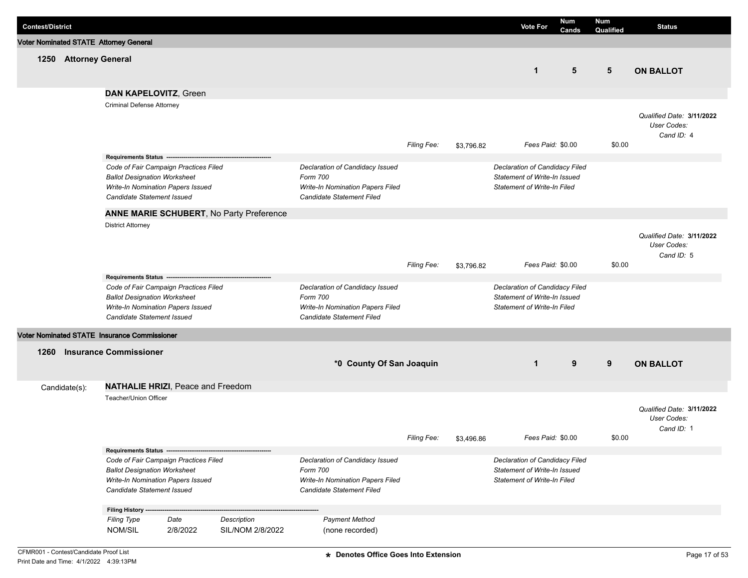| Contest/District | Vote For | Num Cands | Num Qualified | Status |
|---|---|---|---|---|

## Voter Nominated STATE Attorney General

### 1250 Attorney General

| Vote For | Num Cands | Num Qualified | Status |
|---|---|---|---|
| 1 | 5 | 5 | **ON BALLOT** |

**DAN KAPELOVITZ**, Green

Criminal Defense Attorney

*Qualified Date:* **3/11/2022**
*User Codes:*
*Cand ID:* 4

*Filing Fee:* $3,796.82 *Fees Paid:* $0.00 $0.00

**Requirements Status**

| | | |
|---|---|---|
| *Code of Fair Campaign Practices Filed* | *Declaration of Candidacy Issued* | *Declaration of Candidacy Filed* |
| *Ballot Designation Worksheet* | *Form 700* | *Statement of Write-In Issued* |
| *Write-In Nomination Papers Issued* | *Write-In Nomination Papers Filed* | *Statement of Write-In Filed* |
| *Candidate Statement Issued* | *Candidate Statement Filed* | |

**ANNE MARIE SCHUBERT**, No Party Preference

District Attorney

*Qualified Date:* **3/11/2022**
*User Codes:*
*Cand ID:* 5

*Filing Fee:* $3,796.82 *Fees Paid:* $0.00 $0.00

**Requirements Status**

| | | |
|---|---|---|
| *Code of Fair Campaign Practices Filed* | *Declaration of Candidacy Issued* | *Declaration of Candidacy Filed* |
| *Ballot Designation Worksheet* | *Form 700* | *Statement of Write-In Issued* |
| *Write-In Nomination Papers Issued* | *Write-In Nomination Papers Filed* | *Statement of Write-In Filed* |
| *Candidate Statement Issued* | *Candidate Statement Filed* | |

## Voter Nominated STATE Insurance Commissioner

### 1260 Insurance Commissioner

**\*0 County Of San Joaquin**

| Vote For | Num Cands | Num Qualified | Status |
|---|---|---|---|
| 1 | 9 | 9 | **ON BALLOT** |

Candidate(s):

**NATHALIE HRIZI**, Peace and Freedom

Teacher/Union Officer

*Qualified Date:* **3/11/2022**
*User Codes:*
*Cand ID:* 1

*Filing Fee:* $3,496.86 *Fees Paid:* $0.00 $0.00

**Requirements Status**

| | | |
|---|---|---|
| *Code of Fair Campaign Practices Filed* | *Declaration of Candidacy Issued* | *Declaration of Candidacy Filed* |
| *Ballot Designation Worksheet* | *Form 700* | *Statement of Write-In Issued* |
| *Write-In Nomination Papers Issued* | *Write-In Nomination Papers Filed* | *Statement of Write-In Filed* |
| *Candidate Statement Issued* | *Candidate Statement Filed* | |

**Filing History**

| *Filing Type* | *Date* | *Description* | *Payment Method* |
|---|---|---|---|
| NOM/SIL | 2/8/2022 | SIL/NOM 2/8/2022 | (none recorded) |

CFMR001 - Contest/Candidate Proof List
Print Date and Time: 4/1/2022 4:39:13PM

**\* Denotes Office Goes Into Extension**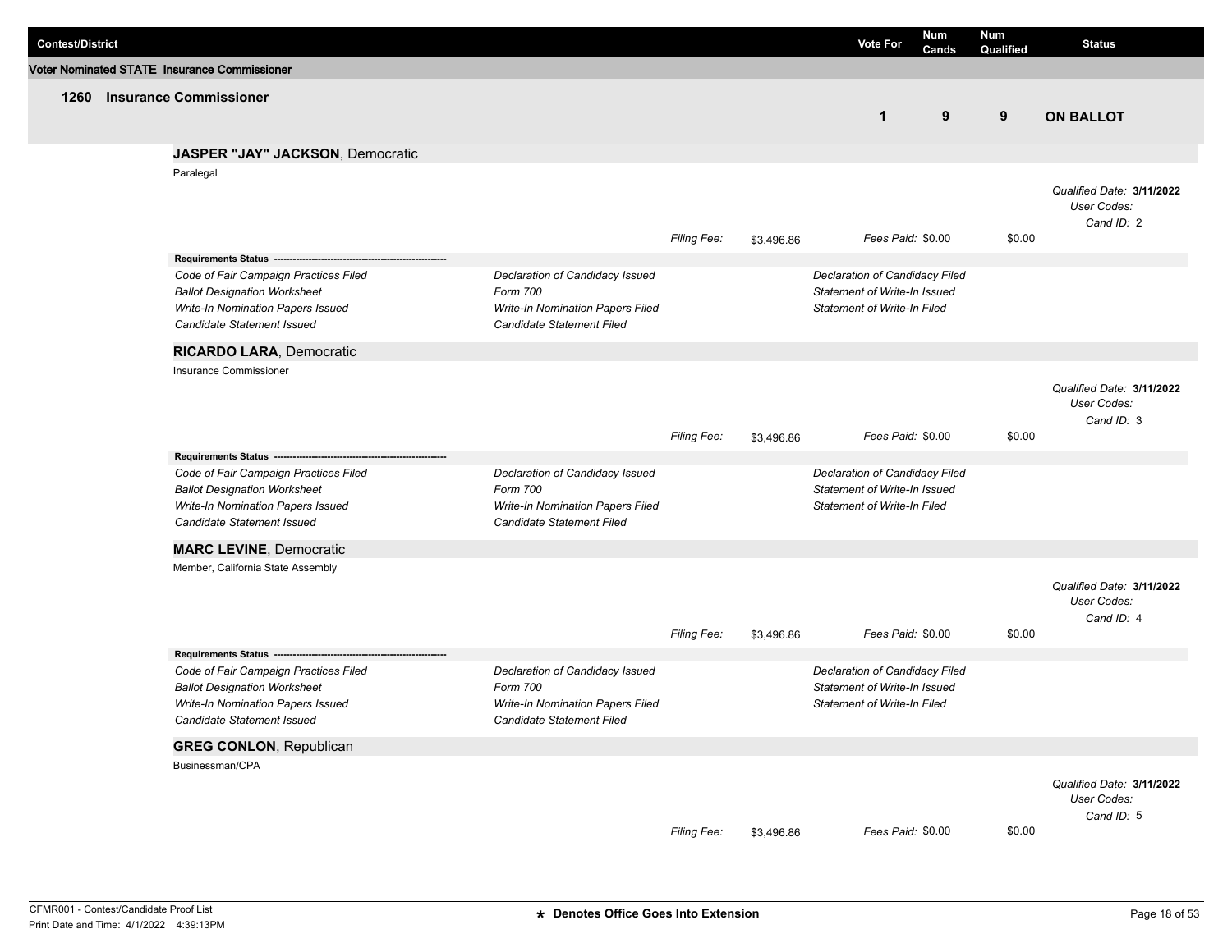| Contest/District | Vote For | Num Cands | Num Qualified | Status |
|---|---|---|---|---|

**Voter Nominated STATE Insurance Commissioner**

| 1260 Insurance Commissioner | 1 | 9 | 9 | **ON BALLOT** |
|---|---|---|---|---|

**JASPER "JAY" JACKSON**, Democratic

Paralegal

*Qualified Date:* **3/11/2022**
*User Codes:*
*Cand ID:* 2

*Filing Fee:* $3,496.86 *Fees Paid:* $0.00 $0.00

**Requirements Status** ----------------------------------------------------------

| | | |
|---|---|---|
| *Code of Fair Campaign Practices Filed* | *Declaration of Candidacy Issued* | *Declaration of Candidacy Filed* |
| *Ballot Designation Worksheet* | *Form 700* | *Statement of Write-In Issued* |
| *Write-In Nomination Papers Issued* | *Write-In Nomination Papers Filed* | *Statement of Write-In Filed* |
| *Candidate Statement Issued* | *Candidate Statement Filed* | |

**RICARDO LARA**, Democratic

Insurance Commissioner

*Qualified Date:* **3/11/2022**
*User Codes:*
*Cand ID:* 3

*Filing Fee:* $3,496.86 *Fees Paid:* $0.00 $0.00

**Requirements Status** ----------------------------------------------------------

| | | |
|---|---|---|
| *Code of Fair Campaign Practices Filed* | *Declaration of Candidacy Issued* | *Declaration of Candidacy Filed* |
| *Ballot Designation Worksheet* | *Form 700* | *Statement of Write-In Issued* |
| *Write-In Nomination Papers Issued* | *Write-In Nomination Papers Filed* | *Statement of Write-In Filed* |
| *Candidate Statement Issued* | *Candidate Statement Filed* | |

**MARC LEVINE**, Democratic

Member, California State Assembly

*Qualified Date:* **3/11/2022**
*User Codes:*
*Cand ID:* 4

*Filing Fee:* $3,496.86 *Fees Paid:* $0.00 $0.00

**Requirements Status** ----------------------------------------------------------

| | | |
|---|---|---|
| *Code of Fair Campaign Practices Filed* | *Declaration of Candidacy Issued* | *Declaration of Candidacy Filed* |
| *Ballot Designation Worksheet* | *Form 700* | *Statement of Write-In Issued* |
| *Write-In Nomination Papers Issued* | *Write-In Nomination Papers Filed* | *Statement of Write-In Filed* |
| *Candidate Statement Issued* | *Candidate Statement Filed* | |

**GREG CONLON**, Republican

Businessman/CPA

*Qualified Date:* **3/11/2022**
*User Codes:*
*Cand ID:* 5

*Filing Fee:* $3,496.86 *Fees Paid:* $0.00 $0.00

CFMR001 - Contest/Candidate Proof List
Print Date and Time: 4/1/2022 4:39:13PM

**\* Denotes Office Goes Into Extension**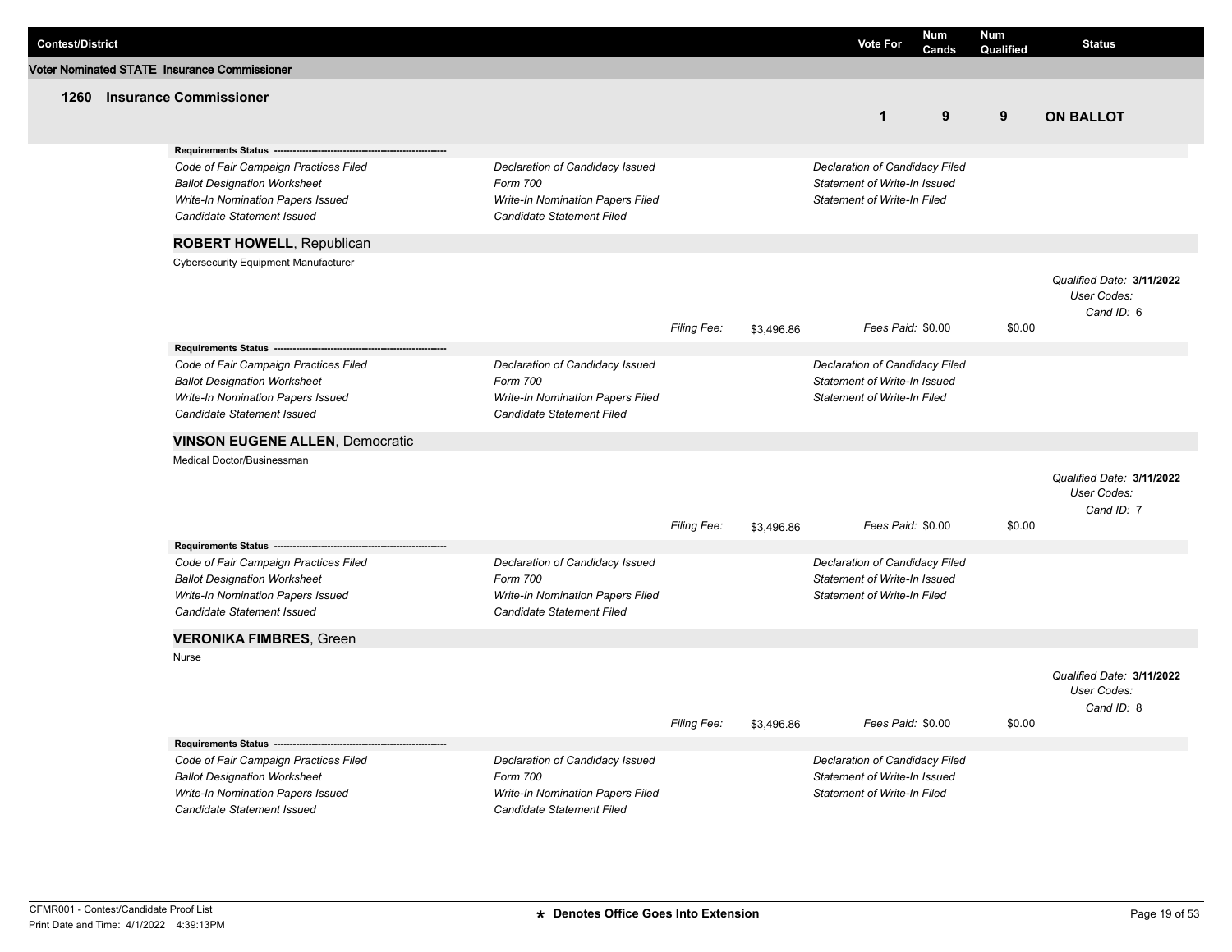| Contest/District | Vote For | Num Cands | Num Qualified | Status |
|---|---|---|---|---|

**Voter Nominated STATE Insurance Commissioner**

| 1260 Insurance Commissioner | 1 | 9 | 9 | ON BALLOT |
|---|---|---|---|---|

**Requirements Status** ---------------------------------------------------------

*Code of Fair Campaign Practices Filed* | *Declaration of Candidacy Issued* | *Declaration of Candidacy Filed*
*Ballot Designation Worksheet* | *Form 700* | *Statement of Write-In Issued*
*Write-In Nomination Papers Issued* | *Write-In Nomination Papers Filed* | *Statement of Write-In Filed*
*Candidate Statement Issued* | *Candidate Statement Filed*

**ROBERT HOWELL**, Republican

Cybersecurity Equipment Manufacturer

*Qualified Date:* **3/11/2022**
*User Codes:*
*Cand ID:* 6

*Filing Fee:* $3,496.86 *Fees Paid:* $0.00 $0.00

**Requirements Status** ---------------------------------------------------------

*Code of Fair Campaign Practices Filed* | *Declaration of Candidacy Issued* | *Declaration of Candidacy Filed*
*Ballot Designation Worksheet* | *Form 700* | *Statement of Write-In Issued*
*Write-In Nomination Papers Issued* | *Write-In Nomination Papers Filed* | *Statement of Write-In Filed*
*Candidate Statement Issued* | *Candidate Statement Filed*

**VINSON EUGENE ALLEN**, Democratic

Medical Doctor/Businessman

*Qualified Date:* **3/11/2022**
*User Codes:*
*Cand ID:* 7

*Filing Fee:* $3,496.86 *Fees Paid:* $0.00 $0.00

**Requirements Status** ---------------------------------------------------------

*Code of Fair Campaign Practices Filed* | *Declaration of Candidacy Issued* | *Declaration of Candidacy Filed*
*Ballot Designation Worksheet* | *Form 700* | *Statement of Write-In Issued*
*Write-In Nomination Papers Issued* | *Write-In Nomination Papers Filed* | *Statement of Write-In Filed*
*Candidate Statement Issued* | *Candidate Statement Filed*

**VERONIKA FIMBRES**, Green

Nurse

*Qualified Date:* **3/11/2022**
*User Codes:*
*Cand ID:* 8

*Filing Fee:* $3,496.86 *Fees Paid:* $0.00 $0.00

**Requirements Status** ---------------------------------------------------------

*Code of Fair Campaign Practices Filed* | *Declaration of Candidacy Issued* | *Declaration of Candidacy Filed*
*Ballot Designation Worksheet* | *Form 700* | *Statement of Write-In Issued*
*Write-In Nomination Papers Issued* | *Write-In Nomination Papers Filed* | *Statement of Write-In Filed*
*Candidate Statement Issued* | *Candidate Statement Filed*

CFMR001 - Contest/Candidate Proof List
Print Date and Time: 4/1/2022 4:39:13PM

**\* Denotes Office Goes Into Extension**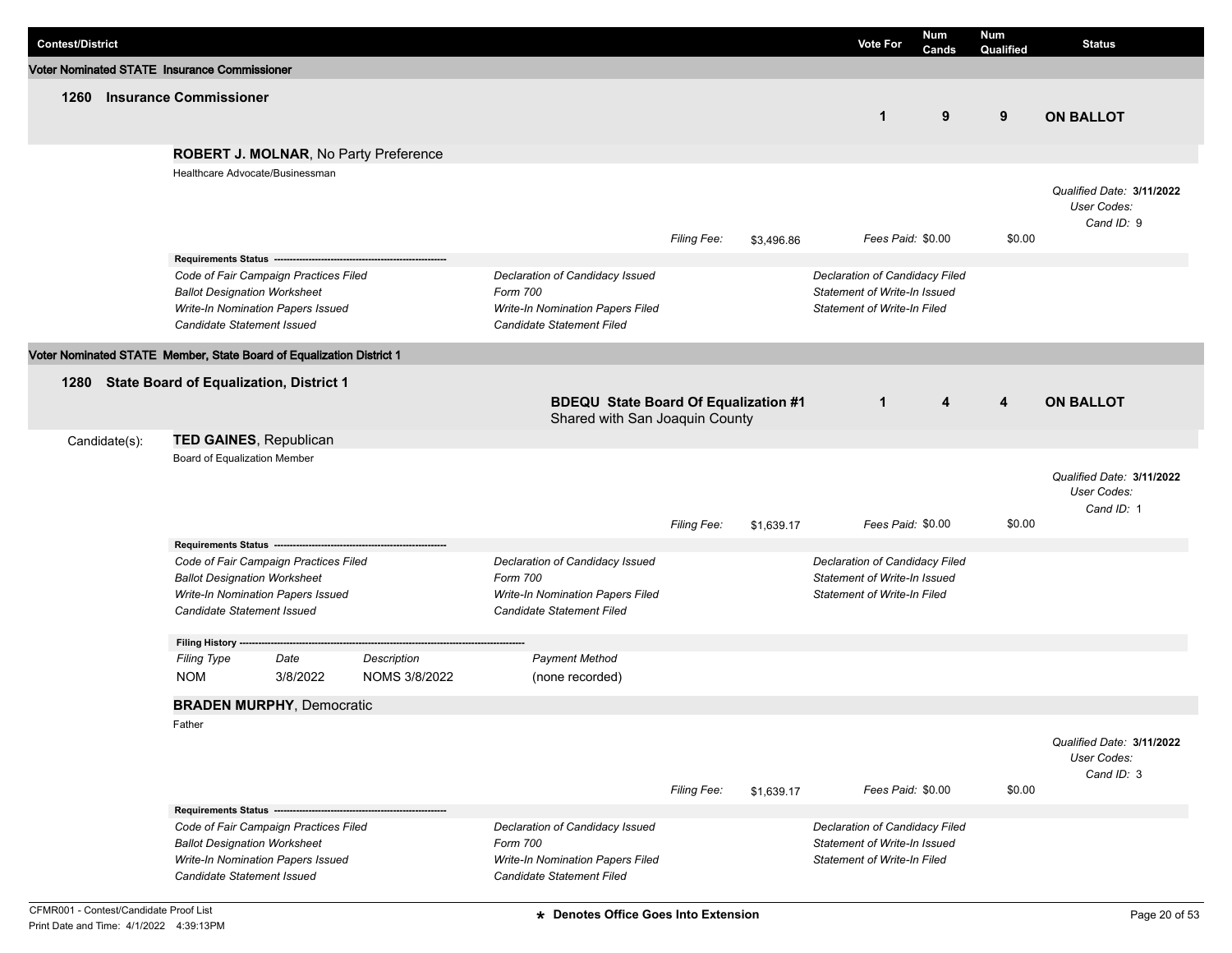| Contest/District | Vote For | Num Cands | Num Qualified | Status |
|---|---|---|---|---|

## Voter Nominated STATE Insurance Commissioner

### 1260 Insurance Commissioner

| Vote For | Num Cands | Num Qualified | Status |
|---|---|---|---|
| 1 | 9 | 9 | **ON BALLOT** |

**ROBERT J. MOLNAR**, No Party Preference

Healthcare Advocate/Businessman

*Qualified Date:* **3/11/2022**
*User Codes:*
*Cand ID:* 9

*Filing Fee:* $3,496.86 *Fees Paid:* $0.00 $0.00

**Requirements Status**

| | | |
|---|---|---|
| *Code of Fair Campaign Practices Filed* | *Declaration of Candidacy Issued* | *Declaration of Candidacy Filed* |
| *Ballot Designation Worksheet* | *Form 700* | *Statement of Write-In Issued* |
| *Write-In Nomination Papers Issued* | *Write-In Nomination Papers Filed* | *Statement of Write-In Filed* |
| *Candidate Statement Issued* | *Candidate Statement Filed* | |

## Voter Nominated STATE Member, State Board of Equalization District 1

### 1280 State Board of Equalization, District 1

**BDEQU State Board Of Equalization #1**
Shared with San Joaquin County

| Vote For | Num Cands | Num Qualified | Status |
|---|---|---|---|
| 1 | 4 | 4 | **ON BALLOT** |

Candidate(s):

**TED GAINES**, Republican

Board of Equalization Member

*Qualified Date:* **3/11/2022**
*User Codes:*
*Cand ID:* 1

*Filing Fee:* $1,639.17 *Fees Paid:* $0.00 $0.00

**Requirements Status**

| | | |
|---|---|---|
| *Code of Fair Campaign Practices Filed* | *Declaration of Candidacy Issued* | *Declaration of Candidacy Filed* |
| *Ballot Designation Worksheet* | *Form 700* | *Statement of Write-In Issued* |
| *Write-In Nomination Papers Issued* | *Write-In Nomination Papers Filed* | *Statement of Write-In Filed* |
| *Candidate Statement Issued* | *Candidate Statement Filed* | |

**Filing History**

| *Filing Type* | *Date* | *Description* | *Payment Method* |
|---|---|---|---|
| NOM | 3/8/2022 | NOMS 3/8/2022 | (none recorded) |

**BRADEN MURPHY**, Democratic

Father

*Qualified Date:* **3/11/2022**
*User Codes:*
*Cand ID:* 3

*Filing Fee:* $1,639.17 *Fees Paid:* $0.00 $0.00

**Requirements Status**

| | | |
|---|---|---|
| *Code of Fair Campaign Practices Filed* | *Declaration of Candidacy Issued* | *Declaration of Candidacy Filed* |
| *Ballot Designation Worksheet* | *Form 700* | *Statement of Write-In Issued* |
| *Write-In Nomination Papers Issued* | *Write-In Nomination Papers Filed* | *Statement of Write-In Filed* |
| *Candidate Statement Issued* | *Candidate Statement Filed* | |

CFMR001 - Contest/Candidate Proof List
Print Date and Time: 4/1/2022 4:39:13PM

**\* Denotes Office Goes Into Extension**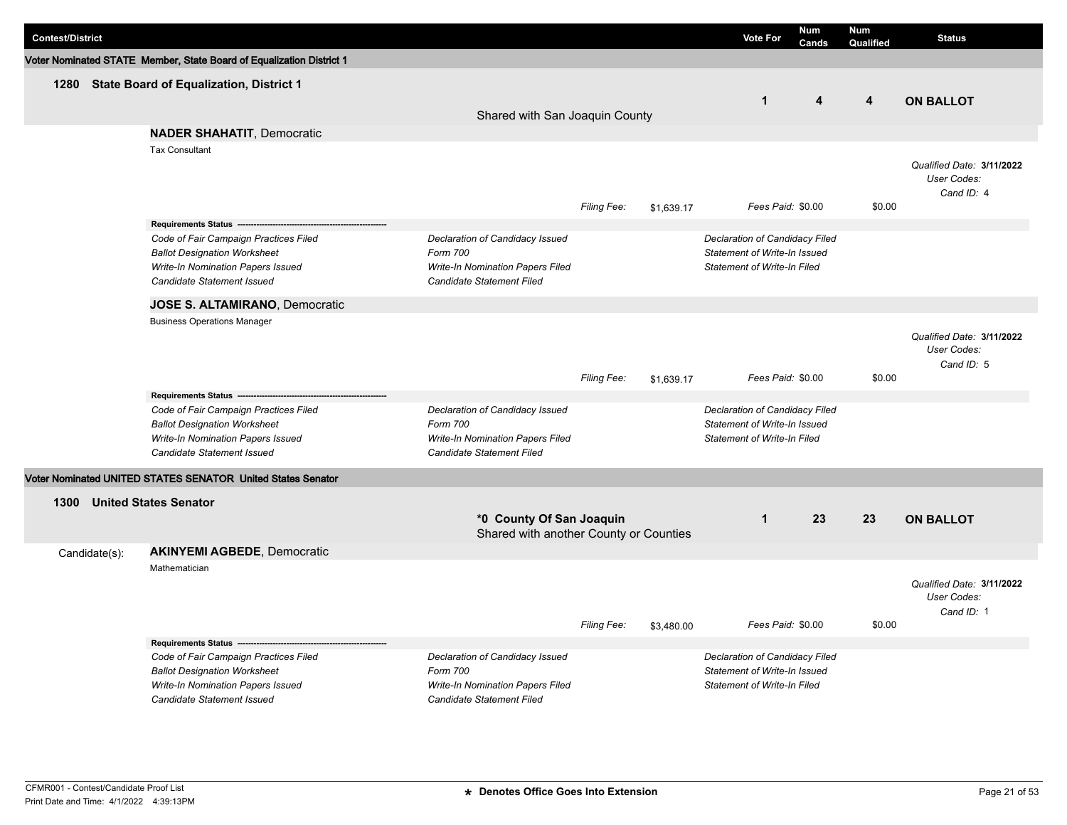| Contest/District | Vote For | Num Cands | Num Qualified | Status |
|---|---|---|---|---|

**Voter Nominated STATE Member, State Board of Equalization District 1**

## 1280 State Board of Equalization, District 1

Shared with San Joaquin County

| Vote For | Num Cands | Num Qualified | Status |
|---|---|---|---|
| 1 | 4 | 4 | ON BALLOT |

**NADER SHAHATIT**, Democratic

Tax Consultant

*Qualified Date:* **3/11/2022**
*User Codes:*
*Cand ID:* 4

*Filing Fee:* $1,639.17 *Fees Paid:* $0.00 $0.00

**Requirements Status**

| | | |
|---|---|---|
| *Code of Fair Campaign Practices Filed* | *Declaration of Candidacy Issued* | *Declaration of Candidacy Filed* |
| *Ballot Designation Worksheet* | *Form 700* | *Statement of Write-In Issued* |
| *Write-In Nomination Papers Issued* | *Write-In Nomination Papers Filed* | *Statement of Write-In Filed* |
| *Candidate Statement Issued* | *Candidate Statement Filed* | |

**JOSE S. ALTAMIRANO**, Democratic

Business Operations Manager

*Qualified Date:* **3/11/2022**
*User Codes:*
*Cand ID:* 5

*Filing Fee:* $1,639.17 *Fees Paid:* $0.00 $0.00

**Requirements Status**

| | | |
|---|---|---|
| *Code of Fair Campaign Practices Filed* | *Declaration of Candidacy Issued* | *Declaration of Candidacy Filed* |
| *Ballot Designation Worksheet* | *Form 700* | *Statement of Write-In Issued* |
| *Write-In Nomination Papers Issued* | *Write-In Nomination Papers Filed* | *Statement of Write-In Filed* |
| *Candidate Statement Issued* | *Candidate Statement Filed* | |

**Voter Nominated UNITED STATES SENATOR United States Senator**

## 1300 United States Senator

**\*0 County Of San Joaquin**
Shared with another County or Counties

| Vote For | Num Cands | Num Qualified | Status |
|---|---|---|---|
| 1 | 23 | 23 | ON BALLOT |

Candidate(s):

**AKINYEMI AGBEDE**, Democratic

Mathematician

*Qualified Date:* **3/11/2022**
*User Codes:*
*Cand ID:* 1

*Filing Fee:* $3,480.00 *Fees Paid:* $0.00 $0.00

**Requirements Status**

| | | |
|---|---|---|
| *Code of Fair Campaign Practices Filed* | *Declaration of Candidacy Issued* | *Declaration of Candidacy Filed* |
| *Ballot Designation Worksheet* | *Form 700* | *Statement of Write-In Issued* |
| *Write-In Nomination Papers Issued* | *Write-In Nomination Papers Filed* | *Statement of Write-In Filed* |
| *Candidate Statement Issued* | *Candidate Statement Filed* | |

CFMR001 - Contest/Candidate Proof List
Print Date and Time: 4/1/2022 4:39:13PM

\* Denotes Office Goes Into Extension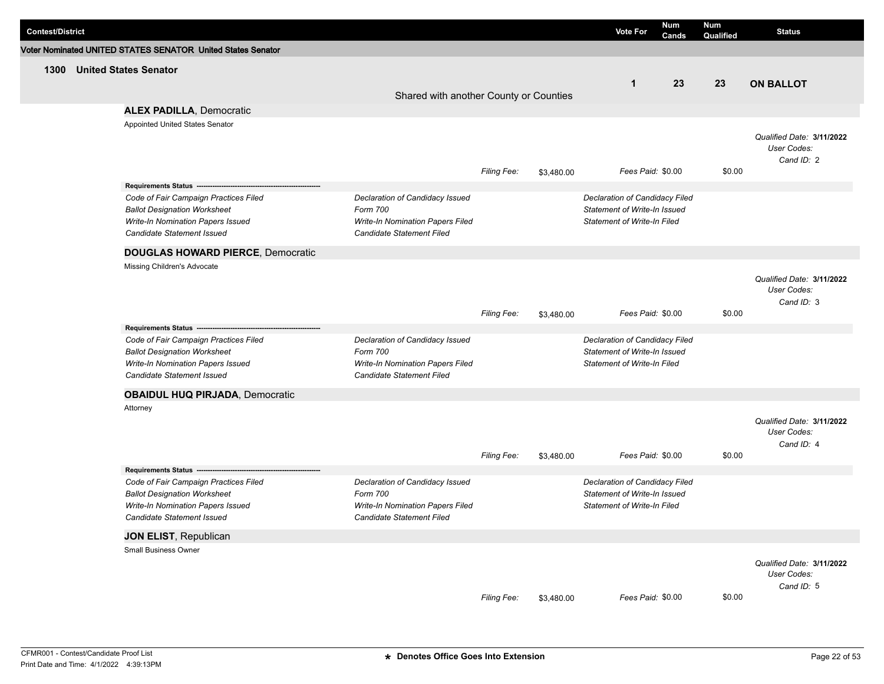| Contest/District | Vote For | Num Cands | Num Qualified | Status |
| --- | --- | --- | --- | --- |

**Voter Nominated UNITED STATES SENATOR United States Senator**

## 1300 United States Senator

| Vote For | Num Cands | Num Qualified | Status |
| --- | --- | --- | --- |
| 1 | 23 | 23 | ON BALLOT |

Shared with another County or Counties

### ALEX PADILLA, Democratic

Appointed United States Senator

*Qualified Date:* **3/11/2022**
*User Codes:*
*Cand ID:* 2

*Filing Fee:* $3,480.00 *Fees Paid:* $0.00 $0.00

**Requirements Status**

| | | |
| --- | --- | --- |
| *Code of Fair Campaign Practices Filed* | *Declaration of Candidacy Issued* | *Declaration of Candidacy Filed* |
| *Ballot Designation Worksheet* | *Form 700* | *Statement of Write-In Issued* |
| *Write-In Nomination Papers Issued* | *Write-In Nomination Papers Filed* | *Statement of Write-In Filed* |
| *Candidate Statement Issued* | *Candidate Statement Filed* | |

### DOUGLAS HOWARD PIERCE, Democratic

Missing Children's Advocate

*Qualified Date:* **3/11/2022**
*User Codes:*
*Cand ID:* 3

*Filing Fee:* $3,480.00 *Fees Paid:* $0.00 $0.00

**Requirements Status**

| | | |
| --- | --- | --- |
| *Code of Fair Campaign Practices Filed* | *Declaration of Candidacy Issued* | *Declaration of Candidacy Filed* |
| *Ballot Designation Worksheet* | *Form 700* | *Statement of Write-In Issued* |
| *Write-In Nomination Papers Issued* | *Write-In Nomination Papers Filed* | *Statement of Write-In Filed* |
| *Candidate Statement Issued* | *Candidate Statement Filed* | |

### OBAIDUL HUQ PIRJADA, Democratic

Attorney

*Qualified Date:* **3/11/2022**
*User Codes:*
*Cand ID:* 4

*Filing Fee:* $3,480.00 *Fees Paid:* $0.00 $0.00

**Requirements Status**

| | | |
| --- | --- | --- |
| *Code of Fair Campaign Practices Filed* | *Declaration of Candidacy Issued* | *Declaration of Candidacy Filed* |
| *Ballot Designation Worksheet* | *Form 700* | *Statement of Write-In Issued* |
| *Write-In Nomination Papers Issued* | *Write-In Nomination Papers Filed* | *Statement of Write-In Filed* |
| *Candidate Statement Issued* | *Candidate Statement Filed* | |

### JON ELIST, Republican

Small Business Owner

*Qualified Date:* **3/11/2022**
*User Codes:*
*Cand ID:* 5

*Filing Fee:* $3,480.00 *Fees Paid:* $0.00 $0.00

CFMR001 - Contest/Candidate Proof List
Print Date and Time: 4/1/2022 4:39:13PM

**★ Denotes Office Goes Into Extension**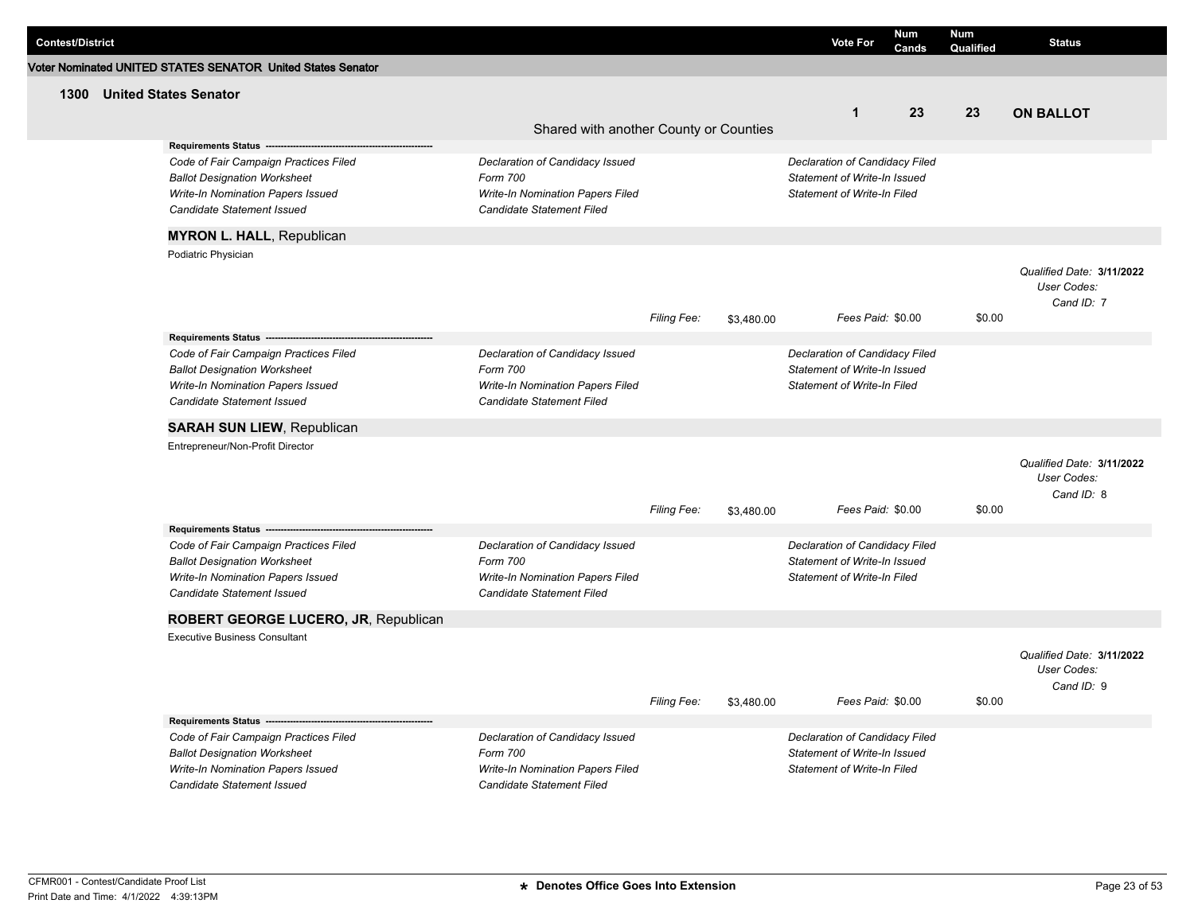| Contest/District | Vote For | Num Cands | Num Qualified | Status |
|---|---|---|---|---|

**Voter Nominated UNITED STATES SENATOR United States Senator**

## 1300 United States Senator

| Vote For | Num Cands | Num Qualified | Status |
|---|---|---|---|
| 1 | 23 | 23 | **ON BALLOT** |

Shared with another County or Counties

**Requirements Status** ---------------------------------------------------------

| | | |
|---|---|---|
| *Code of Fair Campaign Practices Filed* | *Declaration of Candidacy Issued* | *Declaration of Candidacy Filed* |
| *Ballot Designation Worksheet* | *Form 700* | *Statement of Write-In Issued* |
| *Write-In Nomination Papers Issued* | *Write-In Nomination Papers Filed* | *Statement of Write-In Filed* |
| *Candidate Statement Issued* | *Candidate Statement Filed* | |

### **MYRON L. HALL**, Republican

Podiatric Physician

*Qualified Date:* **3/11/2022**
*User Codes:*
*Cand ID:* 7

*Filing Fee:* $3,480.00 *Fees Paid:* $0.00 $0.00

**Requirements Status** ---------------------------------------------------------

| | | |
|---|---|---|
| *Code of Fair Campaign Practices Filed* | *Declaration of Candidacy Issued* | *Declaration of Candidacy Filed* |
| *Ballot Designation Worksheet* | *Form 700* | *Statement of Write-In Issued* |
| *Write-In Nomination Papers Issued* | *Write-In Nomination Papers Filed* | *Statement of Write-In Filed* |
| *Candidate Statement Issued* | *Candidate Statement Filed* | |

### **SARAH SUN LIEW**, Republican

Entrepreneur/Non-Profit Director

*Qualified Date:* **3/11/2022**
*User Codes:*
*Cand ID:* 8

*Filing Fee:* $3,480.00 *Fees Paid:* $0.00 $0.00

**Requirements Status** ---------------------------------------------------------

| | | |
|---|---|---|
| *Code of Fair Campaign Practices Filed* | *Declaration of Candidacy Issued* | *Declaration of Candidacy Filed* |
| *Ballot Designation Worksheet* | *Form 700* | *Statement of Write-In Issued* |
| *Write-In Nomination Papers Issued* | *Write-In Nomination Papers Filed* | *Statement of Write-In Filed* |
| *Candidate Statement Issued* | *Candidate Statement Filed* | |

### **ROBERT GEORGE LUCERO, JR**, Republican

Executive Business Consultant

*Qualified Date:* **3/11/2022**
*User Codes:*
*Cand ID:* 9

*Filing Fee:* $3,480.00 *Fees Paid:* $0.00 $0.00

**Requirements Status** ---------------------------------------------------------

| | | |
|---|---|---|
| *Code of Fair Campaign Practices Filed* | *Declaration of Candidacy Issued* | *Declaration of Candidacy Filed* |
| *Ballot Designation Worksheet* | *Form 700* | *Statement of Write-In Issued* |
| *Write-In Nomination Papers Issued* | *Write-In Nomination Papers Filed* | *Statement of Write-In Filed* |
| *Candidate Statement Issued* | *Candidate Statement Filed* | |

CFMR001 - Contest/Candidate Proof List
Print Date and Time: 4/1/2022 4:39:13PM

**\* Denotes Office Goes Into Extension**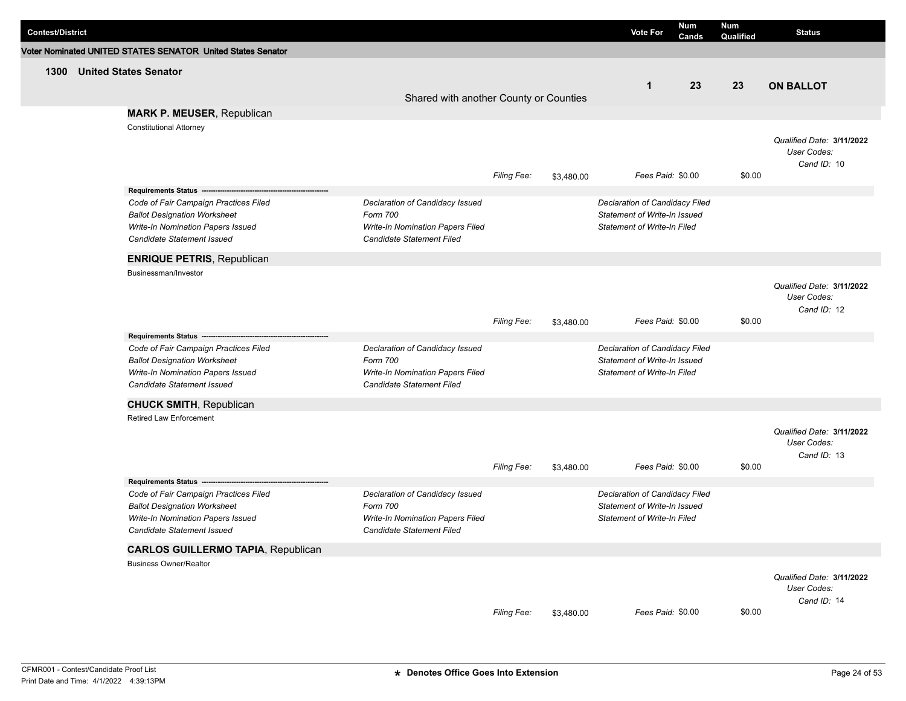| Contest/District | Vote For | Num Cands | Num Qualified | Status |
|---|---|---|---|---|

## Voter Nominated UNITED STATES SENATOR United States Senator

### 1300 United States Senator

Shared with another County or Counties

| Vote For | Num Cands | Num Qualified | Status |
|---|---|---|---|
| 1 | 23 | 23 | **ON BALLOT** |

**MARK P. MEUSER**, Republican

Constitutional Attorney

*Qualified Date:* **3/11/2022**
*User Codes:*
*Cand ID:* 10

*Filing Fee:* $3,480.00 *Fees Paid:* $0.00 $0.00

**Requirements Status** ---------------------------------------------------------

| | | |
|---|---|---|
| *Code of Fair Campaign Practices Filed* | *Declaration of Candidacy Issued* | *Declaration of Candidacy Filed* |
| *Ballot Designation Worksheet* | *Form 700* | *Statement of Write-In Issued* |
| *Write-In Nomination Papers Issued* | *Write-In Nomination Papers Filed* | *Statement of Write-In Filed* |
| *Candidate Statement Issued* | *Candidate Statement Filed* | |

**ENRIQUE PETRIS**, Republican

Businessman/Investor

*Qualified Date:* **3/11/2022**
*User Codes:*
*Cand ID:* 12

*Filing Fee:* $3,480.00 *Fees Paid:* $0.00 $0.00

**Requirements Status** ---------------------------------------------------------

| | | |
|---|---|---|
| *Code of Fair Campaign Practices Filed* | *Declaration of Candidacy Issued* | *Declaration of Candidacy Filed* |
| *Ballot Designation Worksheet* | *Form 700* | *Statement of Write-In Issued* |
| *Write-In Nomination Papers Issued* | *Write-In Nomination Papers Filed* | *Statement of Write-In Filed* |
| *Candidate Statement Issued* | *Candidate Statement Filed* | |

**CHUCK SMITH**, Republican

Retired Law Enforcement

*Qualified Date:* **3/11/2022**
*User Codes:*
*Cand ID:* 13

*Filing Fee:* $3,480.00 *Fees Paid:* $0.00 $0.00

**Requirements Status** ---------------------------------------------------------

| | | |
|---|---|---|
| *Code of Fair Campaign Practices Filed* | *Declaration of Candidacy Issued* | *Declaration of Candidacy Filed* |
| *Ballot Designation Worksheet* | *Form 700* | *Statement of Write-In Issued* |
| *Write-In Nomination Papers Issued* | *Write-In Nomination Papers Filed* | *Statement of Write-In Filed* |
| *Candidate Statement Issued* | *Candidate Statement Filed* | |

**CARLOS GUILLERMO TAPIA**, Republican

Business Owner/Realtor

*Qualified Date:* **3/11/2022**
*User Codes:*
*Cand ID:* 14

*Filing Fee:* $3,480.00 *Fees Paid:* $0.00 $0.00

CFMR001 - Contest/Candidate Proof List
Print Date and Time: 4/1/2022 4:39:13PM

**\* Denotes Office Goes Into Extension**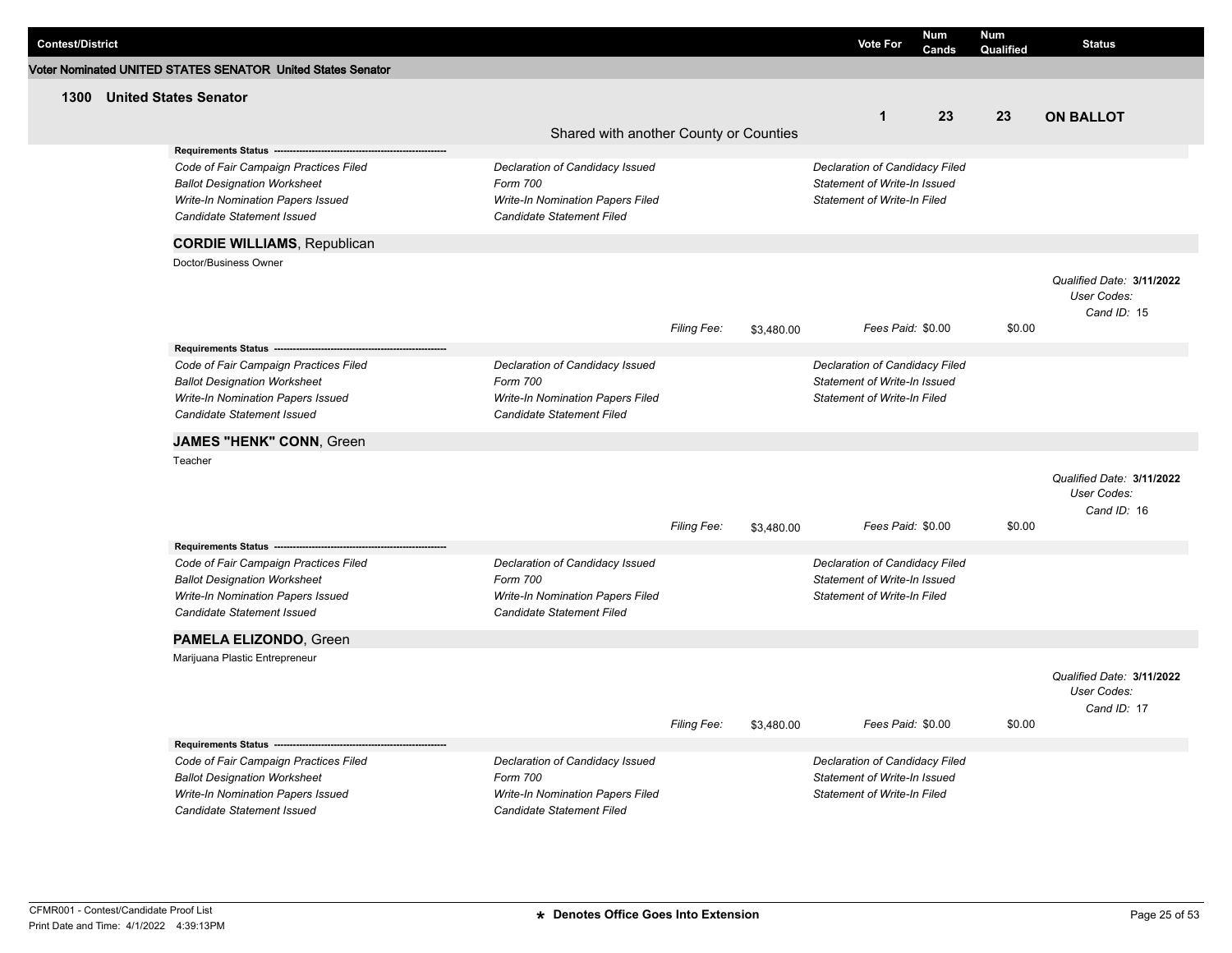| Contest/District | Vote For | Num Cands | Num Qualified | Status |
|---|---|---|---|---|

**Voter Nominated UNITED STATES SENATOR United States Senator**

## 1300 United States Senator

| | Vote For | Num Cands | Num Qualified | Status |
|---|---|---|---|---|
| Shared with another County or Counties | 1 | 23 | 23 | ON BALLOT |

**Requirements Status** ----------------------------------------------------

| | | |
|---|---|---|
| *Code of Fair Campaign Practices Filed* | *Declaration of Candidacy Issued* | *Declaration of Candidacy Filed* |
| *Ballot Designation Worksheet* | *Form 700* | *Statement of Write-In Issued* |
| *Write-In Nomination Papers Issued* | *Write-In Nomination Papers Filed* | *Statement of Write-In Filed* |
| *Candidate Statement Issued* | *Candidate Statement Filed* | |

### CORDIE WILLIAMS, Republican

Doctor/Business Owner

*Qualified Date:* **3/11/2022**
*User Codes:*
*Cand ID:* 15

*Filing Fee:* $3,480.00 *Fees Paid:* $0.00 $0.00

**Requirements Status** ----------------------------------------------------

| | | |
|---|---|---|
| *Code of Fair Campaign Practices Filed* | *Declaration of Candidacy Issued* | *Declaration of Candidacy Filed* |
| *Ballot Designation Worksheet* | *Form 700* | *Statement of Write-In Issued* |
| *Write-In Nomination Papers Issued* | *Write-In Nomination Papers Filed* | *Statement of Write-In Filed* |
| *Candidate Statement Issued* | *Candidate Statement Filed* | |

### JAMES "HENK" CONN, Green

Teacher

*Qualified Date:* **3/11/2022**
*User Codes:*
*Cand ID:* 16

*Filing Fee:* $3,480.00 *Fees Paid:* $0.00 $0.00

**Requirements Status** ----------------------------------------------------

| | | |
|---|---|---|
| *Code of Fair Campaign Practices Filed* | *Declaration of Candidacy Issued* | *Declaration of Candidacy Filed* |
| *Ballot Designation Worksheet* | *Form 700* | *Statement of Write-In Issued* |
| *Write-In Nomination Papers Issued* | *Write-In Nomination Papers Filed* | *Statement of Write-In Filed* |
| *Candidate Statement Issued* | *Candidate Statement Filed* | |

### PAMELA ELIZONDO, Green

Marijuana Plastic Entrepreneur

*Qualified Date:* **3/11/2022**
*User Codes:*
*Cand ID:* 17

*Filing Fee:* $3,480.00 *Fees Paid:* $0.00 $0.00

**Requirements Status** ----------------------------------------------------

| | | |
|---|---|---|
| *Code of Fair Campaign Practices Filed* | *Declaration of Candidacy Issued* | *Declaration of Candidacy Filed* |
| *Ballot Designation Worksheet* | *Form 700* | *Statement of Write-In Issued* |
| *Write-In Nomination Papers Issued* | *Write-In Nomination Papers Filed* | *Statement of Write-In Filed* |
| *Candidate Statement Issued* | *Candidate Statement Filed* | |

CFMR001 - Contest/Candidate Proof List
Print Date and Time: 4/1/2022 4:39:13PM

★ **Denotes Office Goes Into Extension**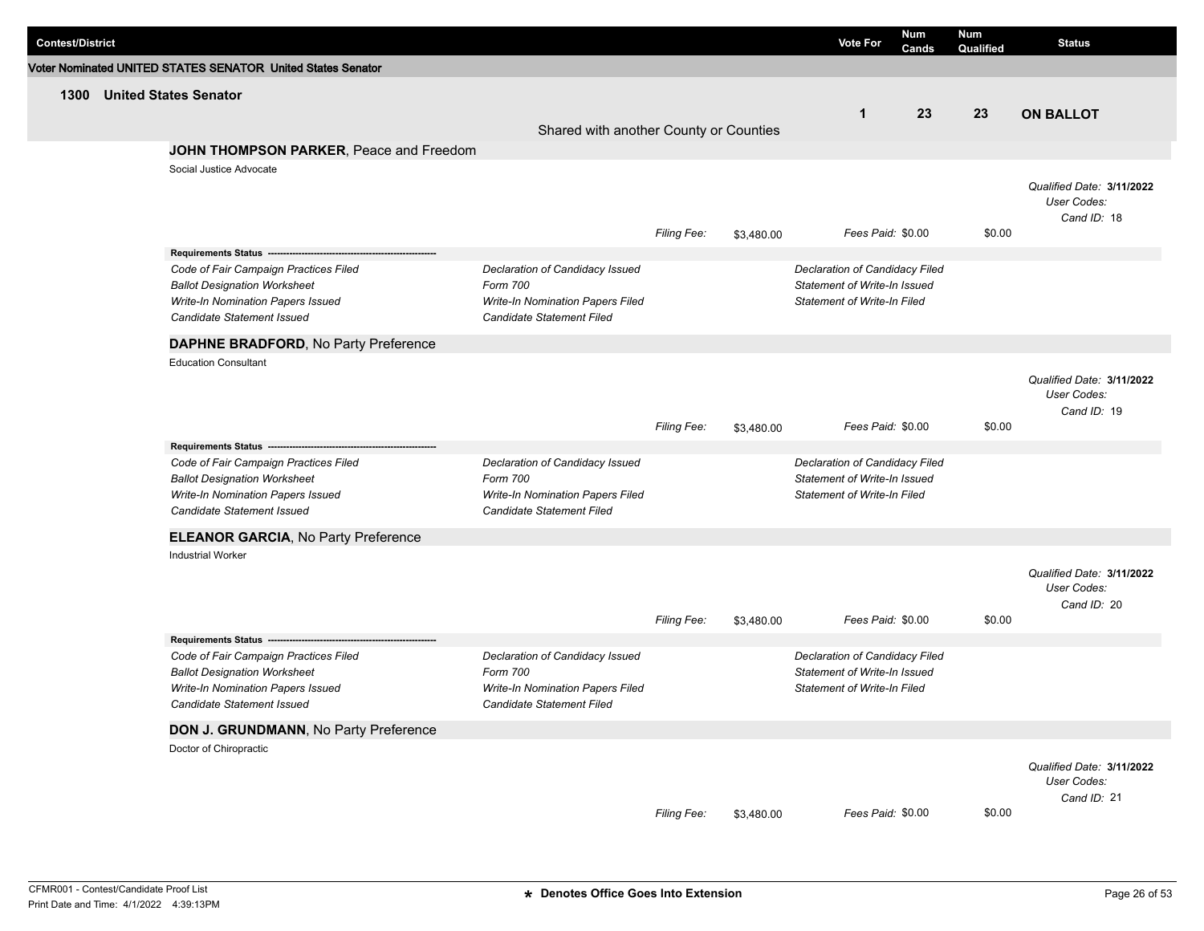| Contest/District | Vote For | Num Cands | Num Qualified | Status |
|---|---|---|---|---|

**Voter Nominated UNITED STATES SENATOR United States Senator**

**1300 United States Senator**

| | Vote For | Num Cands | Num Qualified | Status |
|---|---|---|---|---|
| Shared with another County or Counties | 1 | 23 | 23 | **ON BALLOT** |

**JOHN THOMPSON PARKER**, Peace and Freedom

Social Justice Advocate

*Qualified Date:* **3/11/2022**
*User Codes:*
*Cand ID:* 18

*Filing Fee:* $3,480.00 *Fees Paid:* $0.00 $0.00

**Requirements Status**

| | | |
|---|---|---|
| *Code of Fair Campaign Practices Filed* | *Declaration of Candidacy Issued* | *Declaration of Candidacy Filed* |
| *Ballot Designation Worksheet* | *Form 700* | *Statement of Write-In Issued* |
| *Write-In Nomination Papers Issued* | *Write-In Nomination Papers Filed* | *Statement of Write-In Filed* |
| *Candidate Statement Issued* | *Candidate Statement Filed* | |

**DAPHNE BRADFORD**, No Party Preference

Education Consultant

*Qualified Date:* **3/11/2022**
*User Codes:*
*Cand ID:* 19

*Filing Fee:* $3,480.00 *Fees Paid:* $0.00 $0.00

**Requirements Status**

| | | |
|---|---|---|
| *Code of Fair Campaign Practices Filed* | *Declaration of Candidacy Issued* | *Declaration of Candidacy Filed* |
| *Ballot Designation Worksheet* | *Form 700* | *Statement of Write-In Issued* |
| *Write-In Nomination Papers Issued* | *Write-In Nomination Papers Filed* | *Statement of Write-In Filed* |
| *Candidate Statement Issued* | *Candidate Statement Filed* | |

**ELEANOR GARCIA**, No Party Preference

Industrial Worker

*Qualified Date:* **3/11/2022**
*User Codes:*
*Cand ID:* 20

*Filing Fee:* $3,480.00 *Fees Paid:* $0.00 $0.00

**Requirements Status**

| | | |
|---|---|---|
| *Code of Fair Campaign Practices Filed* | *Declaration of Candidacy Issued* | *Declaration of Candidacy Filed* |
| *Ballot Designation Worksheet* | *Form 700* | *Statement of Write-In Issued* |
| *Write-In Nomination Papers Issued* | *Write-In Nomination Papers Filed* | *Statement of Write-In Filed* |
| *Candidate Statement Issued* | *Candidate Statement Filed* | |

**DON J. GRUNDMANN**, No Party Preference

Doctor of Chiropractic

*Qualified Date:* **3/11/2022**
*User Codes:*
*Cand ID:* 21

*Filing Fee:* $3,480.00 *Fees Paid:* $0.00 $0.00

CFMR001 - Contest/Candidate Proof List
Print Date and Time: 4/1/2022 4:39:13PM

**\* Denotes Office Goes Into Extension**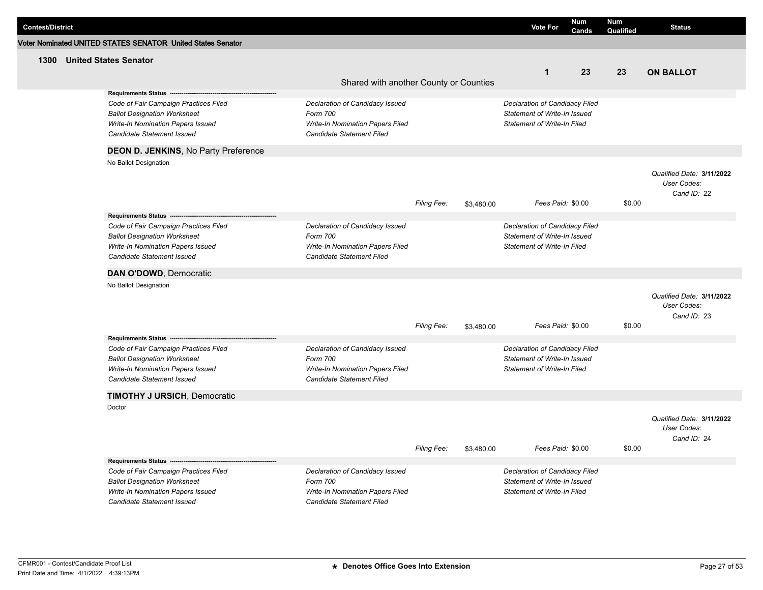| Contest/District | Vote For | Num Cands | Num Qualified | Status |
|---|---|---|---|---|

**Voter Nominated UNITED STATES SENATOR United States Senator**

### 1300 United States Senator

| Vote For | Num Cands | Num Qualified | Status |
|---|---|---|---|
| 1 | 23 | 23 | ON BALLOT |

Shared with another County or Counties

**Requirements Status** ---------------------------------------------------------

| | | |
|---|---|---|
| *Code of Fair Campaign Practices Filed* | *Declaration of Candidacy Issued* | *Declaration of Candidacy Filed* |
| *Ballot Designation Worksheet* | *Form 700* | *Statement of Write-In Issued* |
| *Write-In Nomination Papers Issued* | *Write-In Nomination Papers Filed* | *Statement of Write-In Filed* |
| *Candidate Statement Issued* | *Candidate Statement Filed* | |

**DEON D. JENKINS**, No Party Preference

No Ballot Designation

*Qualified Date:* **3/11/2022**
*User Codes:*
*Cand ID:* 22

*Filing Fee:* $3,480.00 *Fees Paid:* $0.00 $0.00

**Requirements Status** ---------------------------------------------------------

| | | |
|---|---|---|
| *Code of Fair Campaign Practices Filed* | *Declaration of Candidacy Issued* | *Declaration of Candidacy Filed* |
| *Ballot Designation Worksheet* | *Form 700* | *Statement of Write-In Issued* |
| *Write-In Nomination Papers Issued* | *Write-In Nomination Papers Filed* | *Statement of Write-In Filed* |
| *Candidate Statement Issued* | *Candidate Statement Filed* | |

**DAN O'DOWD**, Democratic

No Ballot Designation

*Qualified Date:* **3/11/2022**
*User Codes:*
*Cand ID:* 23

*Filing Fee:* $3,480.00 *Fees Paid:* $0.00 $0.00

**Requirements Status** ---------------------------------------------------------

| | | |
|---|---|---|
| *Code of Fair Campaign Practices Filed* | *Declaration of Candidacy Issued* | *Declaration of Candidacy Filed* |
| *Ballot Designation Worksheet* | *Form 700* | *Statement of Write-In Issued* |
| *Write-In Nomination Papers Issued* | *Write-In Nomination Papers Filed* | *Statement of Write-In Filed* |
| *Candidate Statement Issued* | *Candidate Statement Filed* | |

**TIMOTHY J URSICH**, Democratic

Doctor

*Qualified Date:* **3/11/2022**
*User Codes:*
*Cand ID:* 24

*Filing Fee:* $3,480.00 *Fees Paid:* $0.00 $0.00

**Requirements Status** ---------------------------------------------------------

| | | |
|---|---|---|
| *Code of Fair Campaign Practices Filed* | *Declaration of Candidacy Issued* | *Declaration of Candidacy Filed* |
| *Ballot Designation Worksheet* | *Form 700* | *Statement of Write-In Issued* |
| *Write-In Nomination Papers Issued* | *Write-In Nomination Papers Filed* | *Statement of Write-In Filed* |
| *Candidate Statement Issued* | *Candidate Statement Filed* | |

CFMR001 - Contest/Candidate Proof List
Print Date and Time: 4/1/2022 4:39:13PM

**\* Denotes Office Goes Into Extension**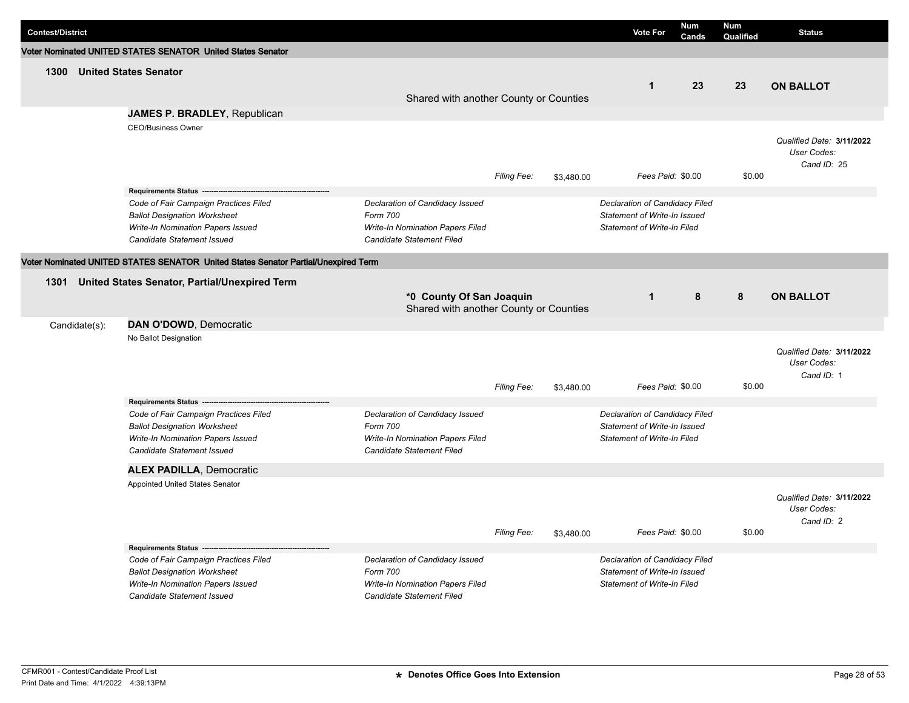| Contest/District | Vote For | Num Cands | Num Qualified | Status |
|---|---|---|---|---|

## Voter Nominated UNITED STATES SENATOR United States Senator

### 1300 United States Senator

Shared with another County or Counties

| Vote For | Num Cands | Num Qualified | Status |
|---|---|---|---|
| 1 | 23 | 23 | **ON BALLOT** |

**JAMES P. BRADLEY**, Republican

CEO/Business Owner

*Qualified Date:* **3/11/2022**
*User Codes:*
*Cand ID:* 25

*Filing Fee:* $3,480.00 *Fees Paid:* $0.00 $0.00

**Requirements Status**

| | | |
|---|---|---|
| *Code of Fair Campaign Practices Filed* | *Declaration of Candidacy Issued* | *Declaration of Candidacy Filed* |
| *Ballot Designation Worksheet* | *Form 700* | *Statement of Write-In Issued* |
| *Write-In Nomination Papers Issued* | *Write-In Nomination Papers Filed* | *Statement of Write-In Filed* |
| *Candidate Statement Issued* | *Candidate Statement Filed* | |

## Voter Nominated UNITED STATES SENATOR United States Senator Partial/Unexpired Term

### 1301 United States Senator, Partial/Unexpired Term

**\*0 County Of San Joaquin**
Shared with another County or Counties

| Vote For | Num Cands | Num Qualified | Status |
|---|---|---|---|
| 1 | 8 | 8 | **ON BALLOT** |

Candidate(s):

**DAN O'DOWD**, Democratic

No Ballot Designation

*Qualified Date:* **3/11/2022**
*User Codes:*
*Cand ID:* 1

*Filing Fee:* $3,480.00 *Fees Paid:* $0.00 $0.00

**Requirements Status**

| | | |
|---|---|---|
| *Code of Fair Campaign Practices Filed* | *Declaration of Candidacy Issued* | *Declaration of Candidacy Filed* |
| *Ballot Designation Worksheet* | *Form 700* | *Statement of Write-In Issued* |
| *Write-In Nomination Papers Issued* | *Write-In Nomination Papers Filed* | *Statement of Write-In Filed* |
| *Candidate Statement Issued* | *Candidate Statement Filed* | |

**ALEX PADILLA**, Democratic

Appointed United States Senator

*Qualified Date:* **3/11/2022**
*User Codes:*
*Cand ID:* 2

*Filing Fee:* $3,480.00 *Fees Paid:* $0.00 $0.00

**Requirements Status**

| | | |
|---|---|---|
| *Code of Fair Campaign Practices Filed* | *Declaration of Candidacy Issued* | *Declaration of Candidacy Filed* |
| *Ballot Designation Worksheet* | *Form 700* | *Statement of Write-In Issued* |
| *Write-In Nomination Papers Issued* | *Write-In Nomination Papers Filed* | *Statement of Write-In Filed* |
| *Candidate Statement Issued* | *Candidate Statement Filed* | |

CFMR001 - Contest/Candidate Proof List
Print Date and Time: 4/1/2022 4:39:13PM

**\* Denotes Office Goes Into Extension**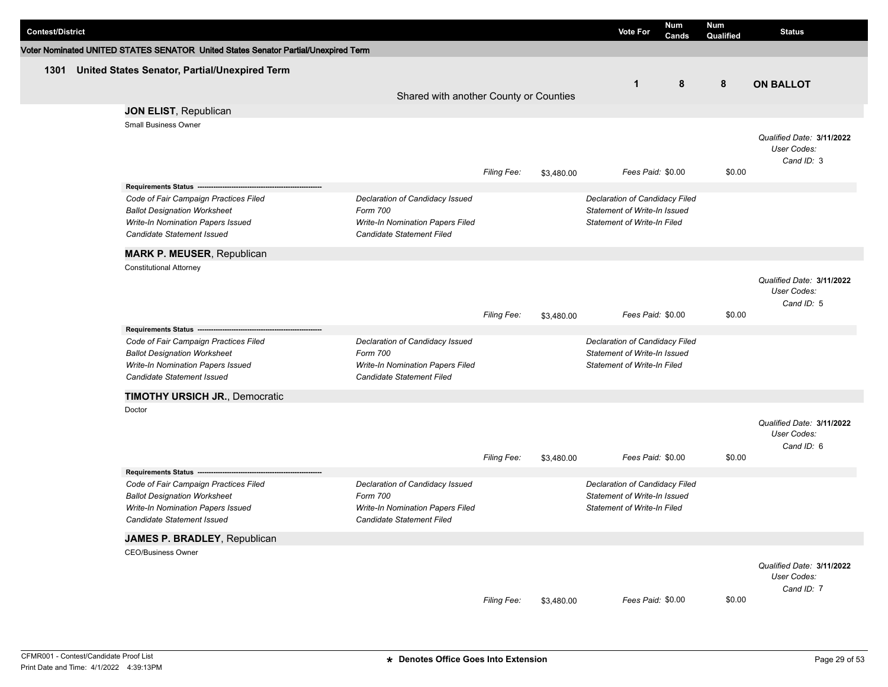| Contest/District | Vote For | Num Cands | Num Qualified | Status |
|---|---|---|---|---|

**Voter Nominated UNITED STATES SENATOR United States Senator Partial/Unexpired Term**

| 1301 United States Senator, Partial/Unexpired Term | Vote For | Num Cands | Num Qualified | Status |
|---|---|---|---|---|
| Shared with another County or Counties | 1 | 8 | 8 | **ON BALLOT** |

**JON ELIST**, Republican

Small Business Owner

*Qualified Date:* **3/11/2022**
*User Codes:*
*Cand ID:* 3

*Filing Fee:* $3,480.00 *Fees Paid:* $0.00 $0.00

**Requirements Status**

| | | |
|---|---|---|
| *Code of Fair Campaign Practices Filed* | *Declaration of Candidacy Issued* | *Declaration of Candidacy Filed* |
| *Ballot Designation Worksheet* | *Form 700* | *Statement of Write-In Issued* |
| *Write-In Nomination Papers Issued* | *Write-In Nomination Papers Filed* | *Statement of Write-In Filed* |
| *Candidate Statement Issued* | *Candidate Statement Filed* | |

**MARK P. MEUSER**, Republican

Constitutional Attorney

*Qualified Date:* **3/11/2022**
*User Codes:*
*Cand ID:* 5

*Filing Fee:* $3,480.00 *Fees Paid:* $0.00 $0.00

**Requirements Status**

| | | |
|---|---|---|
| *Code of Fair Campaign Practices Filed* | *Declaration of Candidacy Issued* | *Declaration of Candidacy Filed* |
| *Ballot Designation Worksheet* | *Form 700* | *Statement of Write-In Issued* |
| *Write-In Nomination Papers Issued* | *Write-In Nomination Papers Filed* | *Statement of Write-In Filed* |
| *Candidate Statement Issued* | *Candidate Statement Filed* | |

**TIMOTHY URSICH JR.**, Democratic

Doctor

*Qualified Date:* **3/11/2022**
*User Codes:*
*Cand ID:* 6

*Filing Fee:* $3,480.00 *Fees Paid:* $0.00 $0.00

**Requirements Status**

| | | |
|---|---|---|
| *Code of Fair Campaign Practices Filed* | *Declaration of Candidacy Issued* | *Declaration of Candidacy Filed* |
| *Ballot Designation Worksheet* | *Form 700* | *Statement of Write-In Issued* |
| *Write-In Nomination Papers Issued* | *Write-In Nomination Papers Filed* | *Statement of Write-In Filed* |
| *Candidate Statement Issued* | *Candidate Statement Filed* | |

**JAMES P. BRADLEY**, Republican

CEO/Business Owner

*Qualified Date:* **3/11/2022**
*User Codes:*
*Cand ID:* 7

*Filing Fee:* $3,480.00 *Fees Paid:* $0.00 $0.00

CFMR001 - Contest/Candidate Proof List
Print Date and Time: 4/1/2022 4:39:13PM

**\* Denotes Office Goes Into Extension**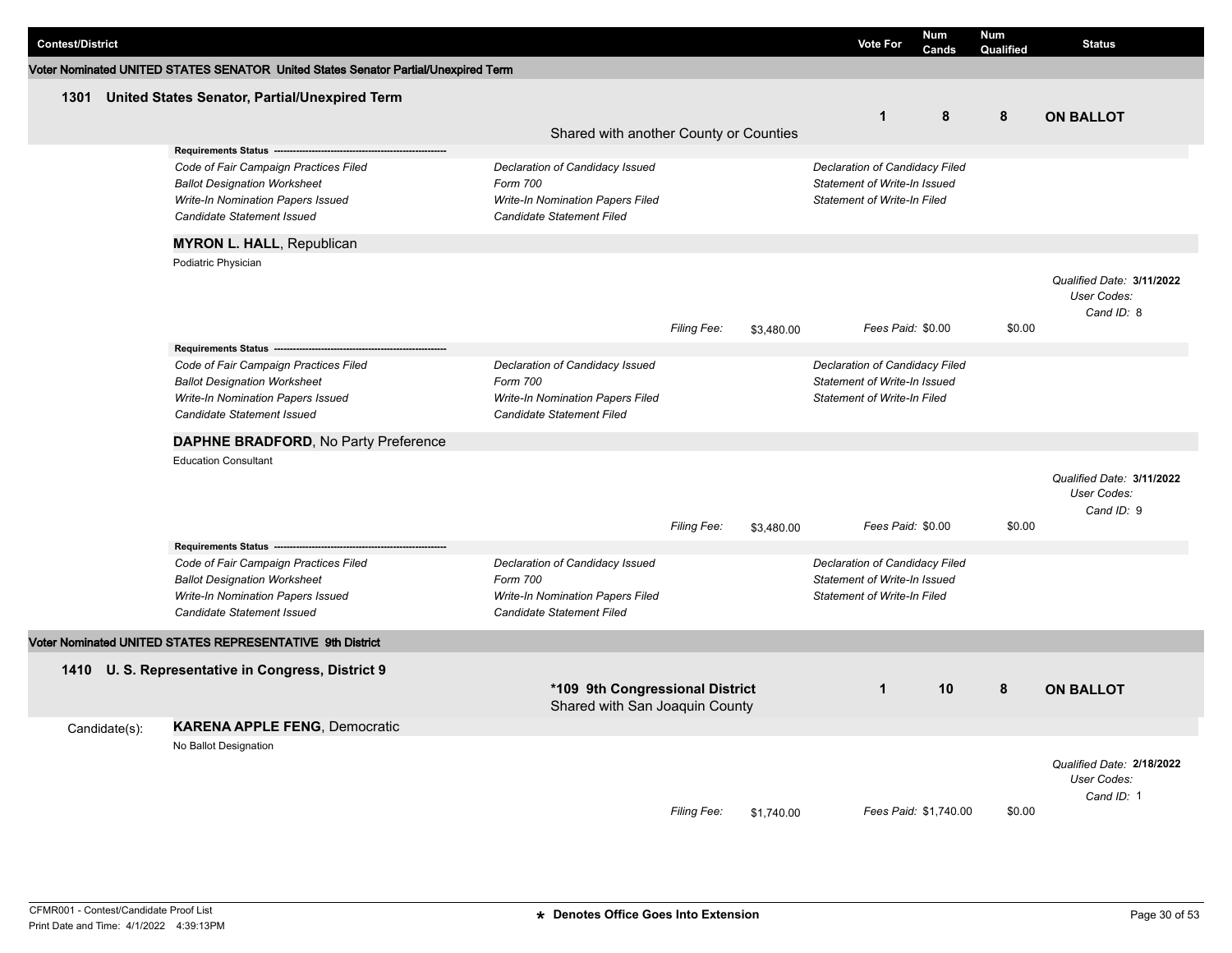| Contest/District | Vote For | Num Cands | Num Qualified | Status |
|---|---|---|---|---|

**Voter Nominated UNITED STATES SENATOR United States Senator Partial/Unexpired Term**

**1301 United States Senator, Partial/Unexpired Term**

Shared with another County or Counties

| Vote For | Num Cands | Num Qualified | Status |
|---|---|---|---|
| 1 | 8 | 8 | **ON BALLOT** |

*Requirements Status*

| | | |
|---|---|---|
| *Code of Fair Campaign Practices Filed* | *Declaration of Candidacy Issued* | *Declaration of Candidacy Filed* |
| *Ballot Designation Worksheet* | *Form 700* | *Statement of Write-In Issued* |
| *Write-In Nomination Papers Issued* | *Write-In Nomination Papers Filed* | *Statement of Write-In Filed* |
| *Candidate Statement Issued* | *Candidate Statement Filed* | |

**MYRON L. HALL**, Republican

Podiatric Physician

*Qualified Date:* **3/11/2022**
*User Codes:*
*Cand ID:* 8

*Filing Fee:* $3,480.00 *Fees Paid:* $0.00 $0.00

*Requirements Status*

| | | |
|---|---|---|
| *Code of Fair Campaign Practices Filed* | *Declaration of Candidacy Issued* | *Declaration of Candidacy Filed* |
| *Ballot Designation Worksheet* | *Form 700* | *Statement of Write-In Issued* |
| *Write-In Nomination Papers Issued* | *Write-In Nomination Papers Filed* | *Statement of Write-In Filed* |
| *Candidate Statement Issued* | *Candidate Statement Filed* | |

**DAPHNE BRADFORD**, No Party Preference

Education Consultant

*Qualified Date:* **3/11/2022**
*User Codes:*
*Cand ID:* 9

*Filing Fee:* $3,480.00 *Fees Paid:* $0.00 $0.00

*Requirements Status*

| | | |
|---|---|---|
| *Code of Fair Campaign Practices Filed* | *Declaration of Candidacy Issued* | *Declaration of Candidacy Filed* |
| *Ballot Designation Worksheet* | *Form 700* | *Statement of Write-In Issued* |
| *Write-In Nomination Papers Issued* | *Write-In Nomination Papers Filed* | *Statement of Write-In Filed* |
| *Candidate Statement Issued* | *Candidate Statement Filed* | |

**Voter Nominated UNITED STATES REPRESENTATIVE 9th District**

**1410 U. S. Representative in Congress, District 9**

**\*109 9th Congressional District**
Shared with San Joaquin County

| Vote For | Num Cands | Num Qualified | Status |
|---|---|---|---|
| 1 | 10 | 8 | **ON BALLOT** |

Candidate(s):

**KARENA APPLE FENG**, Democratic

No Ballot Designation

*Qualified Date:* **2/18/2022**
*User Codes:*
*Cand ID:* 1

*Filing Fee:* $1,740.00 *Fees Paid:* $1,740.00 $0.00

CFMR001 - Contest/Candidate Proof List
Print Date and Time: 4/1/2022 4:39:13PM

**\* Denotes Office Goes Into Extension**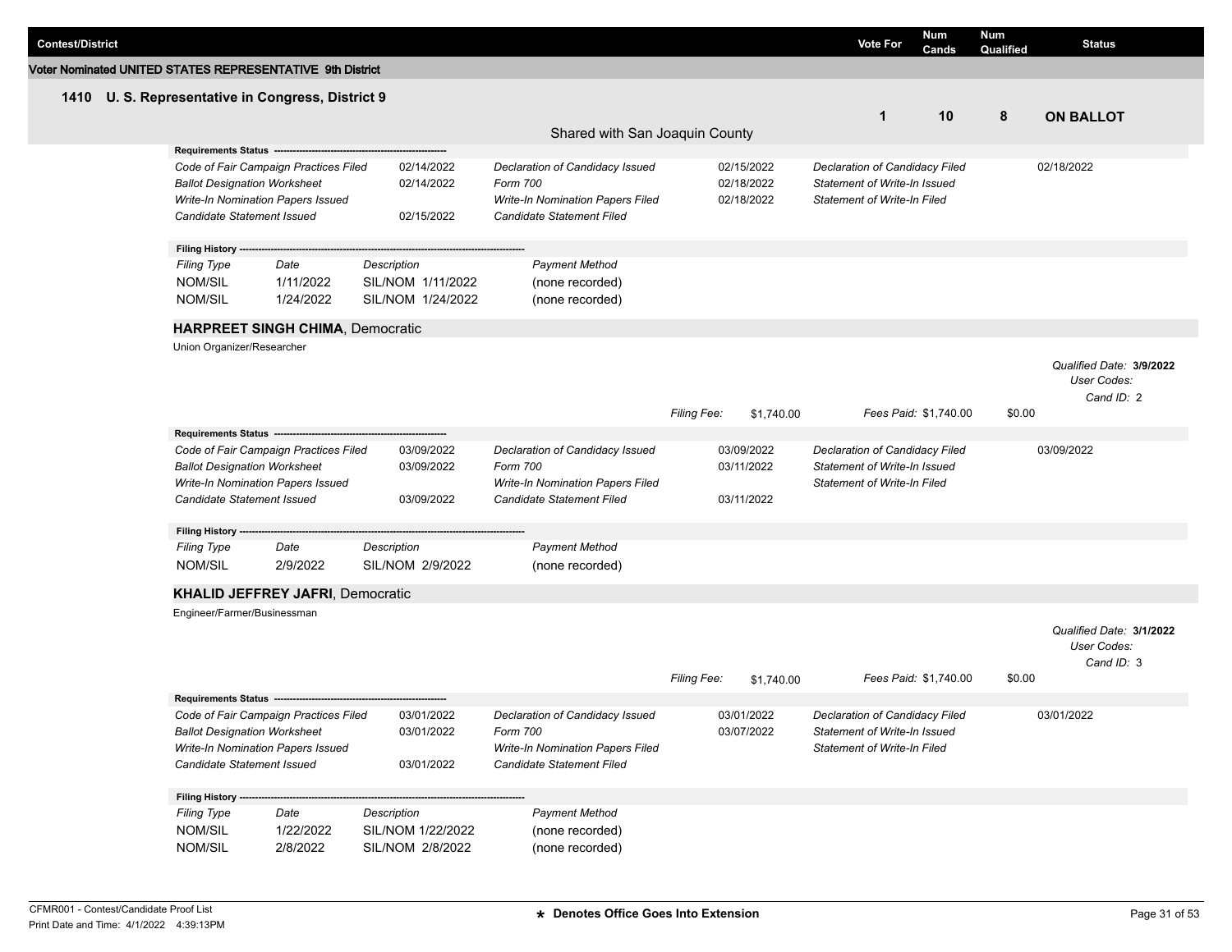| Contest/District | Vote For | Num Cands | Num Qualified | Status |
|---|---|---|---|---|

**Voter Nominated UNITED STATES REPRESENTATIVE 9th District**

## 1410 U. S. Representative in Congress, District 9

| Vote For | Num Cands | Num Qualified | Status |
|---|---|---|---|
| 1 | 10 | 8 | **ON BALLOT** |

Shared with San Joaquin County

**Requirements Status**

| | | | | | |
|---|---|---|---|---|---|
| *Code of Fair Campaign Practices Filed* | 02/14/2022 | *Declaration of Candidacy Issued* | 02/15/2022 | *Declaration of Candidacy Filed* | 02/18/2022 |
| *Ballot Designation Worksheet* | 02/14/2022 | *Form 700* | 02/18/2022 | *Statement of Write-In Issued* | |
| *Write-In Nomination Papers Issued* | | *Write-In Nomination Papers Filed* | 02/18/2022 | *Statement of Write-In Filed* | |
| *Candidate Statement Issued* | 02/15/2022 | *Candidate Statement Filed* | | | |

**Filing History**

| *Filing Type* | *Date* | *Description* | *Payment Method* |
|---|---|---|---|
| NOM/SIL | 1/11/2022 | SIL/NOM 1/11/2022 | (none recorded) |
| NOM/SIL | 1/24/2022 | SIL/NOM 1/24/2022 | (none recorded) |

### **HARPREET SINGH CHIMA**, Democratic

Union Organizer/Researcher

*Qualified Date:* **3/9/2022**
*User Codes:*
*Cand ID:* 2

*Filing Fee:* $1,740.00 *Fees Paid:* $1,740.00 $0.00

**Requirements Status**

| | | | | | |
|---|---|---|---|---|---|
| *Code of Fair Campaign Practices Filed* | 03/09/2022 | *Declaration of Candidacy Issued* | 03/09/2022 | *Declaration of Candidacy Filed* | 03/09/2022 |
| *Ballot Designation Worksheet* | 03/09/2022 | *Form 700* | 03/11/2022 | *Statement of Write-In Issued* | |
| *Write-In Nomination Papers Issued* | | *Write-In Nomination Papers Filed* | | *Statement of Write-In Filed* | |
| *Candidate Statement Issued* | 03/09/2022 | *Candidate Statement Filed* | 03/11/2022 | | |

**Filing History**

| *Filing Type* | *Date* | *Description* | *Payment Method* |
|---|---|---|---|
| NOM/SIL | 2/9/2022 | SIL/NOM 2/9/2022 | (none recorded) |

### **KHALID JEFFREY JAFRI**, Democratic

Engineer/Farmer/Businessman

*Qualified Date:* **3/1/2022**
*User Codes:*
*Cand ID:* 3

*Filing Fee:* $1,740.00 *Fees Paid:* $1,740.00 $0.00

**Requirements Status**

| | | | | | |
|---|---|---|---|---|---|
| *Code of Fair Campaign Practices Filed* | 03/01/2022 | *Declaration of Candidacy Issued* | 03/01/2022 | *Declaration of Candidacy Filed* | 03/01/2022 |
| *Ballot Designation Worksheet* | 03/01/2022 | *Form 700* | 03/07/2022 | *Statement of Write-In Issued* | |
| *Write-In Nomination Papers Issued* | | *Write-In Nomination Papers Filed* | | *Statement of Write-In Filed* | |
| *Candidate Statement Issued* | 03/01/2022 | *Candidate Statement Filed* | | | |

**Filing History**

| *Filing Type* | *Date* | *Description* | *Payment Method* |
|---|---|---|---|
| NOM/SIL | 1/22/2022 | SIL/NOM 1/22/2022 | (none recorded) |
| NOM/SIL | 2/8/2022 | SIL/NOM 2/8/2022 | (none recorded) |

CFMR001 - Contest/Candidate Proof List
Print Date and Time: 4/1/2022 4:39:13PM

\* Denotes Office Goes Into Extension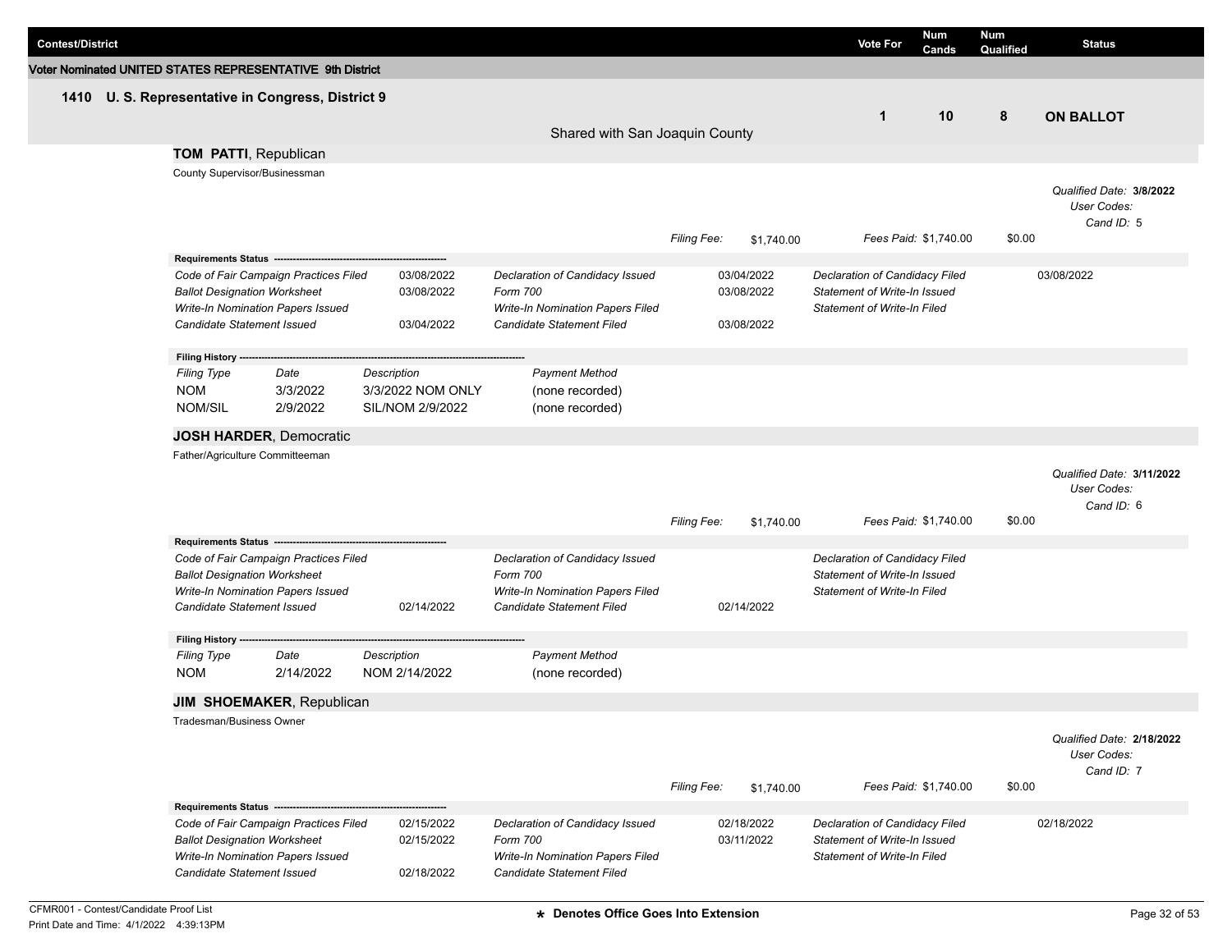| Contest/District | Vote For | Num Cands | Num Qualified | Status |
|---|---|---|---|---|

**Voter Nominated UNITED STATES REPRESENTATIVE 9th District**

## 1410 U. S. Representative in Congress, District 9

| | Vote For | Num Cands | Num Qualified | Status |
|---|---|---|---|---|
| Shared with San Joaquin County | 1 | 10 | 8 | **ON BALLOT** |

### TOM PATTI, Republican

County Supervisor/Businessman

*Qualified Date:* **3/8/2022**
*User Codes:*
*Cand ID:* 5

*Filing Fee:* $1,740.00 *Fees Paid:* $1,740.00 $0.00

**Requirements Status**

| Requirement | Date | Requirement | Date | Requirement | Date |
|---|---|---|---|---|---|
| *Code of Fair Campaign Practices Filed* | 03/08/2022 | *Declaration of Candidacy Issued* | 03/04/2022 | *Declaration of Candidacy Filed* | 03/08/2022 |
| *Ballot Designation Worksheet* | 03/08/2022 | *Form 700* | 03/08/2022 | *Statement of Write-In Issued* | |
| *Write-In Nomination Papers Issued* | | *Write-In Nomination Papers Filed* | | *Statement of Write-In Filed* | |
| *Candidate Statement Issued* | 03/04/2022 | *Candidate Statement Filed* | 03/08/2022 | | |

**Filing History**

| *Filing Type* | *Date* | *Description* | *Payment Method* |
|---|---|---|---|
| NOM | 3/3/2022 | 3/3/2022 NOM ONLY | (none recorded) |
| NOM/SIL | 2/9/2022 | SIL/NOM 2/9/2022 | (none recorded) |

### JOSH HARDER, Democratic

Father/Agriculture Committeeman

*Qualified Date:* **3/11/2022**
*User Codes:*
*Cand ID:* 6

*Filing Fee:* $1,740.00 *Fees Paid:* $1,740.00 $0.00

**Requirements Status**

| Requirement | Date | Requirement | Date | Requirement | Date |
|---|---|---|---|---|---|
| *Code of Fair Campaign Practices Filed* | | *Declaration of Candidacy Issued* | | *Declaration of Candidacy Filed* | |
| *Ballot Designation Worksheet* | | *Form 700* | | *Statement of Write-In Issued* | |
| *Write-In Nomination Papers Issued* | | *Write-In Nomination Papers Filed* | | *Statement of Write-In Filed* | |
| *Candidate Statement Issued* | 02/14/2022 | *Candidate Statement Filed* | 02/14/2022 | | |

**Filing History**

| *Filing Type* | *Date* | *Description* | *Payment Method* |
|---|---|---|---|
| NOM | 2/14/2022 | NOM 2/14/2022 | (none recorded) |

### JIM SHOEMAKER, Republican

Tradesman/Business Owner

*Qualified Date:* **2/18/2022**
*User Codes:*
*Cand ID:* 7

*Filing Fee:* $1,740.00 *Fees Paid:* $1,740.00 $0.00

**Requirements Status**

| Requirement | Date | Requirement | Date | Requirement | Date |
|---|---|---|---|---|---|
| *Code of Fair Campaign Practices Filed* | 02/15/2022 | *Declaration of Candidacy Issued* | 02/18/2022 | *Declaration of Candidacy Filed* | 02/18/2022 |
| *Ballot Designation Worksheet* | 02/15/2022 | *Form 700* | 03/11/2022 | *Statement of Write-In Issued* | |
| *Write-In Nomination Papers Issued* | | *Write-In Nomination Papers Filed* | | *Statement of Write-In Filed* | |
| *Candidate Statement Issued* | 02/18/2022 | *Candidate Statement Filed* | | | |

CFMR001 - Contest/Candidate Proof List
Print Date and Time: 4/1/2022 4:39:13PM

★ **Denotes Office Goes Into Extension**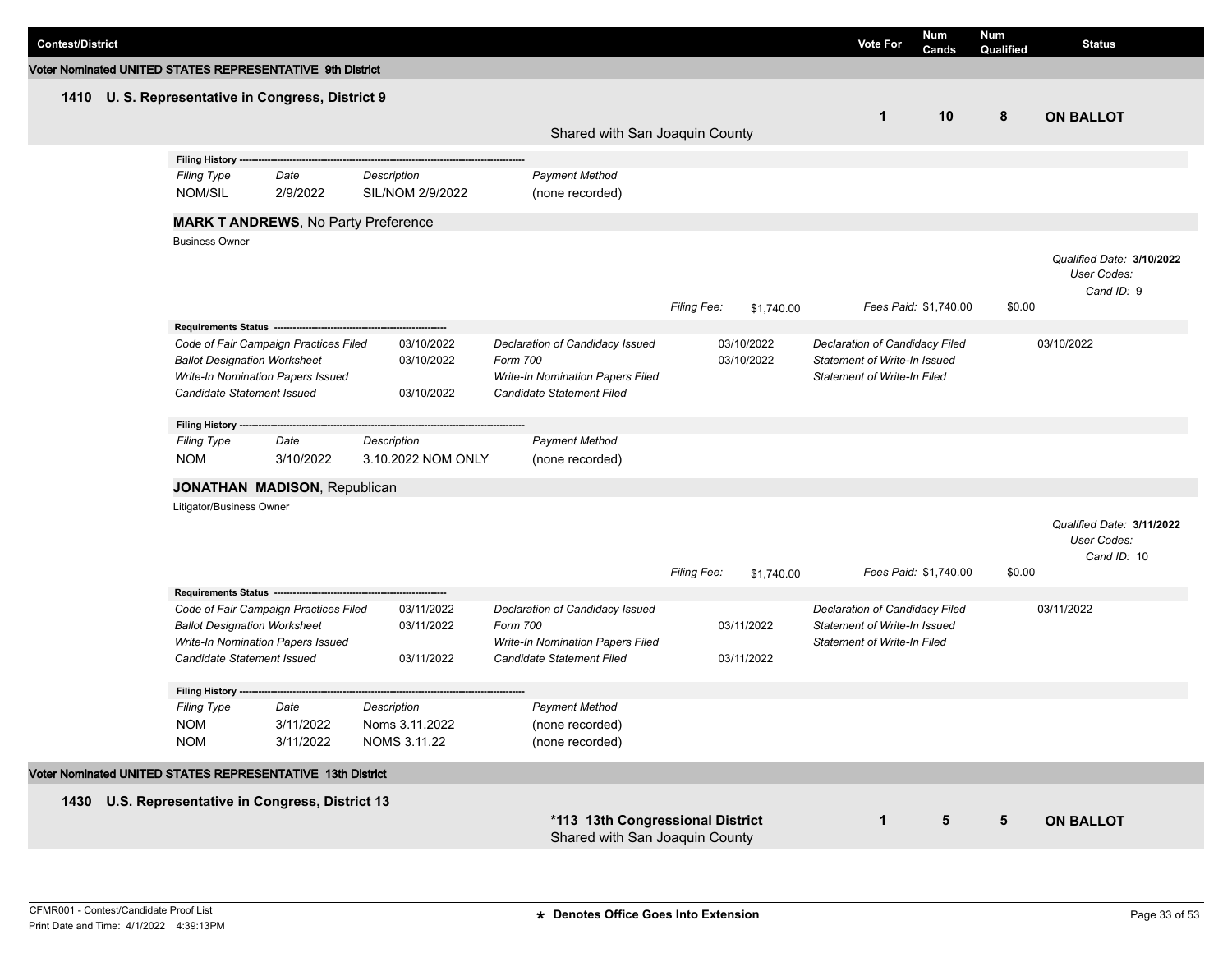| Contest/District | Vote For | Num Cands | Num Qualified | Status |
|---|---|---|---|---|

## Voter Nominated UNITED STATES REPRESENTATIVE 9th District

### 1410 U. S. Representative in Congress, District 9

Shared with San Joaquin County

| Vote For | Num Cands | Num Qualified | Status |
|---|---|---|---|
| 1 | 10 | 8 | **ON BALLOT** |

**Filing History**

| *Filing Type* | *Date* | *Description* | *Payment Method* |
|---|---|---|---|
| NOM/SIL | 2/9/2022 | SIL/NOM 2/9/2022 | (none recorded) |

**MARK T ANDREWS**, No Party Preference

Business Owner

*Qualified Date:* **3/10/2022**
*User Codes:*
*Cand ID:* 9

*Filing Fee:* $1,740.00 *Fees Paid:* $1,740.00 $0.00

**Requirements Status**

| | | | | | |
|---|---|---|---|---|---|
| *Code of Fair Campaign Practices Filed* | 03/10/2022 | *Declaration of Candidacy Issued* | 03/10/2022 | *Declaration of Candidacy Filed* | 03/10/2022 |
| *Ballot Designation Worksheet* | 03/10/2022 | *Form 700* | 03/10/2022 | *Statement of Write-In Issued* | |
| *Write-In Nomination Papers Issued* | | *Write-In Nomination Papers Filed* | | *Statement of Write-In Filed* | |
| *Candidate Statement Issued* | 03/10/2022 | *Candidate Statement Filed* | | | |

**Filing History**

| *Filing Type* | *Date* | *Description* | *Payment Method* |
|---|---|---|---|
| NOM | 3/10/2022 | 3.10.2022 NOM ONLY | (none recorded) |

**JONATHAN MADISON**, Republican

Litigator/Business Owner

*Qualified Date:* **3/11/2022**
*User Codes:*
*Cand ID:* 10

*Filing Fee:* $1,740.00 *Fees Paid:* $1,740.00 $0.00

**Requirements Status**

| | | | | | |
|---|---|---|---|---|---|
| *Code of Fair Campaign Practices Filed* | 03/11/2022 | *Declaration of Candidacy Issued* | | *Declaration of Candidacy Filed* | 03/11/2022 |
| *Ballot Designation Worksheet* | 03/11/2022 | *Form 700* | 03/11/2022 | *Statement of Write-In Issued* | |
| *Write-In Nomination Papers Issued* | | *Write-In Nomination Papers Filed* | | *Statement of Write-In Filed* | |
| *Candidate Statement Issued* | 03/11/2022 | *Candidate Statement Filed* | 03/11/2022 | | |

**Filing History**

| *Filing Type* | *Date* | *Description* | *Payment Method* |
|---|---|---|---|
| NOM | 3/11/2022 | Noms 3.11.2022 | (none recorded) |
| NOM | 3/11/2022 | NOMS 3.11.22 | (none recorded) |

## Voter Nominated UNITED STATES REPRESENTATIVE 13th District

### 1430 U.S. Representative in Congress, District 13

**\*113 13th Congressional District**
Shared with San Joaquin County

| Vote For | Num Cands | Num Qualified | Status |
|---|---|---|---|
| 1 | 5 | 5 | **ON BALLOT** |

\* Denotes Office Goes Into Extension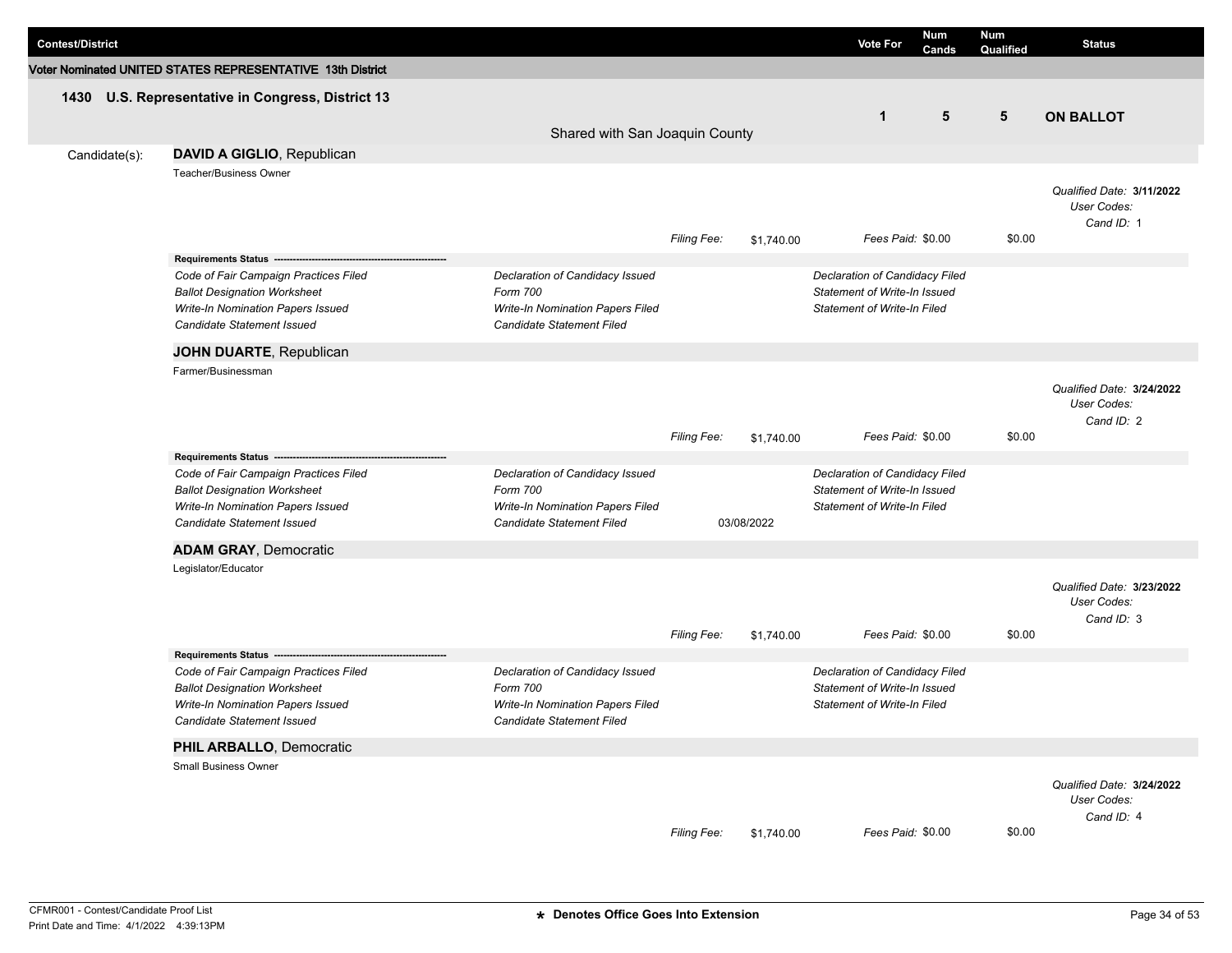| Contest/District | Vote For | Num Cands | Num Qualified | Status |
|---|---|---|---|---|

**Voter Nominated UNITED STATES REPRESENTATIVE 13th District**

### 1430 U.S. Representative in Congress, District 13

Shared with San Joaquin County

| Vote For | Num Cands | Num Qualified | Status |
|---|---|---|---|
| 1 | 5 | 5 | **ON BALLOT** |

Candidate(s):

**DAVID A GIGLIO**, Republican

Teacher/Business Owner

*Qualified Date:* **3/11/2022**
*User Codes:*
*Cand ID:* 1

*Filing Fee:* $1,740.00 *Fees Paid:* $0.00 $0.00

**Requirements Status**

| | | |
|---|---|---|
| *Code of Fair Campaign Practices Filed* | *Declaration of Candidacy Issued* | *Declaration of Candidacy Filed* |
| *Ballot Designation Worksheet* | *Form 700* | *Statement of Write-In Issued* |
| *Write-In Nomination Papers Issued* | *Write-In Nomination Papers Filed* | *Statement of Write-In Filed* |
| *Candidate Statement Issued* | *Candidate Statement Filed* | |

**JOHN DUARTE**, Republican

Farmer/Businessman

*Qualified Date:* **3/24/2022**
*User Codes:*
*Cand ID:* 2

*Filing Fee:* $1,740.00 *Fees Paid:* $0.00 $0.00

**Requirements Status**

| | | |
|---|---|---|
| *Code of Fair Campaign Practices Filed* | *Declaration of Candidacy Issued* | *Declaration of Candidacy Filed* |
| *Ballot Designation Worksheet* | *Form 700* | *Statement of Write-In Issued* |
| *Write-In Nomination Papers Issued* | *Write-In Nomination Papers Filed* | *Statement of Write-In Filed* |
| *Candidate Statement Issued* | *Candidate Statement Filed* 03/08/2022 | |

**ADAM GRAY**, Democratic

Legislator/Educator

*Qualified Date:* **3/23/2022**
*User Codes:*
*Cand ID:* 3

*Filing Fee:* $1,740.00 *Fees Paid:* $0.00 $0.00

**Requirements Status**

| | | |
|---|---|---|
| *Code of Fair Campaign Practices Filed* | *Declaration of Candidacy Issued* | *Declaration of Candidacy Filed* |
| *Ballot Designation Worksheet* | *Form 700* | *Statement of Write-In Issued* |
| *Write-In Nomination Papers Issued* | *Write-In Nomination Papers Filed* | *Statement of Write-In Filed* |
| *Candidate Statement Issued* | *Candidate Statement Filed* | |

**PHIL ARBALLO**, Democratic

Small Business Owner

*Qualified Date:* **3/24/2022**
*User Codes:*
*Cand ID:* 4

*Filing Fee:* $1,740.00 *Fees Paid:* $0.00 $0.00

CFMR001 - Contest/Candidate Proof List
Print Date and Time: 4/1/2022 4:39:13PM

⭑ Denotes Office Goes Into Extension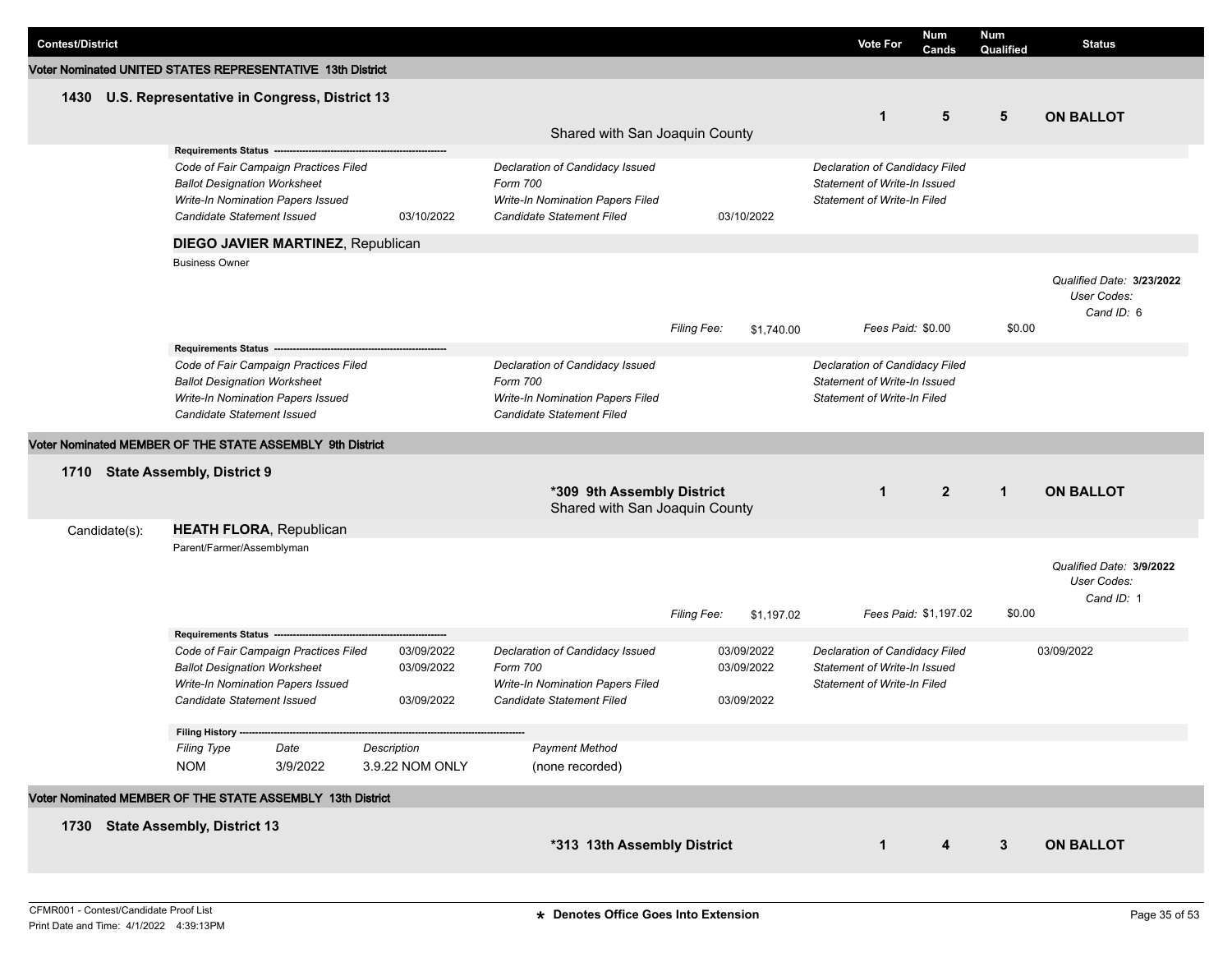| Contest/District | Vote For | Num Cands | Num Qualified | Status |
|---|---|---|---|---|

### Voter Nominated UNITED STATES REPRESENTATIVE 13th District

**1430 U.S. Representative in Congress, District 13** — Shared with San Joaquin County

| Vote For | Num Cands | Num Qualified | Status |
|---|---|---|---|
| 1 | 5 | 5 | **ON BALLOT** |

**Requirements Status**

| | | | | | |
|---|---|---|---|---|---|
| *Code of Fair Campaign Practices Filed* | | *Declaration of Candidacy Issued* | | *Declaration of Candidacy Filed* | |
| *Ballot Designation Worksheet* | | *Form 700* | | *Statement of Write-In Issued* | |
| *Write-In Nomination Papers Issued* | | *Write-In Nomination Papers Filed* | | *Statement of Write-In Filed* | |
| *Candidate Statement Issued* | 03/10/2022 | *Candidate Statement Filed* | 03/10/2022 | | |

**DIEGO JAVIER MARTINEZ**, Republican
Business Owner

*Qualified Date:* **3/23/2022**
*User Codes:*
*Cand ID:* 6

*Filing Fee:* $1,740.00 *Fees Paid:* $0.00 $0.00

**Requirements Status**

| | | | |
|---|---|---|---|
| *Code of Fair Campaign Practices Filed* | *Declaration of Candidacy Issued* | *Declaration of Candidacy Filed* | |
| *Ballot Designation Worksheet* | *Form 700* | *Statement of Write-In Issued* | |
| *Write-In Nomination Papers Issued* | *Write-In Nomination Papers Filed* | *Statement of Write-In Filed* | |
| *Candidate Statement Issued* | *Candidate Statement Filed* | | |

### Voter Nominated MEMBER OF THE STATE ASSEMBLY 9th District

**1710 State Assembly, District 9** — **\*309 9th Assembly District** — Shared with San Joaquin County

| Vote For | Num Cands | Num Qualified | Status |
|---|---|---|---|
| 1 | 2 | 1 | **ON BALLOT** |

Candidate(s):

**HEATH FLORA**, Republican
Parent/Farmer/Assemblyman

*Qualified Date:* **3/9/2022**
*User Codes:*
*Cand ID:* 1

*Filing Fee:* $1,197.02 *Fees Paid:* $1,197.02 $0.00

**Requirements Status**

| | | | | | |
|---|---|---|---|---|---|
| *Code of Fair Campaign Practices Filed* | 03/09/2022 | *Declaration of Candidacy Issued* | 03/09/2022 | *Declaration of Candidacy Filed* | 03/09/2022 |
| *Ballot Designation Worksheet* | 03/09/2022 | *Form 700* | 03/09/2022 | *Statement of Write-In Issued* | |
| *Write-In Nomination Papers Issued* | | *Write-In Nomination Papers Filed* | | *Statement of Write-In Filed* | |
| *Candidate Statement Issued* | 03/09/2022 | *Candidate Statement Filed* | 03/09/2022 | | |

**Filing History**

| *Filing Type* | *Date* | *Description* | *Payment Method* |
|---|---|---|---|
| NOM | 3/9/2022 | 3.9.22 NOM ONLY | (none recorded) |

### Voter Nominated MEMBER OF THE STATE ASSEMBLY 13th District

**1730 State Assembly, District 13** — **\*313 13th Assembly District**

| Vote For | Num Cands | Num Qualified | Status |
|---|---|---|---|
| 1 | 4 | 3 | **ON BALLOT** |

CFMR001 - Contest/Candidate Proof List
Print Date and Time: 4/1/2022 4:39:13PM

**\* Denotes Office Goes Into Extension**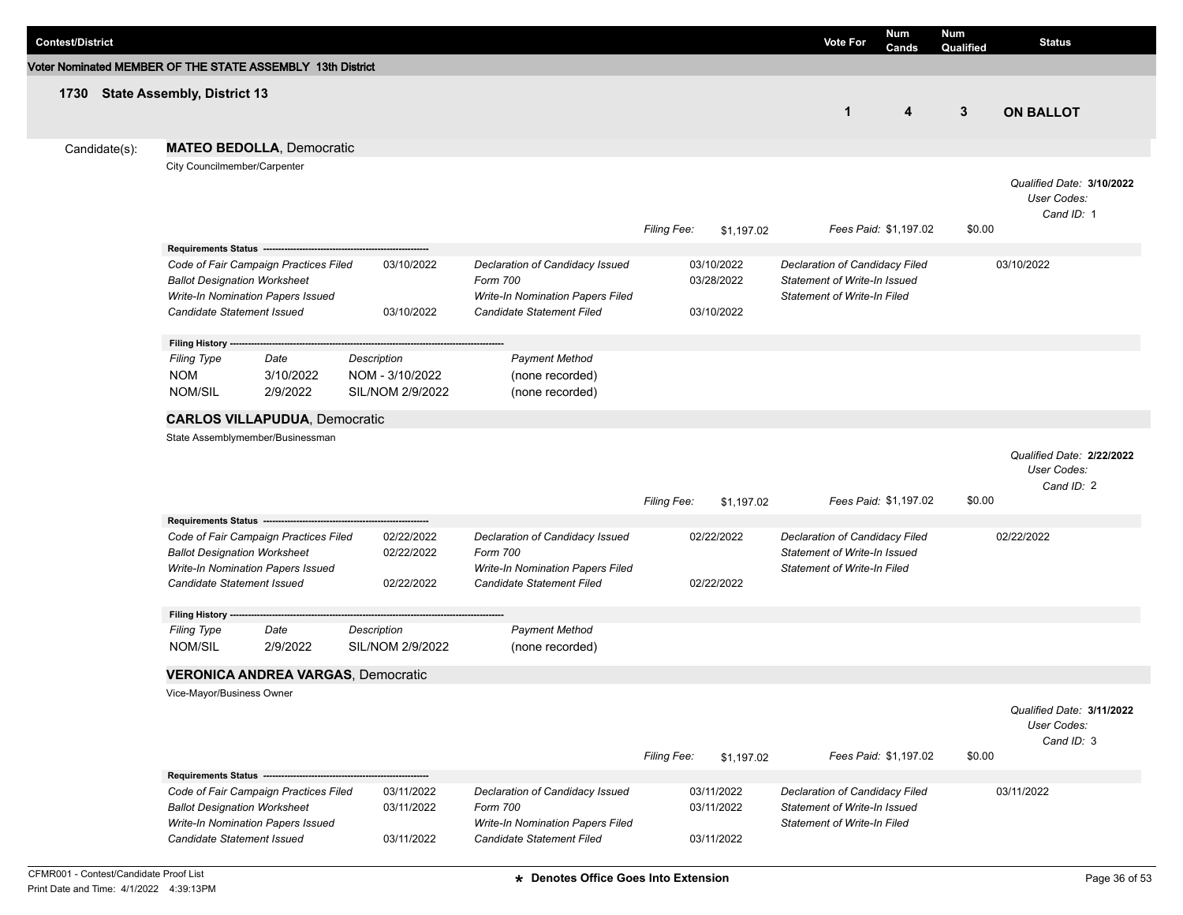| Contest/District | Vote For | Num Cands | Num Qualified | Status |
|---|---|---|---|---|

**Voter Nominated MEMBER OF THE STATE ASSEMBLY 13th District**

| 1730 State Assembly, District 13 | Vote For | Num Cands | Num Qualified | Status |
|---|---|---|---|---|
| | 1 | 4 | 3 | **ON BALLOT** |

Candidate(s):

## MATEO BEDOLLA, Democratic

City Councilmember/Carpenter

*Qualified Date:* **3/10/2022**
*User Codes:*
*Cand ID:* 1

*Filing Fee:* $1,197.02 *Fees Paid:* $1,197.02 $0.00

**Requirements Status**

| | | | | | |
|---|---|---|---|---|---|
| *Code of Fair Campaign Practices Filed* | 03/10/2022 | *Declaration of Candidacy Issued* | 03/10/2022 | *Declaration of Candidacy Filed* | 03/10/2022 |
| *Ballot Designation Worksheet* | | *Form 700* | 03/28/2022 | *Statement of Write-In Issued* | |
| *Write-In Nomination Papers Issued* | | *Write-In Nomination Papers Filed* | | *Statement of Write-In Filed* | |
| *Candidate Statement Issued* | 03/10/2022 | *Candidate Statement Filed* | 03/10/2022 | | |

**Filing History**

| *Filing Type* | *Date* | *Description* | *Payment Method* |
|---|---|---|---|
| NOM | 3/10/2022 | NOM - 3/10/2022 | (none recorded) |
| NOM/SIL | 2/9/2022 | SIL/NOM 2/9/2022 | (none recorded) |

## CARLOS VILLAPUDUA, Democratic

State Assemblymember/Businessman

*Qualified Date:* **2/22/2022**
*User Codes:*
*Cand ID:* 2

*Filing Fee:* $1,197.02 *Fees Paid:* $1,197.02 $0.00

**Requirements Status**

| | | | | | |
|---|---|---|---|---|---|
| *Code of Fair Campaign Practices Filed* | 02/22/2022 | *Declaration of Candidacy Issued* | 02/22/2022 | *Declaration of Candidacy Filed* | 02/22/2022 |
| *Ballot Designation Worksheet* | 02/22/2022 | *Form 700* | | *Statement of Write-In Issued* | |
| *Write-In Nomination Papers Issued* | | *Write-In Nomination Papers Filed* | | *Statement of Write-In Filed* | |
| *Candidate Statement Issued* | 02/22/2022 | *Candidate Statement Filed* | 02/22/2022 | | |

**Filing History**

| *Filing Type* | *Date* | *Description* | *Payment Method* |
|---|---|---|---|
| NOM/SIL | 2/9/2022 | SIL/NOM 2/9/2022 | (none recorded) |

## VERONICA ANDREA VARGAS, Democratic

Vice-Mayor/Business Owner

*Qualified Date:* **3/11/2022**
*User Codes:*
*Cand ID:* 3

*Filing Fee:* $1,197.02 *Fees Paid:* $1,197.02 $0.00

**Requirements Status**

| | | | | | |
|---|---|---|---|---|---|
| *Code of Fair Campaign Practices Filed* | 03/11/2022 | *Declaration of Candidacy Issued* | 03/11/2022 | *Declaration of Candidacy Filed* | 03/11/2022 |
| *Ballot Designation Worksheet* | 03/11/2022 | *Form 700* | 03/11/2022 | *Statement of Write-In Issued* | |
| *Write-In Nomination Papers Issued* | | *Write-In Nomination Papers Filed* | | *Statement of Write-In Filed* | |
| *Candidate Statement Issued* | 03/11/2022 | *Candidate Statement Filed* | 03/11/2022 | | |

CFMR001 - Contest/Candidate Proof List
Print Date and Time: 4/1/2022 4:39:13PM

★ Denotes Office Goes Into Extension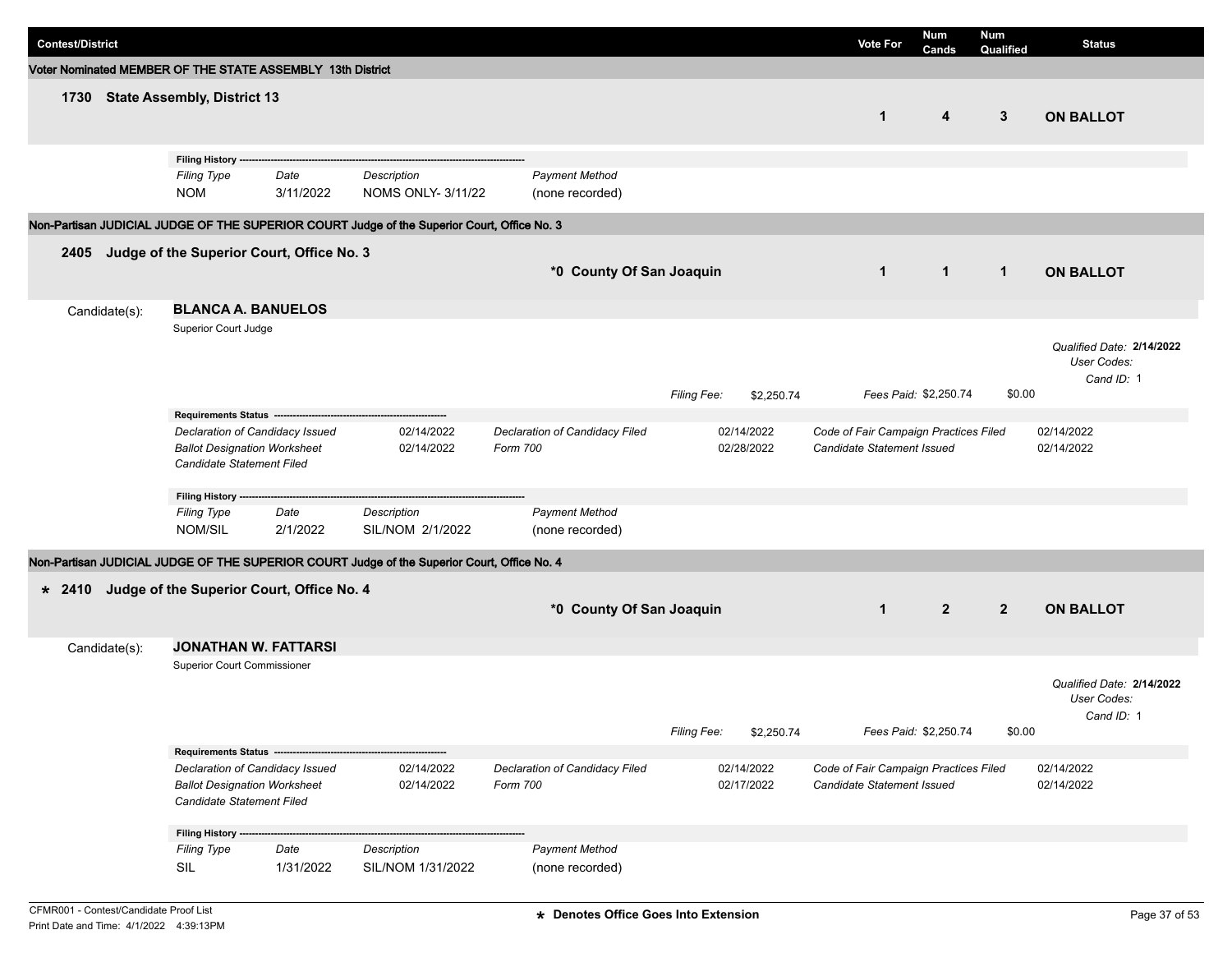| Contest/District | Vote For | Num Cands | Num Qualified | Status |
|---|---|---|---|---|

**Voter Nominated MEMBER OF THE STATE ASSEMBLY 13th District**

| 1730 State Assembly, District 13 | Vote For | Num Cands | Num Qualified | Status |
|---|---|---|---|---|
| | 1 | 4 | 3 | ON BALLOT |

**Filing History**

| Filing Type | Date | Description | Payment Method |
|---|---|---|---|
| NOM | 3/11/2022 | NOMS ONLY- 3/11/22 | (none recorded) |

**Non-Partisan JUDICIAL JUDGE OF THE SUPERIOR COURT Judge of the Superior Court, Office No. 3**

| 2405 Judge of the Superior Court, Office No. 3 | | Vote For | Num Cands | Num Qualified | Status |
|---|---|---|---|---|---|
| | *0 County Of San Joaquin | 1 | 1 | 1 | ON BALLOT |

Candidate(s): **BLANCA A. BANUELOS**

Superior Court Judge

*Qualified Date:* **2/14/2022**
*User Codes:*
*Cand ID:* 1

*Filing Fee:* $2,250.74 *Fees Paid:* $2,250.74 $0.00

**Requirements Status**

| | | | | | |
|---|---|---|---|---|---|
| *Declaration of Candidacy Issued* | 02/14/2022 | *Declaration of Candidacy Filed* | 02/14/2022 | *Code of Fair Campaign Practices Filed* | 02/14/2022 |
| *Ballot Designation Worksheet* | 02/14/2022 | *Form 700* | 02/28/2022 | *Candidate Statement Issued* | 02/14/2022 |
| *Candidate Statement Filed* | | | | | |

**Filing History**

| Filing Type | Date | Description | Payment Method |
|---|---|---|---|
| NOM/SIL | 2/1/2022 | SIL/NOM 2/1/2022 | (none recorded) |

**Non-Partisan JUDICIAL JUDGE OF THE SUPERIOR COURT Judge of the Superior Court, Office No. 4**

| * 2410 Judge of the Superior Court, Office No. 4 | | Vote For | Num Cands | Num Qualified | Status |
|---|---|---|---|---|---|
| | *0 County Of San Joaquin | 1 | 2 | 2 | ON BALLOT |

Candidate(s): **JONATHAN W. FATTARSI**

Superior Court Commissioner

*Qualified Date:* **2/14/2022**
*User Codes:*
*Cand ID:* 1

*Filing Fee:* $2,250.74 *Fees Paid:* $2,250.74 $0.00

**Requirements Status**

| | | | | | |
|---|---|---|---|---|---|
| *Declaration of Candidacy Issued* | 02/14/2022 | *Declaration of Candidacy Filed* | 02/14/2022 | *Code of Fair Campaign Practices Filed* | 02/14/2022 |
| *Ballot Designation Worksheet* | 02/14/2022 | *Form 700* | 02/17/2022 | *Candidate Statement Issued* | 02/14/2022 |
| *Candidate Statement Filed* | | | | | |

**Filing History**

| Filing Type | Date | Description | Payment Method |
|---|---|---|---|
| SIL | 1/31/2022 | SIL/NOM 1/31/2022 | (none recorded) |

CFMR001 - Contest/Candidate Proof List
Print Date and Time: 4/1/2022 4:39:13PM

* Denotes Office Goes Into Extension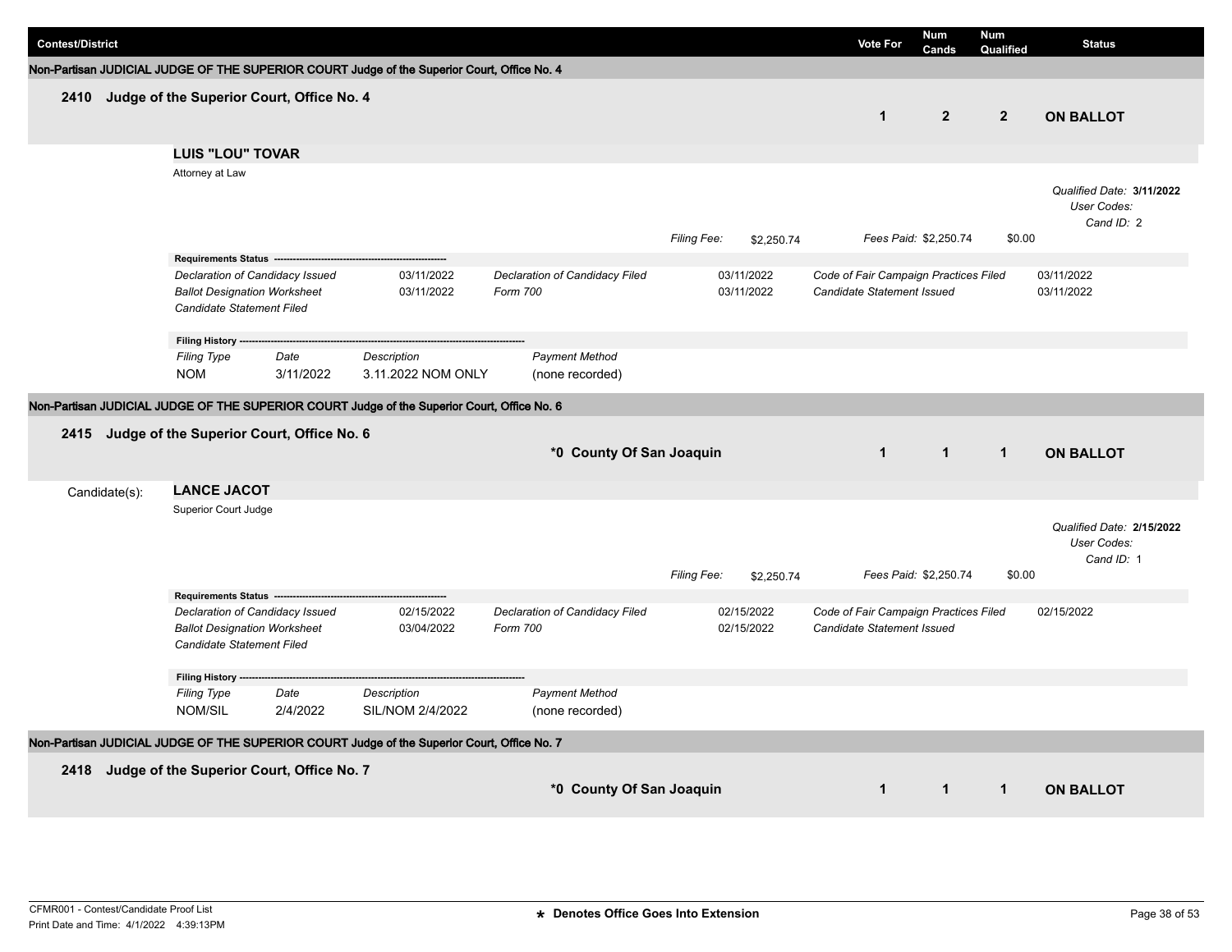| Contest/District | Vote For | Num Cands | Num Qualified | Status |
|---|---|---|---|---|

**Non-Partisan JUDICIAL JUDGE OF THE SUPERIOR COURT Judge of the Superior Court, Office No. 4**

| Contest/District | Vote For | Num Cands | Num Qualified | Status |
|---|---|---|---|---|
| **2410 Judge of the Superior Court, Office No. 4** | **1** | **2** | **2** | **ON BALLOT** |

**LUIS "LOU" TOVAR**

Attorney at Law

*Qualified Date:* **3/11/2022**
*User Codes:*
*Cand ID:* 2

*Filing Fee:* $2,250.74 *Fees Paid:* $2,250.74 $0.00

**Requirements Status**

| | | | | | |
|---|---|---|---|---|---|
| *Declaration of Candidacy Issued* | 03/11/2022 | *Declaration of Candidacy Filed* | 03/11/2022 | *Code of Fair Campaign Practices Filed* | 03/11/2022 |
| *Ballot Designation Worksheet* | 03/11/2022 | *Form 700* | 03/11/2022 | *Candidate Statement Issued* | 03/11/2022 |
| *Candidate Statement Filed* | | | | | |

**Filing History**

| *Filing Type* | *Date* | *Description* | *Payment Method* |
|---|---|---|---|
| NOM | 3/11/2022 | 3.11.2022 NOM ONLY | (none recorded) |

**Non-Partisan JUDICIAL JUDGE OF THE SUPERIOR COURT Judge of the Superior Court, Office No. 6**

| Contest/District | | Vote For | Num Cands | Num Qualified | Status |
|---|---|---|---|---|---|
| **2415 Judge of the Superior Court, Office No. 6** | ***0 County Of San Joaquin** | **1** | **1** | **1** | **ON BALLOT** |

Candidate(s): **LANCE JACOT**

Superior Court Judge

*Qualified Date:* **2/15/2022**
*User Codes:*
*Cand ID:* 1

*Filing Fee:* $2,250.74 *Fees Paid:* $2,250.74 $0.00

**Requirements Status**

| | | | | | |
|---|---|---|---|---|---|
| *Declaration of Candidacy Issued* | 02/15/2022 | *Declaration of Candidacy Filed* | 02/15/2022 | *Code of Fair Campaign Practices Filed* | 02/15/2022 |
| *Ballot Designation Worksheet* | 03/04/2022 | *Form 700* | 02/15/2022 | *Candidate Statement Issued* | |
| *Candidate Statement Filed* | | | | | |

**Filing History**

| *Filing Type* | *Date* | *Description* | *Payment Method* |
|---|---|---|---|
| NOM/SIL | 2/4/2022 | SIL/NOM 2/4/2022 | (none recorded) |

**Non-Partisan JUDICIAL JUDGE OF THE SUPERIOR COURT Judge of the Superior Court, Office No. 7**

| Contest/District | | Vote For | Num Cands | Num Qualified | Status |
|---|---|---|---|---|---|
| **2418 Judge of the Superior Court, Office No. 7** | ***0 County Of San Joaquin** | **1** | **1** | **1** | **ON BALLOT** |

CFMR001 - Contest/Candidate Proof List
Print Date and Time: 4/1/2022 4:39:13PM

**\* Denotes Office Goes Into Extension**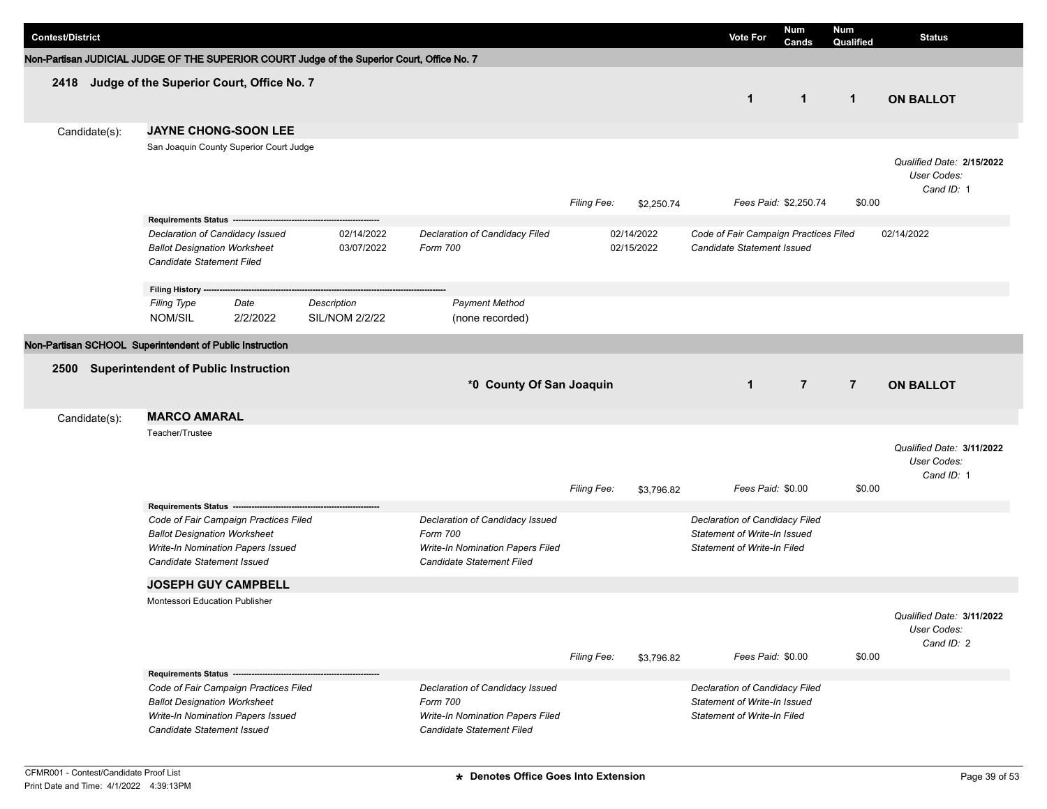| Contest/District | Vote For | Num Cands | Num Qualified | Status |
|---|---|---|---|---|

## Non-Partisan JUDICIAL JUDGE OF THE SUPERIOR COURT Judge of the Superior Court, Office No. 7

### 2418 Judge of the Superior Court, Office No. 7

| Vote For | Num Cands | Num Qualified | Status |
|---|---|---|---|
| 1 | 1 | 1 | **ON BALLOT** |

Candidate(s):

**JAYNE CHONG-SOON LEE**

San Joaquin County Superior Court Judge

*Qualified Date:* **2/15/2022**
*User Codes:*
*Cand ID:* 1

*Filing Fee:* $2,250.74 *Fees Paid:* $2,250.74 $0.00

**Requirements Status**

| | | | | | |
|---|---|---|---|---|---|
| *Declaration of Candidacy Issued* | 02/14/2022 | *Declaration of Candidacy Filed* | 02/14/2022 | *Code of Fair Campaign Practices Filed* | 02/14/2022 |
| *Ballot Designation Worksheet* | 03/07/2022 | *Form 700* | 02/15/2022 | *Candidate Statement Issued* | |
| *Candidate Statement Filed* | | | | | |

**Filing History**

| *Filing Type* | *Date* | *Description* | *Payment Method* |
|---|---|---|---|
| NOM/SIL | 2/2/2022 | SIL/NOM 2/2/22 | (none recorded) |

## Non-Partisan SCHOOL Superintendent of Public Instruction

### 2500 Superintendent of Public Instruction

***0 County Of San Joaquin**

| Vote For | Num Cands | Num Qualified | Status |
|---|---|---|---|
| 1 | 7 | 7 | **ON BALLOT** |

Candidate(s):

**MARCO AMARAL**

Teacher/Trustee

*Qualified Date:* **3/11/2022**
*User Codes:*
*Cand ID:* 1

*Filing Fee:* $3,796.82 *Fees Paid:* $0.00 $0.00

**Requirements Status**

| | | |
|---|---|---|
| *Code of Fair Campaign Practices Filed* | *Declaration of Candidacy Issued* | *Declaration of Candidacy Filed* |
| *Ballot Designation Worksheet* | *Form 700* | *Statement of Write-In Issued* |
| *Write-In Nomination Papers Issued* | *Write-In Nomination Papers Filed* | *Statement of Write-In Filed* |
| *Candidate Statement Issued* | *Candidate Statement Filed* | |

**JOSEPH GUY CAMPBELL**

Montessori Education Publisher

*Qualified Date:* **3/11/2022**
*User Codes:*
*Cand ID:* 2

*Filing Fee:* $3,796.82 *Fees Paid:* $0.00 $0.00

**Requirements Status**

| | | |
|---|---|---|
| *Code of Fair Campaign Practices Filed* | *Declaration of Candidacy Issued* | *Declaration of Candidacy Filed* |
| *Ballot Designation Worksheet* | *Form 700* | *Statement of Write-In Issued* |
| *Write-In Nomination Papers Issued* | *Write-In Nomination Papers Filed* | *Statement of Write-In Filed* |
| *Candidate Statement Issued* | *Candidate Statement Filed* | |

CFMR001 - Contest/Candidate Proof List
Print Date and Time: 4/1/2022 4:39:13PM

* Denotes Office Goes Into Extension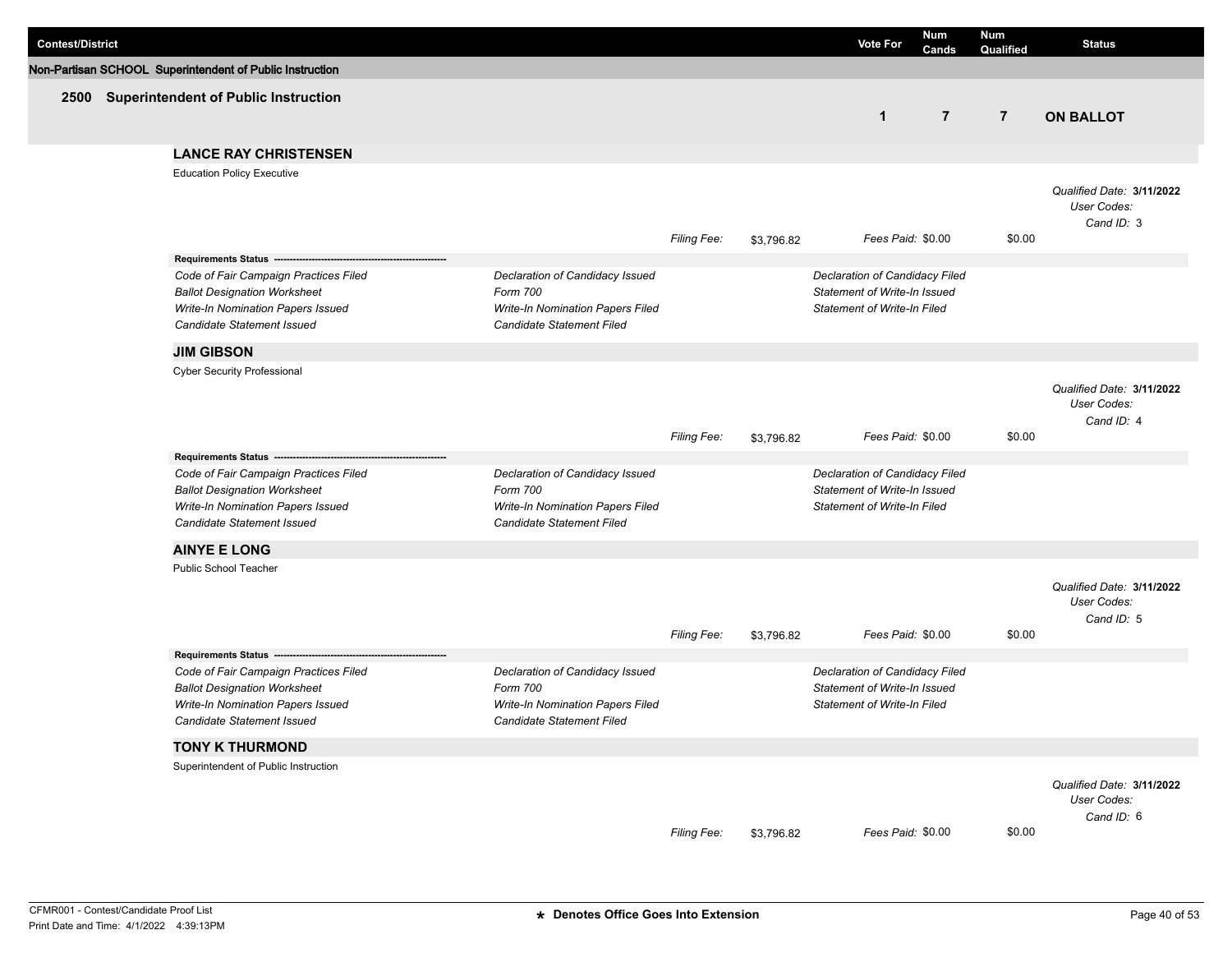| Contest/District | Vote For | Num Cands | Num Qualified | Status |
|---|---|---|---|---|

**Non-Partisan SCHOOL Superintendent of Public Instruction**

## 2500 Superintendent of Public Instruction

| Vote For | Num Cands | Num Qualified | Status |
|---|---|---|---|
| 1 | 7 | 7 | **ON BALLOT** |

### LANCE RAY CHRISTENSEN

Education Policy Executive

*Qualified Date:* **3/11/2022**
*User Codes:*
*Cand ID:* 3

*Filing Fee:* $3,796.82 *Fees Paid:* $0.00 $0.00

**Requirements Status** ------------------------------------------------------

| | | |
|---|---|---|
| *Code of Fair Campaign Practices Filed* | *Declaration of Candidacy Issued* | *Declaration of Candidacy Filed* |
| *Ballot Designation Worksheet* | *Form 700* | *Statement of Write-In Issued* |
| *Write-In Nomination Papers Issued* | *Write-In Nomination Papers Filed* | *Statement of Write-In Filed* |
| *Candidate Statement Issued* | *Candidate Statement Filed* | |

### JIM GIBSON

Cyber Security Professional

*Qualified Date:* **3/11/2022**
*User Codes:*
*Cand ID:* 4

*Filing Fee:* $3,796.82 *Fees Paid:* $0.00 $0.00

**Requirements Status** ------------------------------------------------------

| | | |
|---|---|---|
| *Code of Fair Campaign Practices Filed* | *Declaration of Candidacy Issued* | *Declaration of Candidacy Filed* |
| *Ballot Designation Worksheet* | *Form 700* | *Statement of Write-In Issued* |
| *Write-In Nomination Papers Issued* | *Write-In Nomination Papers Filed* | *Statement of Write-In Filed* |
| *Candidate Statement Issued* | *Candidate Statement Filed* | |

### AINYE E LONG

Public School Teacher

*Qualified Date:* **3/11/2022**
*User Codes:*
*Cand ID:* 5

*Filing Fee:* $3,796.82 *Fees Paid:* $0.00 $0.00

**Requirements Status** ------------------------------------------------------

| | | |
|---|---|---|
| *Code of Fair Campaign Practices Filed* | *Declaration of Candidacy Issued* | *Declaration of Candidacy Filed* |
| *Ballot Designation Worksheet* | *Form 700* | *Statement of Write-In Issued* |
| *Write-In Nomination Papers Issued* | *Write-In Nomination Papers Filed* | *Statement of Write-In Filed* |
| *Candidate Statement Issued* | *Candidate Statement Filed* | |

### TONY K THURMOND

Superintendent of Public Instruction

*Qualified Date:* **3/11/2022**
*User Codes:*
*Cand ID:* 6

*Filing Fee:* $3,796.82 *Fees Paid:* $0.00 $0.00

CFMR001 - Contest/Candidate Proof List
Print Date and Time: 4/1/2022 4:39:13PM

**\* Denotes Office Goes Into Extension**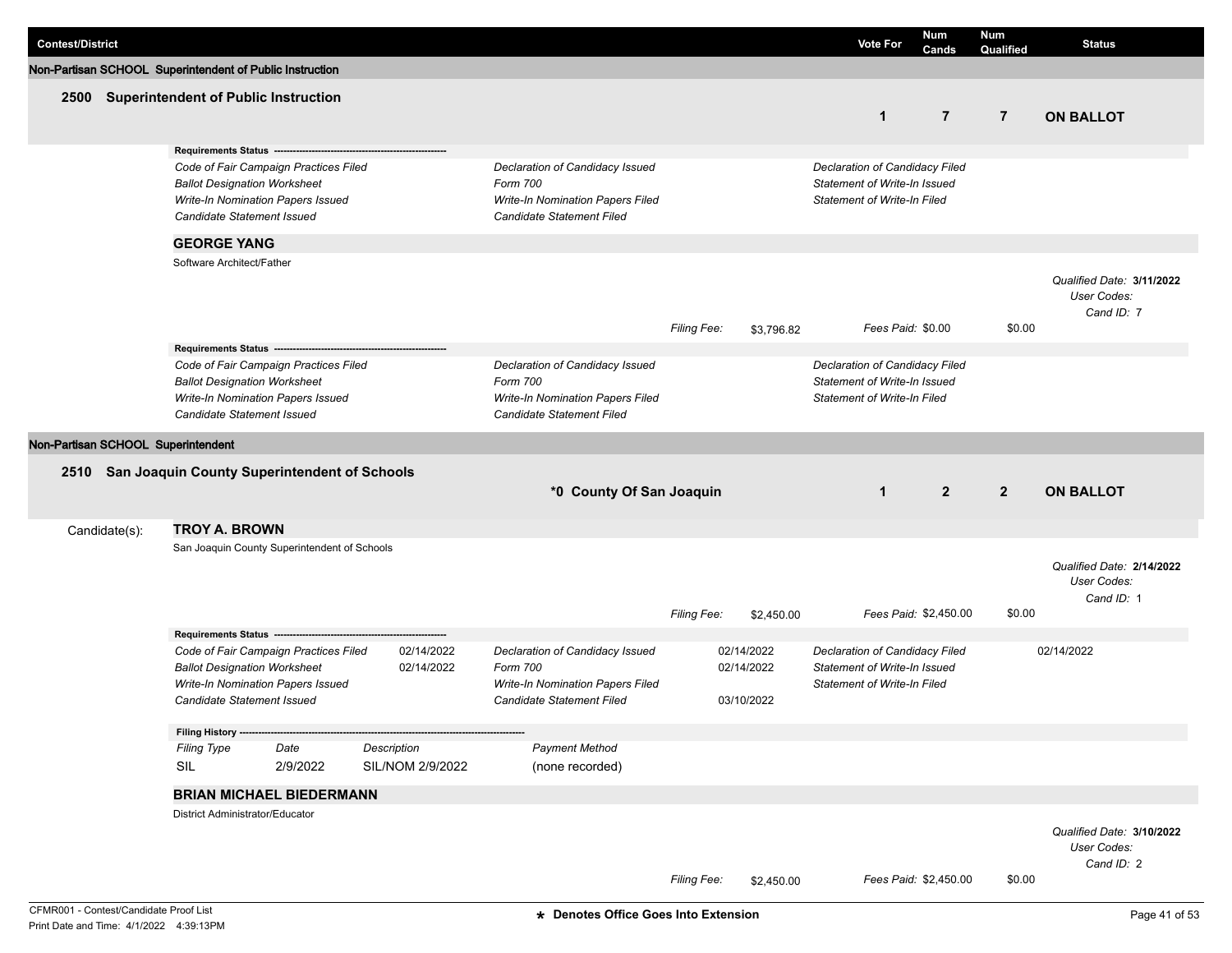| Contest/District | Vote For | Num Cands | Num Qualified | Status |
|---|---|---|---|---|

## Non-Partisan SCHOOL Superintendent of Public Instruction

### 2500 Superintendent of Public Instruction

| Vote For | Num Cands | Num Qualified | Status |
|---|---|---|---|
| 1 | 7 | 7 | **ON BALLOT** |

**Requirements Status**

| | | | | | |
|---|---|---|---|---|---|
| *Code of Fair Campaign Practices Filed* | | *Declaration of Candidacy Issued* | | *Declaration of Candidacy Filed* | |
| *Ballot Designation Worksheet* | | *Form 700* | | *Statement of Write-In Issued* | |
| *Write-In Nomination Papers Issued* | | *Write-In Nomination Papers Filed* | | *Statement of Write-In Filed* | |
| *Candidate Statement Issued* | | *Candidate Statement Filed* | | | |

**GEORGE YANG**

Software Architect/Father

*Qualified Date:* **3/11/2022**
*User Codes:*
*Cand ID:* 7

*Filing Fee:* $3,796.82 *Fees Paid:* $0.00 $0.00

**Requirements Status**

| | | | | | |
|---|---|---|---|---|---|
| *Code of Fair Campaign Practices Filed* | | *Declaration of Candidacy Issued* | | *Declaration of Candidacy Filed* | |
| *Ballot Designation Worksheet* | | *Form 700* | | *Statement of Write-In Issued* | |
| *Write-In Nomination Papers Issued* | | *Write-In Nomination Papers Filed* | | *Statement of Write-In Filed* | |
| *Candidate Statement Issued* | | *Candidate Statement Filed* | | | |

## Non-Partisan SCHOOL Superintendent

### 2510 San Joaquin County Superintendent of Schools

**\*0 County Of San Joaquin**

| Vote For | Num Cands | Num Qualified | Status |
|---|---|---|---|
| 1 | 2 | 2 | **ON BALLOT** |

Candidate(s):

**TROY A. BROWN**

San Joaquin County Superintendent of Schools

*Qualified Date:* **2/14/2022**
*User Codes:*
*Cand ID:* 1

*Filing Fee:* $2,450.00 *Fees Paid:* $2,450.00 $0.00

**Requirements Status**

| | | | | | |
|---|---|---|---|---|---|
| *Code of Fair Campaign Practices Filed* | 02/14/2022 | *Declaration of Candidacy Issued* | 02/14/2022 | *Declaration of Candidacy Filed* | 02/14/2022 |
| *Ballot Designation Worksheet* | 02/14/2022 | *Form 700* | 02/14/2022 | *Statement of Write-In Issued* | |
| *Write-In Nomination Papers Issued* | | *Write-In Nomination Papers Filed* | | *Statement of Write-In Filed* | |
| *Candidate Statement Issued* | | *Candidate Statement Filed* | 03/10/2022 | | |

**Filing History**

| *Filing Type* | *Date* | *Description* | *Payment Method* |
|---|---|---|---|
| SIL | 2/9/2022 | SIL/NOM 2/9/2022 | (none recorded) |

**BRIAN MICHAEL BIEDERMANN**

District Administrator/Educator

*Qualified Date:* **3/10/2022**
*User Codes:*
*Cand ID:* 2

*Filing Fee:* $2,450.00 *Fees Paid:* $2,450.00 $0.00

CFMR001 - Contest/Candidate Proof List
Print Date and Time: 4/1/2022 4:39:13PM

**\* Denotes Office Goes Into Extension**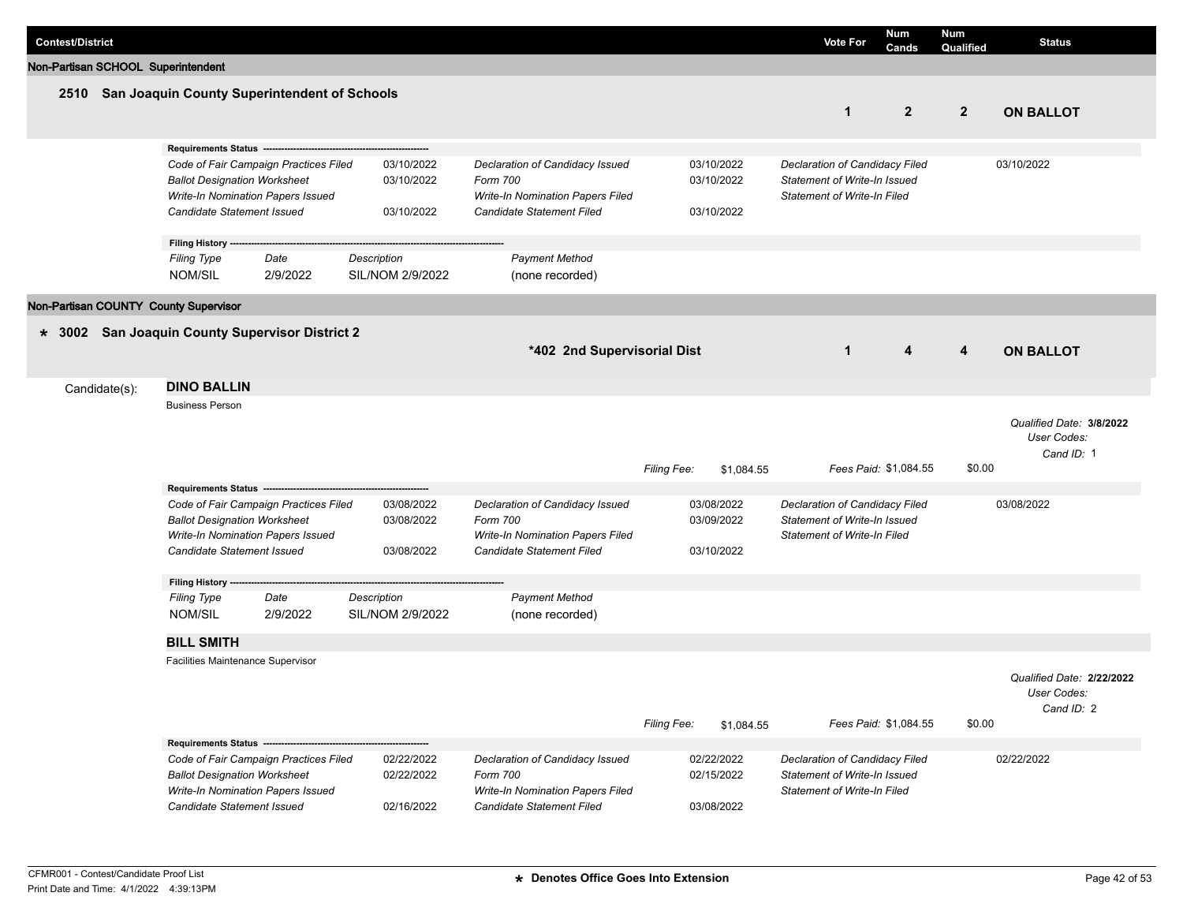| Contest/District | Vote For | Num Cands | Num Qualified | Status |
|---|---|---|---|---|

**Non-Partisan SCHOOL Superintendent**

### 2510 San Joaquin County Superintendent of Schools

| Vote For | Num Cands | Num Qualified | Status |
|---|---|---|---|
| 1 | 2 | 2 | ON BALLOT |

**Requirements Status**

| | | | | | |
|---|---|---|---|---|---|
| *Code of Fair Campaign Practices Filed* | 03/10/2022 | *Declaration of Candidacy Issued* | 03/10/2022 | *Declaration of Candidacy Filed* | 03/10/2022 |
| *Ballot Designation Worksheet* | 03/10/2022 | *Form 700* | 03/10/2022 | *Statement of Write-In Issued* | |
| *Write-In Nomination Papers Issued* | | *Write-In Nomination Papers Filed* | | *Statement of Write-In Filed* | |
| *Candidate Statement Issued* | 03/10/2022 | *Candidate Statement Filed* | 03/10/2022 | | |

**Filing History**

| *Filing Type* | *Date* | *Description* | *Payment Method* |
|---|---|---|---|
| NOM/SIL | 2/9/2022 | SIL/NOM 2/9/2022 | (none recorded) |

**Non-Partisan COUNTY County Supervisor**

### * 3002 San Joaquin County Supervisor District 2

**\*402 2nd Supervisorial Dist**

| Vote For | Num Cands | Num Qualified | Status |
|---|---|---|---|
| 1 | 4 | 4 | ON BALLOT |

Candidate(s):

**DINO BALLIN**

Business Person

*Qualified Date:* **3/8/2022**
*User Codes:*
*Cand ID:* 1

*Filing Fee:* $1,084.55 *Fees Paid:* $1,084.55 $0.00

**Requirements Status**

| | | | | | |
|---|---|---|---|---|---|
| *Code of Fair Campaign Practices Filed* | 03/08/2022 | *Declaration of Candidacy Issued* | 03/08/2022 | *Declaration of Candidacy Filed* | 03/08/2022 |
| *Ballot Designation Worksheet* | 03/08/2022 | *Form 700* | 03/09/2022 | *Statement of Write-In Issued* | |
| *Write-In Nomination Papers Issued* | | *Write-In Nomination Papers Filed* | | *Statement of Write-In Filed* | |
| *Candidate Statement Issued* | 03/08/2022 | *Candidate Statement Filed* | 03/10/2022 | | |

**Filing History**

| *Filing Type* | *Date* | *Description* | *Payment Method* |
|---|---|---|---|
| NOM/SIL | 2/9/2022 | SIL/NOM 2/9/2022 | (none recorded) |

**BILL SMITH**

Facilities Maintenance Supervisor

*Qualified Date:* **2/22/2022**
*User Codes:*
*Cand ID:* 2

*Filing Fee:* $1,084.55 *Fees Paid:* $1,084.55 $0.00

**Requirements Status**

| | | | | | |
|---|---|---|---|---|---|
| *Code of Fair Campaign Practices Filed* | 02/22/2022 | *Declaration of Candidacy Issued* | 02/22/2022 | *Declaration of Candidacy Filed* | 02/22/2022 |
| *Ballot Designation Worksheet* | 02/22/2022 | *Form 700* | 02/15/2022 | *Statement of Write-In Issued* | |
| *Write-In Nomination Papers Issued* | | *Write-In Nomination Papers Filed* | | *Statement of Write-In Filed* | |
| *Candidate Statement Issued* | 02/16/2022 | *Candidate Statement Filed* | 03/08/2022 | | |

\* Denotes Office Goes Into Extension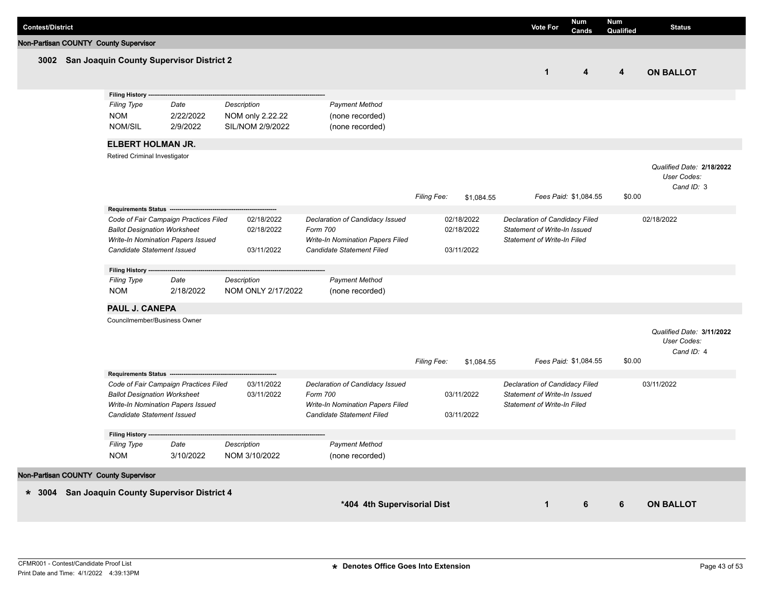| Contest/District | Vote For | Num Cands | Num Qualified | Status |
|---|---|---|---|---|

**Non-Partisan COUNTY County Supervisor**

## 3002 San Joaquin County Supervisor District 2

| Vote For | Num Cands | Num Qualified | Status |
|---|---|---|---|
| 1 | 4 | 4 | **ON BALLOT** |

**Filing History**

| Filing Type | Date | Description | Payment Method |
|---|---|---|---|
| NOM | 2/22/2022 | NOM only 2.22.22 | (none recorded) |
| NOM/SIL | 2/9/2022 | SIL/NOM 2/9/2022 | (none recorded) |

### ELBERT HOLMAN JR.

Retired Criminal Investigator

*Qualified Date:* **2/18/2022**
*User Codes:*
*Cand ID:* 3

*Filing Fee:* $1,084.55 *Fees Paid:* $1,084.55 $0.00

**Requirements Status**

| Requirement | Date | Requirement | Date | Requirement | Date |
|---|---|---|---|---|---|
| *Code of Fair Campaign Practices Filed* | 02/18/2022 | *Declaration of Candidacy Issued* | 02/18/2022 | *Declaration of Candidacy Filed* | 02/18/2022 |
| *Ballot Designation Worksheet* | 02/18/2022 | *Form 700* | 02/18/2022 | *Statement of Write-In Issued* | |
| *Write-In Nomination Papers Issued* | | *Write-In Nomination Papers Filed* | | *Statement of Write-In Filed* | |
| *Candidate Statement Issued* | 03/11/2022 | *Candidate Statement Filed* | 03/11/2022 | | |

**Filing History**

| Filing Type | Date | Description | Payment Method |
|---|---|---|---|
| NOM | 2/18/2022 | NOM ONLY 2/17/2022 | (none recorded) |

### PAUL J. CANEPA

Councilmember/Business Owner

*Qualified Date:* **3/11/2022**
*User Codes:*
*Cand ID:* 4

*Filing Fee:* $1,084.55 *Fees Paid:* $1,084.55 $0.00

**Requirements Status**

| Requirement | Date | Requirement | Date | Requirement | Date |
|---|---|---|---|---|---|
| *Code of Fair Campaign Practices Filed* | 03/11/2022 | *Declaration of Candidacy Issued* | | *Declaration of Candidacy Filed* | 03/11/2022 |
| *Ballot Designation Worksheet* | 03/11/2022 | *Form 700* | 03/11/2022 | *Statement of Write-In Issued* | |
| *Write-In Nomination Papers Issued* | | *Write-In Nomination Papers Filed* | | *Statement of Write-In Filed* | |
| *Candidate Statement Issued* | | *Candidate Statement Filed* | 03/11/2022 | | |

**Filing History**

| Filing Type | Date | Description | Payment Method |
|---|---|---|---|
| NOM | 3/10/2022 | NOM 3/10/2022 | (none recorded) |

**Non-Partisan COUNTY County Supervisor**

## * 3004 San Joaquin County Supervisor District 4

| District | Vote For | Num Cands | Num Qualified | Status |
|---|---|---|---|---|
| *404 4th Supervisorial Dist | 1 | 6 | 6 | **ON BALLOT** |

CFMR001 - Contest/Candidate Proof List
Print Date and Time: 4/1/2022 4:39:13PM

**\* Denotes Office Goes Into Extension**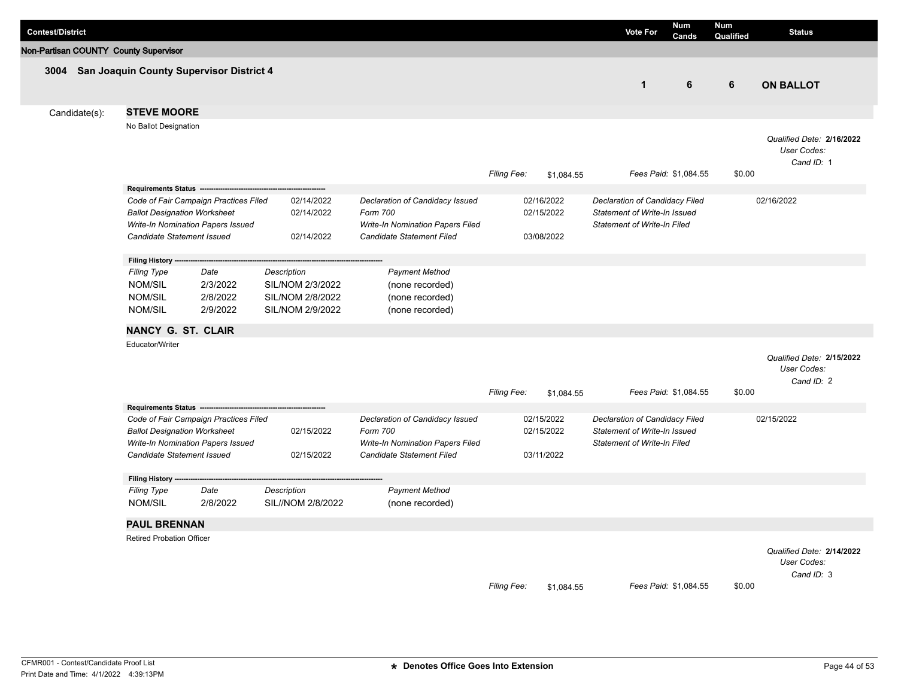| Contest/District | Vote For | Num Cands | Num Qualified | Status |
|---|---|---|---|---|

**Non-Partisan COUNTY County Supervisor**

### 3004 San Joaquin County Supervisor District 4

| Vote For | Num Cands | Num Qualified | Status |
|---|---|---|---|
| 1 | 6 | 6 | **ON BALLOT** |

Candidate(s):

**STEVE MOORE**

No Ballot Designation

*Qualified Date:* **2/16/2022**
*User Codes:*
*Cand ID:* 1

*Filing Fee:* $1,084.55 *Fees Paid:* $1,084.55 $0.00

**Requirements Status**

| | | | | | |
|---|---|---|---|---|---|
| *Code of Fair Campaign Practices Filed* | 02/14/2022 | *Declaration of Candidacy Issued* | 02/16/2022 | *Declaration of Candidacy Filed* | 02/16/2022 |
| *Ballot Designation Worksheet* | 02/14/2022 | *Form 700* | 02/15/2022 | *Statement of Write-In Issued* | |
| *Write-In Nomination Papers Issued* | | *Write-In Nomination Papers Filed* | | *Statement of Write-In Filed* | |
| *Candidate Statement Issued* | 02/14/2022 | *Candidate Statement Filed* | 03/08/2022 | | |

**Filing History**

| *Filing Type* | *Date* | *Description* | *Payment Method* |
|---|---|---|---|
| NOM/SIL | 2/3/2022 | SIL/NOM 2/3/2022 | (none recorded) |
| NOM/SIL | 2/8/2022 | SIL/NOM 2/8/2022 | (none recorded) |
| NOM/SIL | 2/9/2022 | SIL/NOM 2/9/2022 | (none recorded) |

**NANCY G. ST. CLAIR**

Educator/Writer

*Qualified Date:* **2/15/2022**
*User Codes:*
*Cand ID:* 2

*Filing Fee:* $1,084.55 *Fees Paid:* $1,084.55 $0.00

**Requirements Status**

| | | | | | |
|---|---|---|---|---|---|
| *Code of Fair Campaign Practices Filed* | | *Declaration of Candidacy Issued* | 02/15/2022 | *Declaration of Candidacy Filed* | 02/15/2022 |
| *Ballot Designation Worksheet* | 02/15/2022 | *Form 700* | 02/15/2022 | *Statement of Write-In Issued* | |
| *Write-In Nomination Papers Issued* | | *Write-In Nomination Papers Filed* | | *Statement of Write-In Filed* | |
| *Candidate Statement Issued* | 02/15/2022 | *Candidate Statement Filed* | 03/11/2022 | | |

**Filing History**

| *Filing Type* | *Date* | *Description* | *Payment Method* |
|---|---|---|---|
| NOM/SIL | 2/8/2022 | SIL//NOM 2/8/2022 | (none recorded) |

**PAUL BRENNAN**

Retired Probation Officer

*Qualified Date:* **2/14/2022**
*User Codes:*
*Cand ID:* 3

*Filing Fee:* $1,084.55 *Fees Paid:* $1,084.55 $0.00

CFMR001 - Contest/Candidate Proof List
Print Date and Time: 4/1/2022 4:39:13PM

★ Denotes Office Goes Into Extension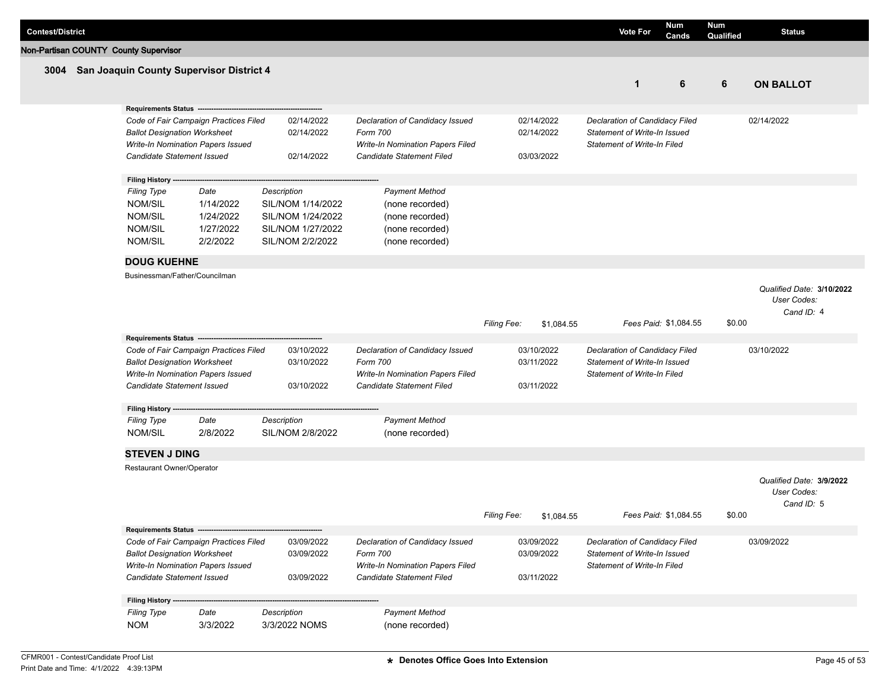| Contest/District | Vote For | Num Cands | Num Qualified | Status |
|---|---|---|---|---|

**Non-Partisan COUNTY County Supervisor**

### 3004 San Joaquin County Supervisor District 4

| Vote For | Num Cands | Num Qualified | Status |
|---|---|---|---|
| 1 | 6 | 6 | ON BALLOT |

**Requirements Status**

| | | | | | |
|---|---|---|---|---|---|
| *Code of Fair Campaign Practices Filed* | 02/14/2022 | *Declaration of Candidacy Issued* | 02/14/2022 | *Declaration of Candidacy Filed* | 02/14/2022 |
| *Ballot Designation Worksheet* | 02/14/2022 | *Form 700* | 02/14/2022 | *Statement of Write-In Issued* | |
| *Write-In Nomination Papers Issued* | | *Write-In Nomination Papers Filed* | | *Statement of Write-In Filed* | |
| *Candidate Statement Issued* | 02/14/2022 | *Candidate Statement Filed* | 03/03/2022 | | |

**Filing History**

| *Filing Type* | *Date* | *Description* | *Payment Method* |
|---|---|---|---|
| NOM/SIL | 1/14/2022 | SIL/NOM 1/14/2022 | (none recorded) |
| NOM/SIL | 1/24/2022 | SIL/NOM 1/24/2022 | (none recorded) |
| NOM/SIL | 1/27/2022 | SIL/NOM 1/27/2022 | (none recorded) |
| NOM/SIL | 2/2/2022 | SIL/NOM 2/2/2022 | (none recorded) |

#### DOUG KUEHNE

Businessman/Father/Councilman

*Qualified Date:* **3/10/2022**
*User Codes:*
*Cand ID:* 4

*Filing Fee:* $1,084.55 *Fees Paid:* $1,084.55 $0.00

**Requirements Status**

| | | | | | |
|---|---|---|---|---|---|
| *Code of Fair Campaign Practices Filed* | 03/10/2022 | *Declaration of Candidacy Issued* | 03/10/2022 | *Declaration of Candidacy Filed* | 03/10/2022 |
| *Ballot Designation Worksheet* | 03/10/2022 | *Form 700* | 03/11/2022 | *Statement of Write-In Issued* | |
| *Write-In Nomination Papers Issued* | | *Write-In Nomination Papers Filed* | | *Statement of Write-In Filed* | |
| *Candidate Statement Issued* | 03/10/2022 | *Candidate Statement Filed* | 03/11/2022 | | |

**Filing History**

| *Filing Type* | *Date* | *Description* | *Payment Method* |
|---|---|---|---|
| NOM/SIL | 2/8/2022 | SIL/NOM 2/8/2022 | (none recorded) |

#### STEVEN J DING

Restaurant Owner/Operator

*Qualified Date:* **3/9/2022**
*User Codes:*
*Cand ID:* 5

*Filing Fee:* $1,084.55 *Fees Paid:* $1,084.55 $0.00

**Requirements Status**

| | | | | | |
|---|---|---|---|---|---|
| *Code of Fair Campaign Practices Filed* | 03/09/2022 | *Declaration of Candidacy Issued* | 03/09/2022 | *Declaration of Candidacy Filed* | 03/09/2022 |
| *Ballot Designation Worksheet* | 03/09/2022 | *Form 700* | 03/09/2022 | *Statement of Write-In Issued* | |
| *Write-In Nomination Papers Issued* | | *Write-In Nomination Papers Filed* | | *Statement of Write-In Filed* | |
| *Candidate Statement Issued* | 03/09/2022 | *Candidate Statement Filed* | 03/11/2022 | | |

**Filing History**

| *Filing Type* | *Date* | *Description* | *Payment Method* |
|---|---|---|---|
| NOM | 3/3/2022 | 3/3/2022 NOMS | (none recorded) |

CFMR001 - Contest/Candidate Proof List
Print Date and Time: 4/1/2022 4:39:13PM

**\* Denotes Office Goes Into Extension**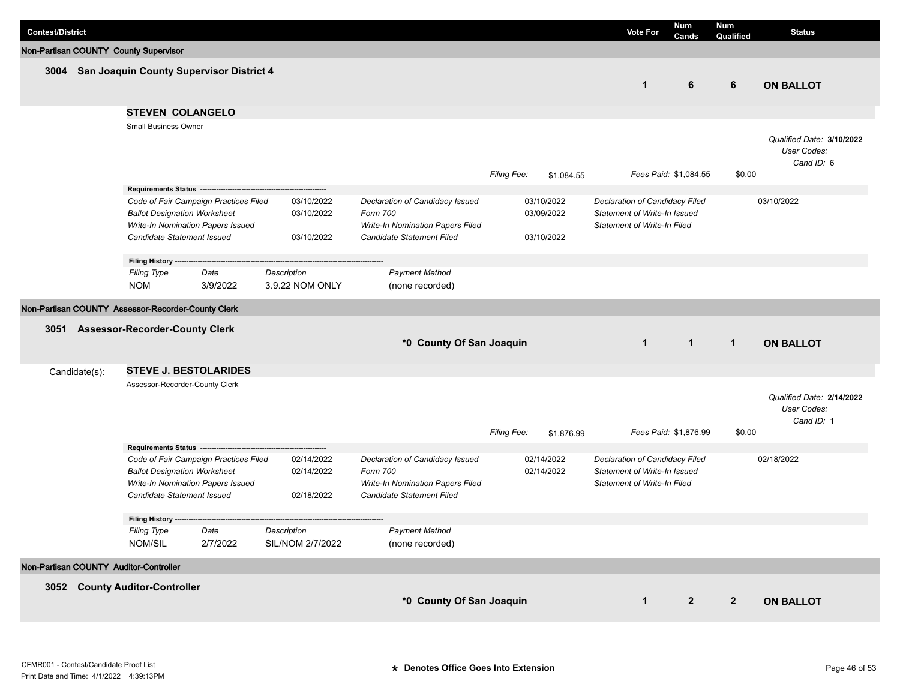| Contest/District | Vote For | Num Cands | Num Qualified | Status |
|---|---|---|---|---|

## Non-Partisan COUNTY County Supervisor

### 3004 San Joaquin County Supervisor District 4

| Vote For | Num Cands | Num Qualified | Status |
|---|---|---|---|
| 1 | 6 | 6 | **ON BALLOT** |

**STEVEN COLANGELO**

Small Business Owner

*Qualified Date:* **3/10/2022**
*User Codes:*
*Cand ID:* 6

*Filing Fee:* $1,084.55 *Fees Paid:* $1,084.55 $0.00

**Requirements Status**

| Item | Date | Item | Date | Item | Date |
|---|---|---|---|---|---|
| *Code of Fair Campaign Practices Filed* | 03/10/2022 | *Declaration of Candidacy Issued* | 03/10/2022 | *Declaration of Candidacy Filed* | 03/10/2022 |
| *Ballot Designation Worksheet* | 03/10/2022 | *Form 700* | 03/09/2022 | *Statement of Write-In Issued* | |
| *Write-In Nomination Papers Issued* | | *Write-In Nomination Papers Filed* | | *Statement of Write-In Filed* | |
| *Candidate Statement Issued* | 03/10/2022 | *Candidate Statement Filed* | 03/10/2022 | | |

**Filing History**

| *Filing Type* | *Date* | *Description* | *Payment Method* |
|---|---|---|---|
| NOM | 3/9/2022 | 3.9.22 NOM ONLY | (none recorded) |

## Non-Partisan COUNTY Assessor-Recorder-County Clerk

### 3051 Assessor-Recorder-County Clerk

***0 County Of San Joaquin**

| Vote For | Num Cands | Num Qualified | Status |
|---|---|---|---|
| 1 | 1 | 1 | **ON BALLOT** |

Candidate(s):

**STEVE J. BESTOLARIDES**

Assessor-Recorder-County Clerk

*Qualified Date:* **2/14/2022**
*User Codes:*
*Cand ID:* 1

*Filing Fee:* $1,876.99 *Fees Paid:* $1,876.99 $0.00

**Requirements Status**

| Item | Date | Item | Date | Item | Date |
|---|---|---|---|---|---|
| *Code of Fair Campaign Practices Filed* | 02/14/2022 | *Declaration of Candidacy Issued* | 02/14/2022 | *Declaration of Candidacy Filed* | 02/18/2022 |
| *Ballot Designation Worksheet* | 02/14/2022 | *Form 700* | 02/14/2022 | *Statement of Write-In Issued* | |
| *Write-In Nomination Papers Issued* | | *Write-In Nomination Papers Filed* | | *Statement of Write-In Filed* | |
| *Candidate Statement Issued* | 02/18/2022 | *Candidate Statement Filed* | | | |

**Filing History**

| *Filing Type* | *Date* | *Description* | *Payment Method* |
|---|---|---|---|
| NOM/SIL | 2/7/2022 | SIL/NOM 2/7/2022 | (none recorded) |

## Non-Partisan COUNTY Auditor-Controller

### 3052 County Auditor-Controller

***0 County Of San Joaquin**

| Vote For | Num Cands | Num Qualified | Status |
|---|---|---|---|
| 1 | 2 | 2 | **ON BALLOT** |

CFMR001 - Contest/Candidate Proof List
Print Date and Time: 4/1/2022 4:39:13PM

**\* Denotes Office Goes Into Extension**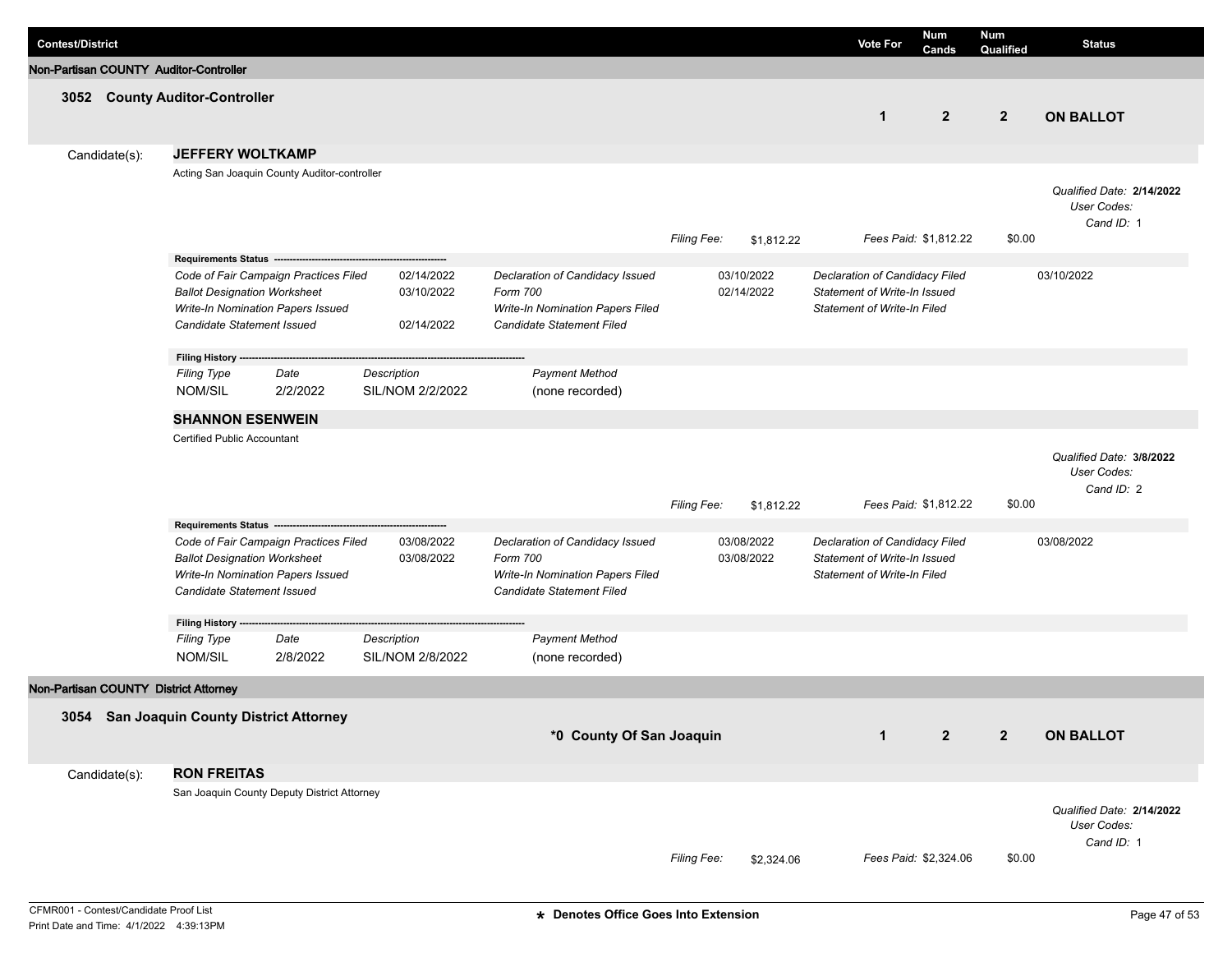| Contest/District | Vote For | Num Cands | Num Qualified | Status |
|---|---|---|---|---|

## Non-Partisan COUNTY Auditor-Controller

### 3052 County Auditor-Controller

| Vote For | Num Cands | Num Qualified | Status |
|---|---|---|---|
| 1 | 2 | 2 | **ON BALLOT** |

Candidate(s):

**JEFFERY WOLTKAMP**

Acting San Joaquin County Auditor-controller

*Qualified Date:* **2/14/2022**
*User Codes:*
*Cand ID:* 1

*Filing Fee:* $1,812.22 *Fees Paid:* $1,812.22 $0.00

**Requirements Status**

| Requirement | Date | Requirement | Date | Requirement | Date |
|---|---|---|---|---|---|
| *Code of Fair Campaign Practices Filed* | 02/14/2022 | *Declaration of Candidacy Issued* | 03/10/2022 | *Declaration of Candidacy Filed* | 03/10/2022 |
| *Ballot Designation Worksheet* | 03/10/2022 | *Form 700* | 02/14/2022 | *Statement of Write-In Issued* | |
| *Write-In Nomination Papers Issued* | | *Write-In Nomination Papers Filed* | | *Statement of Write-In Filed* | |
| *Candidate Statement Issued* | 02/14/2022 | *Candidate Statement Filed* | | | |

**Filing History**

| *Filing Type* | *Date* | *Description* | *Payment Method* |
|---|---|---|---|
| NOM/SIL | 2/2/2022 | SIL/NOM 2/2/2022 | (none recorded) |

**SHANNON ESENWEIN**

Certified Public Accountant

*Qualified Date:* **3/8/2022**
*User Codes:*
*Cand ID:* 2

*Filing Fee:* $1,812.22 *Fees Paid:* $1,812.22 $0.00

**Requirements Status**

| Requirement | Date | Requirement | Date | Requirement | Date |
|---|---|---|---|---|---|
| *Code of Fair Campaign Practices Filed* | 03/08/2022 | *Declaration of Candidacy Issued* | 03/08/2022 | *Declaration of Candidacy Filed* | 03/08/2022 |
| *Ballot Designation Worksheet* | 03/08/2022 | *Form 700* | 03/08/2022 | *Statement of Write-In Issued* | |
| *Write-In Nomination Papers Issued* | | *Write-In Nomination Papers Filed* | | *Statement of Write-In Filed* | |
| *Candidate Statement Issued* | | *Candidate Statement Filed* | | | |

**Filing History**

| *Filing Type* | *Date* | *Description* | *Payment Method* |
|---|---|---|---|
| NOM/SIL | 2/8/2022 | SIL/NOM 2/8/2022 | (none recorded) |

## Non-Partisan COUNTY District Attorney

### 3054 San Joaquin County District Attorney

**\*0 County Of San Joaquin**

| Vote For | Num Cands | Num Qualified | Status |
|---|---|---|---|
| 1 | 2 | 2 | **ON BALLOT** |

Candidate(s):

**RON FREITAS**

San Joaquin County Deputy District Attorney

*Qualified Date:* **2/14/2022**
*User Codes:*
*Cand ID:* 1

*Filing Fee:* $2,324.06 *Fees Paid:* $2,324.06 $0.00

CFMR001 - Contest/Candidate Proof List
Print Date and Time: 4/1/2022 4:39:13PM

\* Denotes Office Goes Into Extension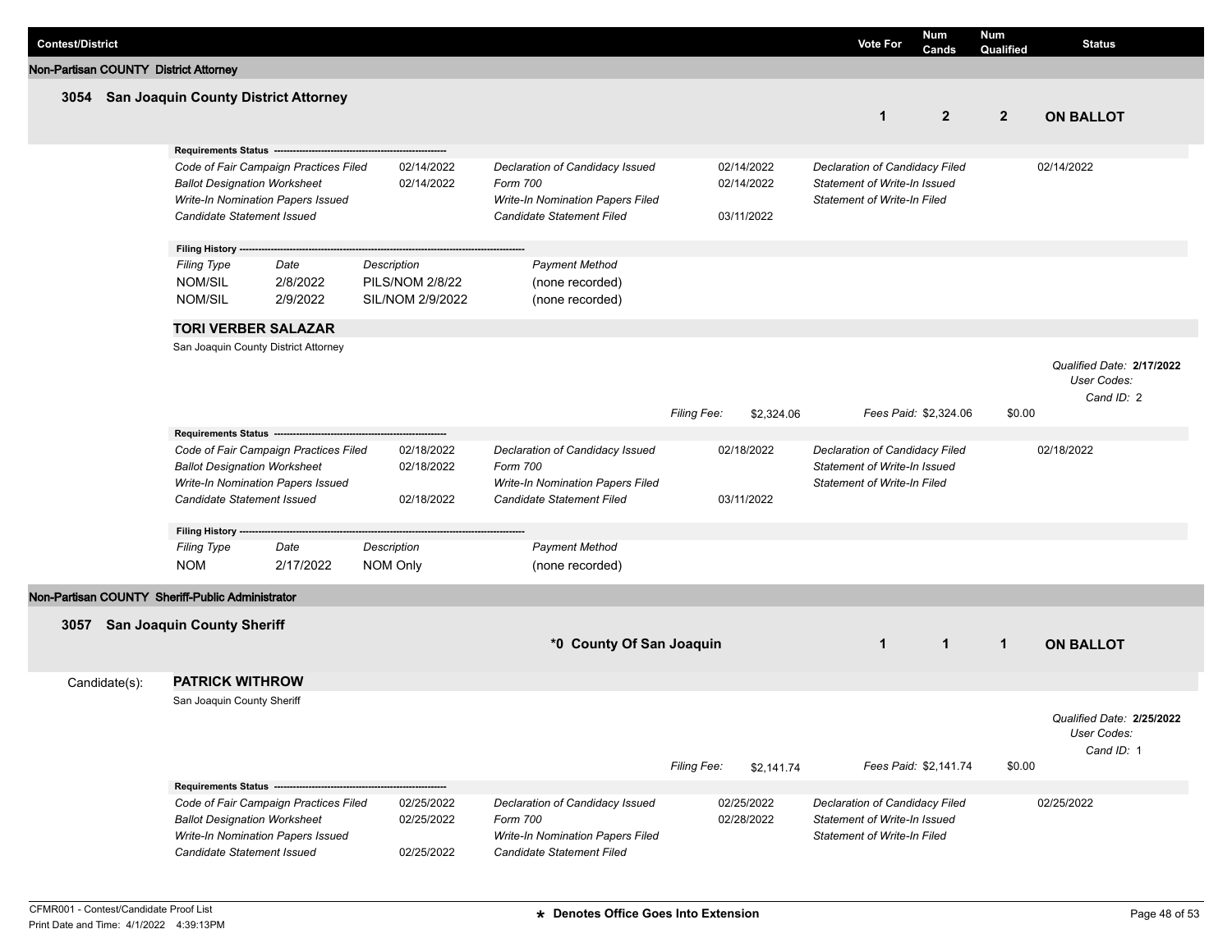| Contest/District | Vote For | Num Cands | Num Qualified | Status |
|---|---|---|---|---|

## Non-Partisan COUNTY District Attorney

### 3054 San Joaquin County District Attorney

| Vote For | Num Cands | Num Qualified | Status |
|---|---|---|---|
| 1 | 2 | 2 | ON BALLOT |

**Requirements Status**

| Requirement | Date | Requirement | Date | Requirement | Date |
|---|---|---|---|---|---|
| *Code of Fair Campaign Practices Filed* | 02/14/2022 | *Declaration of Candidacy Issued* | 02/14/2022 | *Declaration of Candidacy Filed* | 02/14/2022 |
| *Ballot Designation Worksheet* | 02/14/2022 | *Form 700* | 02/14/2022 | *Statement of Write-In Issued* | |
| *Write-In Nomination Papers Issued* | | *Write-In Nomination Papers Filed* | | *Statement of Write-In Filed* | |
| *Candidate Statement Issued* | | *Candidate Statement Filed* | 03/11/2022 | | |

**Filing History**

| Filing Type | Date | Description | Payment Method |
|---|---|---|---|
| NOM/SIL | 2/8/2022 | PILS/NOM 2/8/22 | (none recorded) |
| NOM/SIL | 2/9/2022 | SIL/NOM 2/9/2022 | (none recorded) |

**TORI VERBER SALAZAR**

San Joaquin County District Attorney

*Qualified Date:* **2/17/2022**
*User Codes:*
*Cand ID:* 2

*Filing Fee:* $2,324.06 *Fees Paid:* $2,324.06 $0.00

**Requirements Status**

| Requirement | Date | Requirement | Date | Requirement | Date |
|---|---|---|---|---|---|
| *Code of Fair Campaign Practices Filed* | 02/18/2022 | *Declaration of Candidacy Issued* | 02/18/2022 | *Declaration of Candidacy Filed* | 02/18/2022 |
| *Ballot Designation Worksheet* | 02/18/2022 | *Form 700* | | *Statement of Write-In Issued* | |
| *Write-In Nomination Papers Issued* | | *Write-In Nomination Papers Filed* | | *Statement of Write-In Filed* | |
| *Candidate Statement Issued* | 02/18/2022 | *Candidate Statement Filed* | 03/11/2022 | | |

**Filing History**

| Filing Type | Date | Description | Payment Method |
|---|---|---|---|
| NOM | 2/17/2022 | NOM Only | (none recorded) |

## Non-Partisan COUNTY Sheriff-Public Administrator

### 3057 San Joaquin County Sheriff

**\*0 County Of San Joaquin**

| Vote For | Num Cands | Num Qualified | Status |
|---|---|---|---|
| 1 | 1 | 1 | ON BALLOT |

Candidate(s): **PATRICK WITHROW**

San Joaquin County Sheriff

*Qualified Date:* **2/25/2022**
*User Codes:*
*Cand ID:* 1

*Filing Fee:* $2,141.74 *Fees Paid:* $2,141.74 $0.00

**Requirements Status**

| Requirement | Date | Requirement | Date | Requirement | Date |
|---|---|---|---|---|---|
| *Code of Fair Campaign Practices Filed* | 02/25/2022 | *Declaration of Candidacy Issued* | 02/25/2022 | *Declaration of Candidacy Filed* | 02/25/2022 |
| *Ballot Designation Worksheet* | 02/25/2022 | *Form 700* | 02/28/2022 | *Statement of Write-In Issued* | |
| *Write-In Nomination Papers Issued* | | *Write-In Nomination Papers Filed* | | *Statement of Write-In Filed* | |
| *Candidate Statement Issued* | 02/25/2022 | *Candidate Statement Filed* | | | |

**\* Denotes Office Goes Into Extension**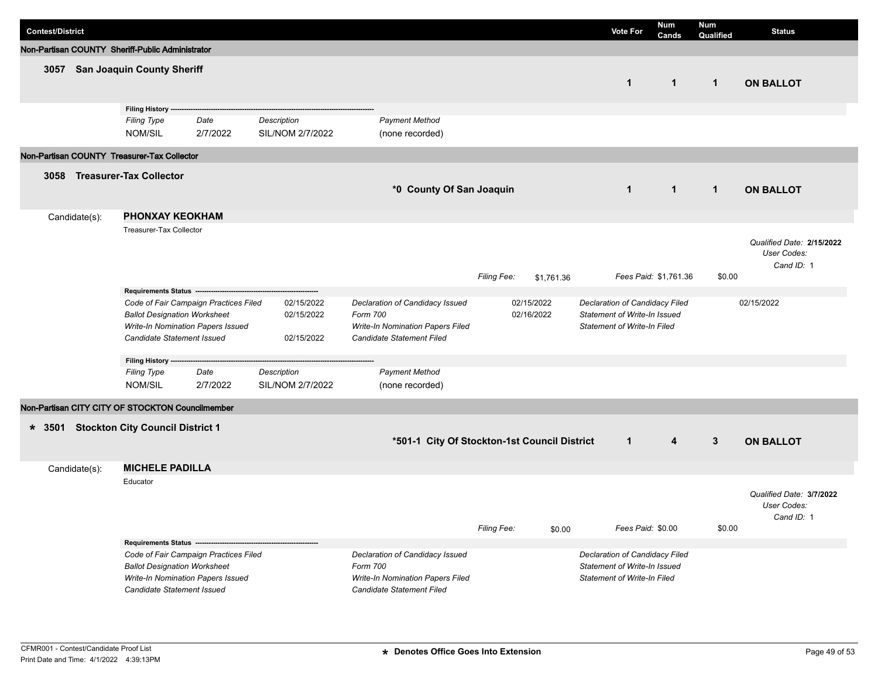| Contest/District | Vote For | Num Cands | Num Qualified | Status |
|---|---|---|---|---|

## Non-Partisan COUNTY Sheriff-Public Administrator

### 3057 San Joaquin County Sheriff

| Vote For | Num Cands | Num Qualified | Status |
|---|---|---|---|
| 1 | 1 | 1 | ON BALLOT |

**Filing History**

| *Filing Type* | *Date* | *Description* | *Payment Method* |
|---|---|---|---|
| NOM/SIL | 2/7/2022 | SIL/NOM 2/7/2022 | (none recorded) |

## Non-Partisan COUNTY Treasurer-Tax Collector

### 3058 Treasurer-Tax Collector

*0 County Of San Joaquin

| Vote For | Num Cands | Num Qualified | Status |
|---|---|---|---|
| 1 | 1 | 1 | ON BALLOT |

Candidate(s): **PHONXAY KEOKHAM**

Treasurer-Tax Collector

*Qualified Date:* **2/15/2022**
*User Codes:*
*Cand ID:* 1

*Filing Fee:* $1,761.36 *Fees Paid:* $1,761.36 $0.00

**Requirements Status**

| | | | | | |
|---|---|---|---|---|---|
| *Code of Fair Campaign Practices Filed* | 02/15/2022 | *Declaration of Candidacy Issued* | 02/15/2022 | *Declaration of Candidacy Filed* | 02/15/2022 |
| *Ballot Designation Worksheet* | 02/15/2022 | *Form 700* | 02/16/2022 | *Statement of Write-In Issued* | |
| *Write-In Nomination Papers Issued* | | *Write-In Nomination Papers Filed* | | *Statement of Write-In Filed* | |
| *Candidate Statement Issued* | 02/15/2022 | *Candidate Statement Filed* | | | |

**Filing History**

| *Filing Type* | *Date* | *Description* | *Payment Method* |
|---|---|---|---|
| NOM/SIL | 2/7/2022 | SIL/NOM 2/7/2022 | (none recorded) |

## Non-Partisan CITY CITY OF STOCKTON Councilmember

### * 3501 Stockton City Council District 1

*501-1 City Of Stockton-1st Council District

| Vote For | Num Cands | Num Qualified | Status |
|---|---|---|---|
| 1 | 4 | 3 | ON BALLOT |

Candidate(s): **MICHELE PADILLA**

Educator

*Qualified Date:* **3/7/2022**
*User Codes:*
*Cand ID:* 1

*Filing Fee:* $0.00 *Fees Paid:* $0.00 $0.00

**Requirements Status**

| | | |
|---|---|---|
| *Code of Fair Campaign Practices Filed* | *Declaration of Candidacy Issued* | *Declaration of Candidacy Filed* |
| *Ballot Designation Worksheet* | *Form 700* | *Statement of Write-In Issued* |
| *Write-In Nomination Papers Issued* | *Write-In Nomination Papers Filed* | *Statement of Write-In Filed* |
| *Candidate Statement Issued* | *Candidate Statement Filed* | |

CFMR001 - Contest/Candidate Proof List
Print Date and Time: 4/1/2022 4:39:13PM

* Denotes Office Goes Into Extension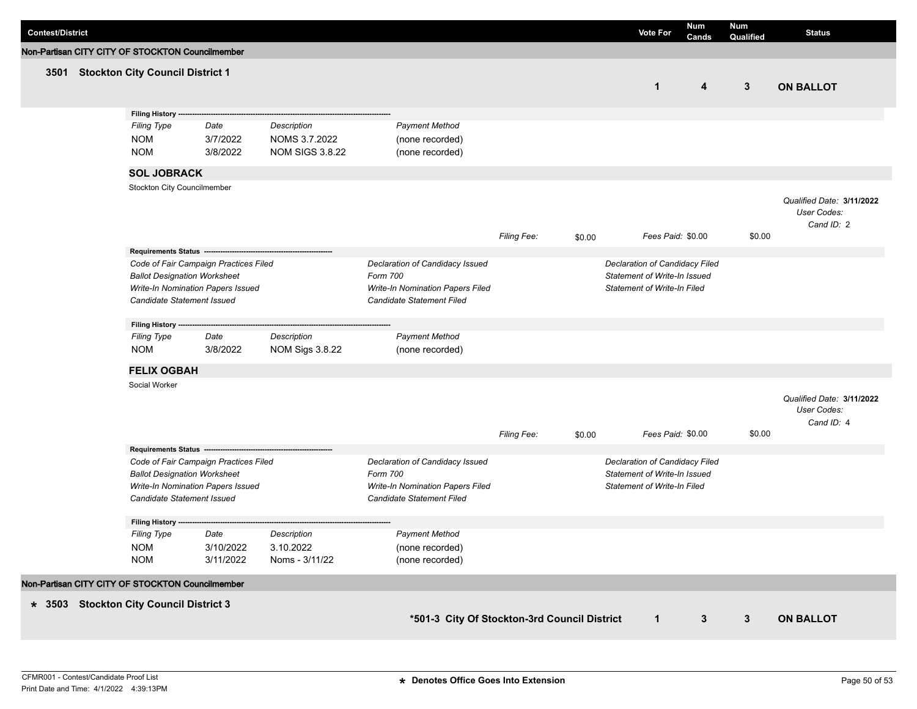| Contest/District | Vote For | Num Cands | Num Qualified | Status |
|---|---|---|---|---|

**Non-Partisan CITY CITY OF STOCKTON Councilmember**

### 3501 Stockton City Council District 1

| Vote For | Num Cands | Num Qualified | Status |
|---|---|---|---|
| 1 | 4 | 3 | **ON BALLOT** |

**Filing History**

| Filing Type | Date | Description | Payment Method |
|---|---|---|---|
| NOM | 3/7/2022 | NOMS 3.7.2022 | (none recorded) |
| NOM | 3/8/2022 | NOM SIGS 3.8.22 | (none recorded) |

#### SOL JOBRACK

Stockton City Councilmember

*Qualified Date:* **3/11/2022**
*User Codes:*
*Cand ID:* 2

*Filing Fee:* $0.00 *Fees Paid:* $0.00 $0.00

**Requirements Status**

- *Code of Fair Campaign Practices Filed*
- *Ballot Designation Worksheet*
- *Write-In Nomination Papers Issued*
- *Candidate Statement Issued*
- *Declaration of Candidacy Issued*
- *Form 700*
- *Write-In Nomination Papers Filed*
- *Candidate Statement Filed*
- *Declaration of Candidacy Filed*
- *Statement of Write-In Issued*
- *Statement of Write-In Filed*

**Filing History**

| Filing Type | Date | Description | Payment Method |
|---|---|---|---|
| NOM | 3/8/2022 | NOM Sigs 3.8.22 | (none recorded) |

#### FELIX OGBAH

Social Worker

*Qualified Date:* **3/11/2022**
*User Codes:*
*Cand ID:* 4

*Filing Fee:* $0.00 *Fees Paid:* $0.00 $0.00

**Requirements Status**

- *Code of Fair Campaign Practices Filed*
- *Ballot Designation Worksheet*
- *Write-In Nomination Papers Issued*
- *Candidate Statement Issued*
- *Declaration of Candidacy Issued*
- *Form 700*
- *Write-In Nomination Papers Filed*
- *Candidate Statement Filed*
- *Declaration of Candidacy Filed*
- *Statement of Write-In Issued*
- *Statement of Write-In Filed*

**Filing History**

| Filing Type | Date | Description | Payment Method |
|---|---|---|---|
| NOM | 3/10/2022 | 3.10.2022 | (none recorded) |
| NOM | 3/11/2022 | Noms - 3/11/22 | (none recorded) |

**Non-Partisan CITY CITY OF STOCKTON Councilmember**

### * 3503 Stockton City Council District 3

**\*501-3 City Of Stockton-3rd Council District**

| Vote For | Num Cands | Num Qualified | Status |
|---|---|---|---|
| 1 | 3 | 3 | **ON BALLOT** |

CFMR001 - Contest/Candidate Proof List
Print Date and Time: 4/1/2022 4:39:13PM

**\* Denotes Office Goes Into Extension**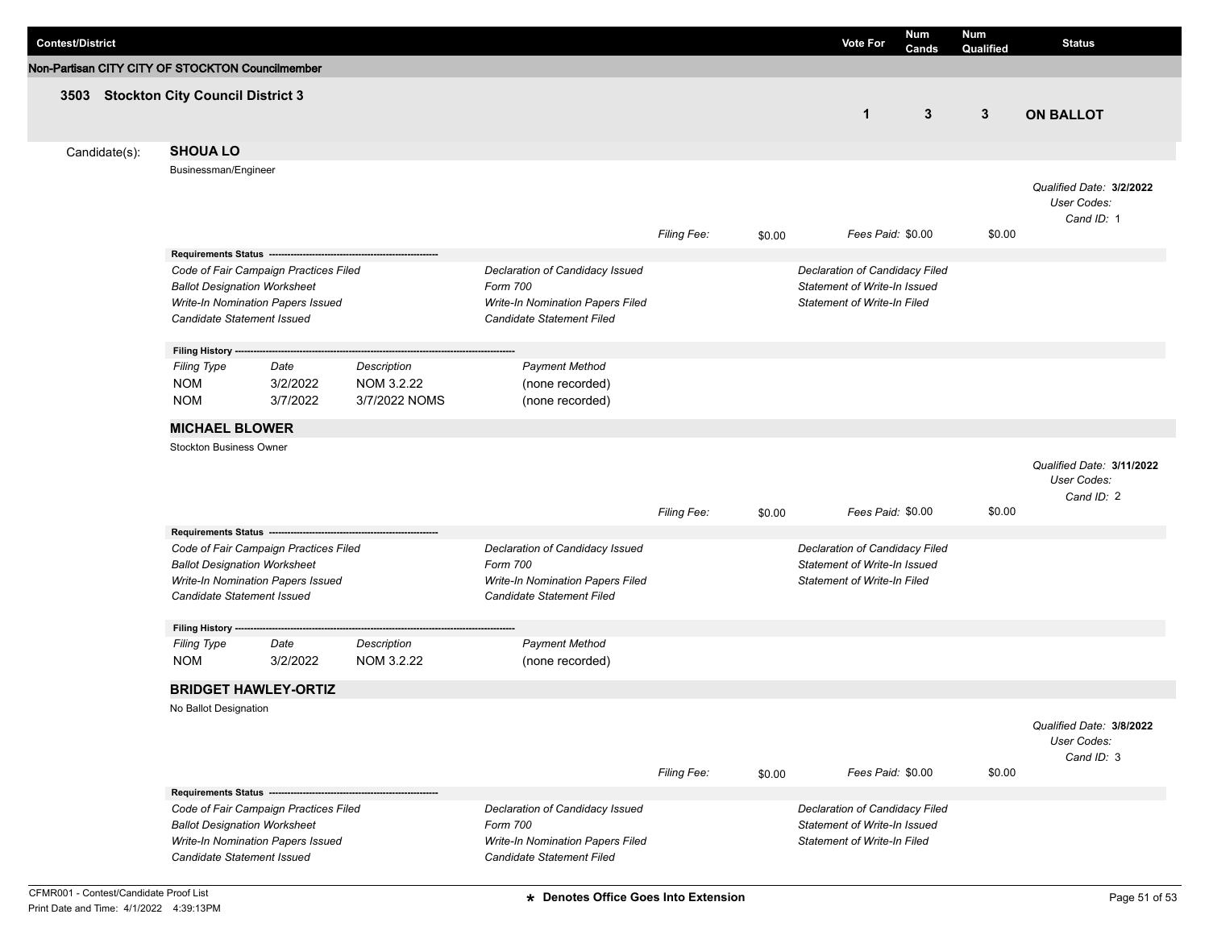| Contest/District | Vote For | Num Cands | Num Qualified | Status |
|---|---|---|---|---|

**Non-Partisan CITY CITY OF STOCKTON Councilmember**

### 3503 Stockton City Council District 3

| Vote For | Num Cands | Num Qualified | Status |
|---|---|---|---|
| 1 | 3 | 3 | **ON BALLOT** |

Candidate(s):

#### SHOUA LO

Businessman/Engineer

*Qualified Date:* **3/2/2022**
*User Codes:*
*Cand ID:* 1

*Filing Fee:* $0.00 *Fees Paid:* $0.00 $0.00

**Requirements Status**

| | | |
|---|---|---|
| *Code of Fair Campaign Practices Filed* | *Declaration of Candidacy Issued* | *Declaration of Candidacy Filed* |
| *Ballot Designation Worksheet* | *Form 700* | *Statement of Write-In Issued* |
| *Write-In Nomination Papers Issued* | *Write-In Nomination Papers Filed* | *Statement of Write-In Filed* |
| *Candidate Statement Issued* | *Candidate Statement Filed* | |

**Filing History**

| *Filing Type* | *Date* | *Description* | *Payment Method* |
|---|---|---|---|
| NOM | 3/2/2022 | NOM 3.2.22 | (none recorded) |
| NOM | 3/7/2022 | 3/7/2022 NOMS | (none recorded) |

#### MICHAEL BLOWER

Stockton Business Owner

*Qualified Date:* **3/11/2022**
*User Codes:*
*Cand ID:* 2

*Filing Fee:* $0.00 *Fees Paid:* $0.00 $0.00

**Requirements Status**

| | | |
|---|---|---|
| *Code of Fair Campaign Practices Filed* | *Declaration of Candidacy Issued* | *Declaration of Candidacy Filed* |
| *Ballot Designation Worksheet* | *Form 700* | *Statement of Write-In Issued* |
| *Write-In Nomination Papers Issued* | *Write-In Nomination Papers Filed* | *Statement of Write-In Filed* |
| *Candidate Statement Issued* | *Candidate Statement Filed* | |

**Filing History**

| *Filing Type* | *Date* | *Description* | *Payment Method* |
|---|---|---|---|
| NOM | 3/2/2022 | NOM 3.2.22 | (none recorded) |

#### BRIDGET HAWLEY-ORTIZ

No Ballot Designation

*Qualified Date:* **3/8/2022**
*User Codes:*
*Cand ID:* 3

*Filing Fee:* $0.00 *Fees Paid:* $0.00 $0.00

**Requirements Status**

| | | |
|---|---|---|
| *Code of Fair Campaign Practices Filed* | *Declaration of Candidacy Issued* | *Declaration of Candidacy Filed* |
| *Ballot Designation Worksheet* | *Form 700* | *Statement of Write-In Issued* |
| *Write-In Nomination Papers Issued* | *Write-In Nomination Papers Filed* | *Statement of Write-In Filed* |
| *Candidate Statement Issued* | *Candidate Statement Filed* | |

CFMR001 - Contest/Candidate Proof List
Print Date and Time: 4/1/2022 4:39:13PM

★ **Denotes Office Goes Into Extension**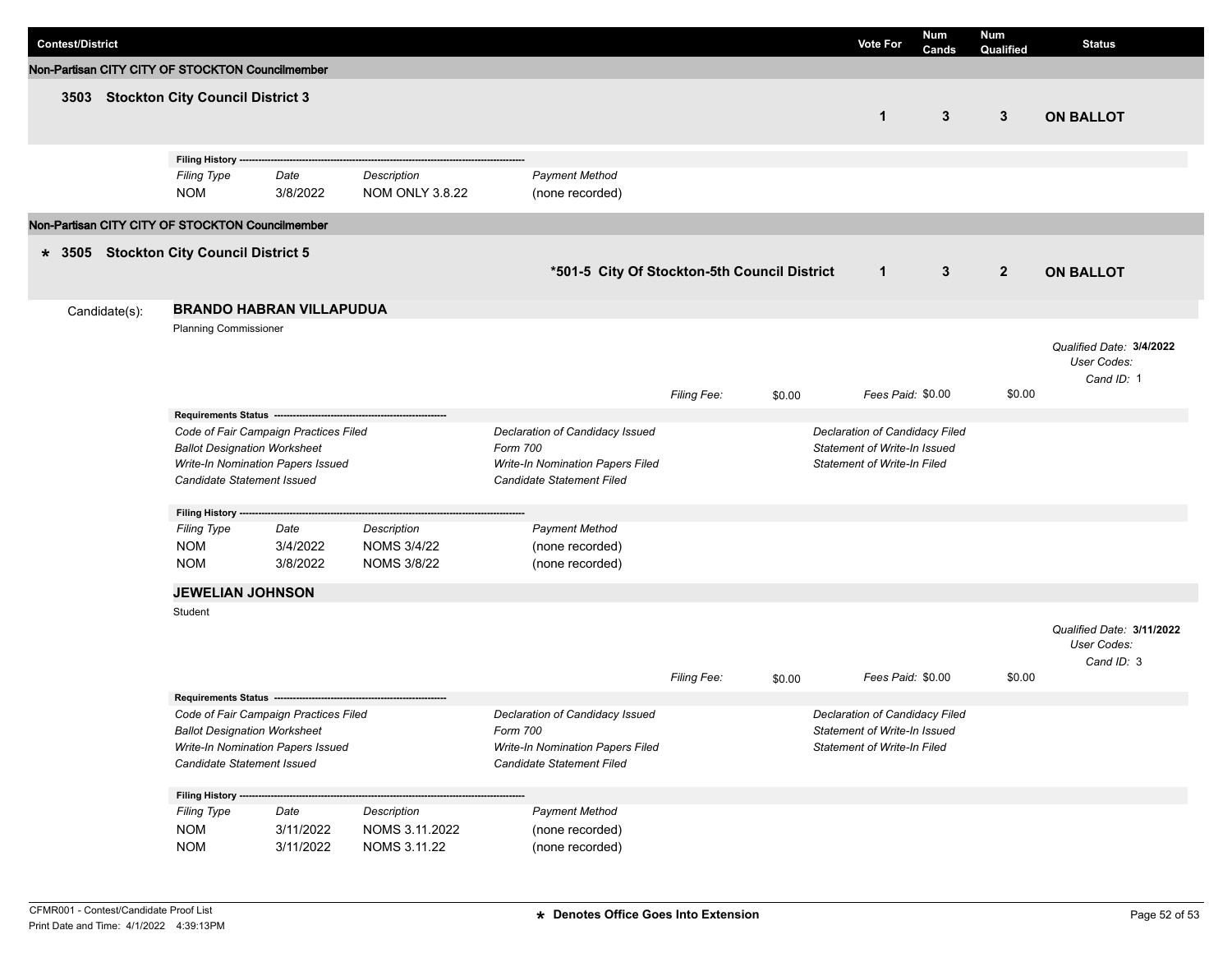| Contest/District | Vote For | Num Cands | Num Qualified | Status |
|---|---|---|---|---|

### Non-Partisan CITY CITY OF STOCKTON Councilmember

| | Vote For | Num Cands | Num Qualified | Status |
|---|---|---|---|---|
| **3503 Stockton City Council District 3** | **1** | **3** | **3** | **ON BALLOT** |

**Filing History**

| Filing Type | Date | Description | Payment Method |
|---|---|---|---|
| NOM | 3/8/2022 | NOM ONLY 3.8.22 | (none recorded) |

### Non-Partisan CITY CITY OF STOCKTON Councilmember

| | | Vote For | Num Cands | Num Qualified | Status |
|---|---|---|---|---|---|
| **\* 3505 Stockton City Council District 5** | **\*501-5 City Of Stockton-5th Council District** | **1** | **3** | **2** | **ON BALLOT** |

Candidate(s):

**BRANDO HABRAN VILLAPUDUA**

Planning Commissioner

*Qualified Date:* **3/4/2022**
*User Codes:*
*Cand ID:* 1

*Filing Fee:* $0.00 *Fees Paid:* $0.00 $0.00

**Requirements Status**

| | | |
|---|---|---|
| *Code of Fair Campaign Practices Filed* | *Declaration of Candidacy Issued* | *Declaration of Candidacy Filed* |
| *Ballot Designation Worksheet* | *Form 700* | *Statement of Write-In Issued* |
| *Write-In Nomination Papers Issued* | *Write-In Nomination Papers Filed* | *Statement of Write-In Filed* |
| *Candidate Statement Issued* | *Candidate Statement Filed* | |

**Filing History**

| Filing Type | Date | Description | Payment Method |
|---|---|---|---|
| NOM | 3/4/2022 | NOMS 3/4/22 | (none recorded) |
| NOM | 3/8/2022 | NOMS 3/8/22 | (none recorded) |

**JEWELIAN JOHNSON**

Student

*Qualified Date:* **3/11/2022**
*User Codes:*
*Cand ID:* 3

*Filing Fee:* $0.00 *Fees Paid:* $0.00 $0.00

**Requirements Status**

| | | |
|---|---|---|
| *Code of Fair Campaign Practices Filed* | *Declaration of Candidacy Issued* | *Declaration of Candidacy Filed* |
| *Ballot Designation Worksheet* | *Form 700* | *Statement of Write-In Issued* |
| *Write-In Nomination Papers Issued* | *Write-In Nomination Papers Filed* | *Statement of Write-In Filed* |
| *Candidate Statement Issued* | *Candidate Statement Filed* | |

**Filing History**

| Filing Type | Date | Description | Payment Method |
|---|---|---|---|
| NOM | 3/11/2022 | NOMS 3.11.2022 | (none recorded) |
| NOM | 3/11/2022 | NOMS 3.11.22 | (none recorded) |

CFMR001 - Contest/Candidate Proof List
Print Date and Time: 4/1/2022 4:39:13PM

**\* Denotes Office Goes Into Extension**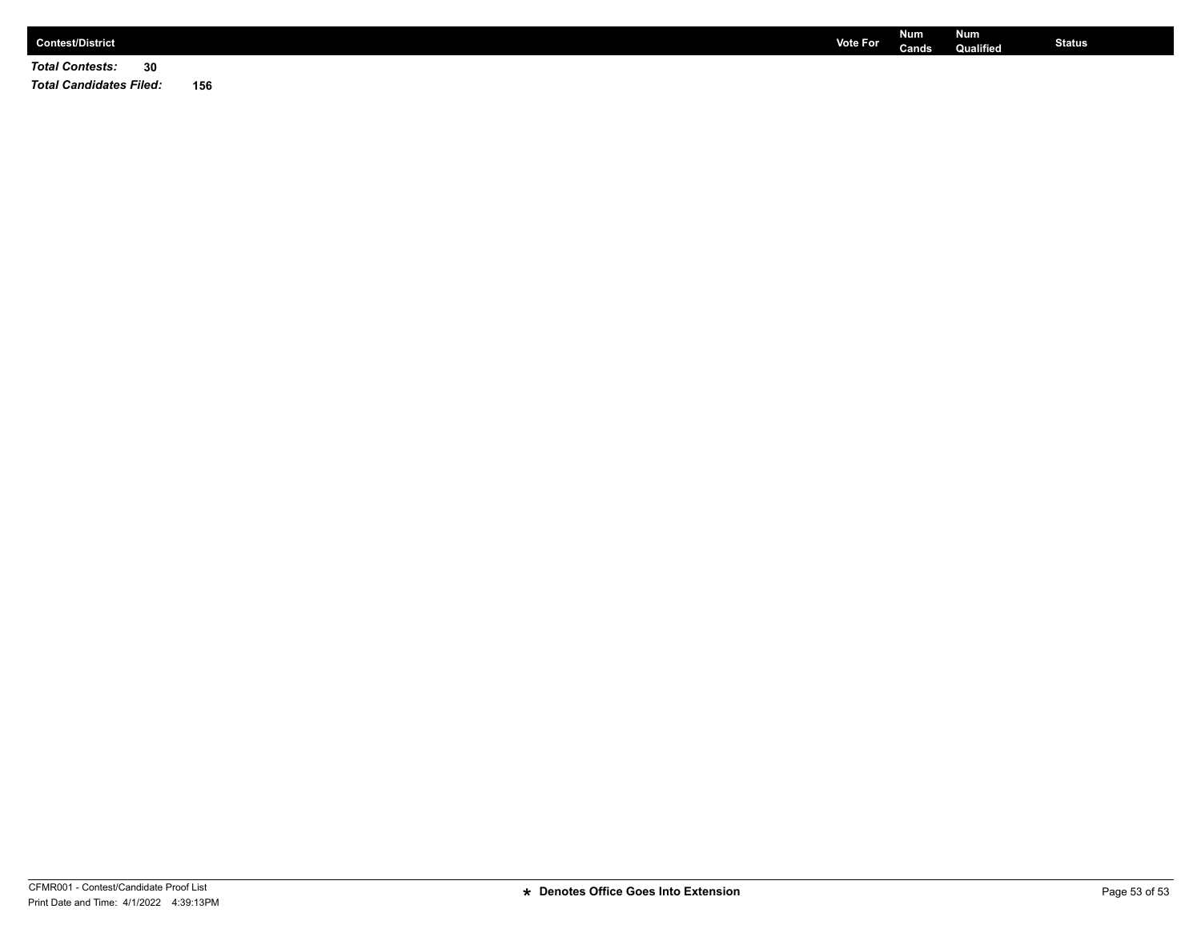| Contest/District | Vote For | Num Cands | Num Qualified | Status |
| --- | --- | --- | --- | --- |

***Total Contests:*** **30**

***Total Candidates Filed:*** **156**

CFMR001 - Contest/Candidate Proof List
Print Date and Time: 4/1/2022 4:39:13PM

* **Denotes Office Goes Into Extension**